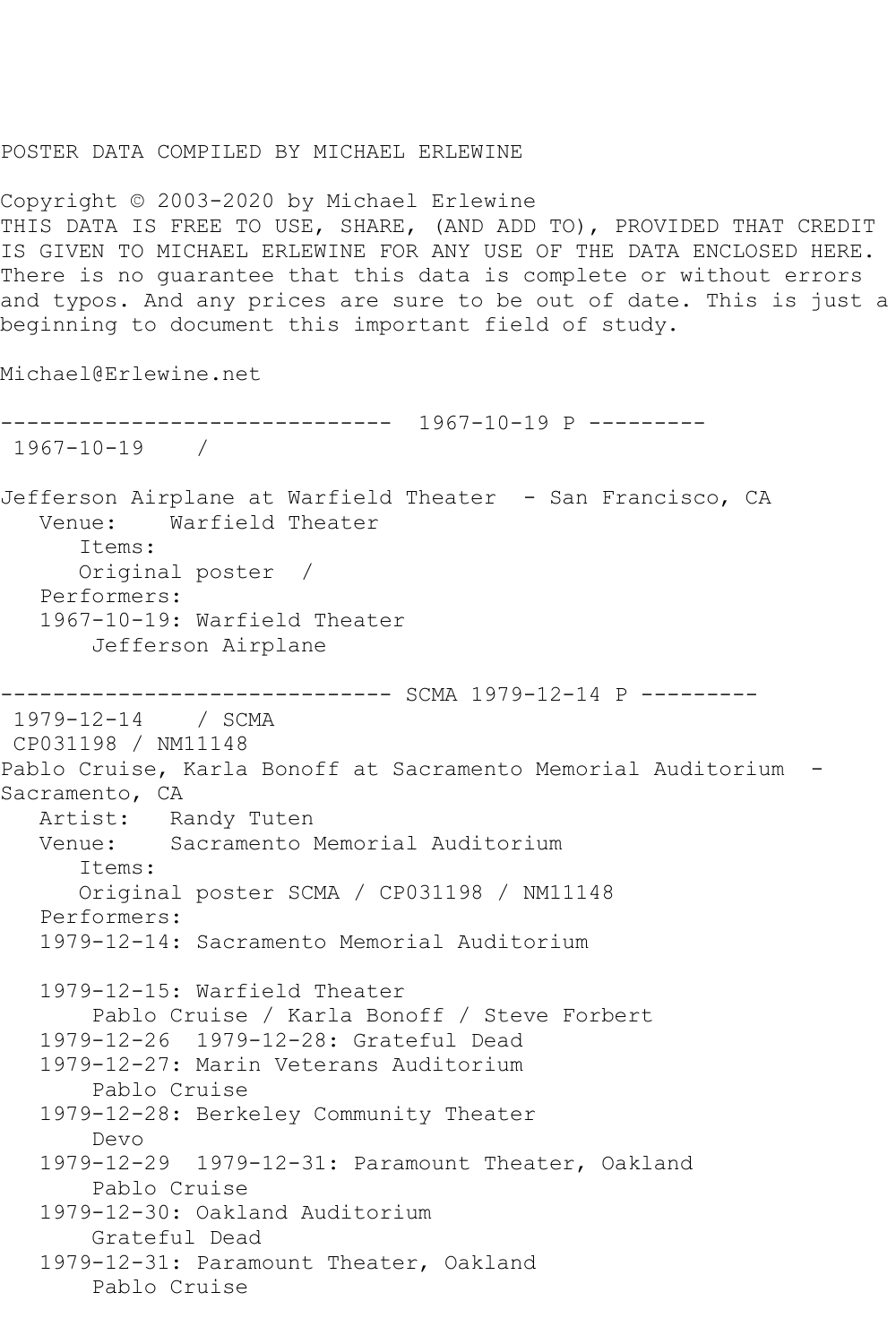POSTER DATA COMPILED BY MICHAEL ERLEWINE

Copyright © 2003-2020 by Michael Erlewine
THIS DATA IS FREE TO USE, SHARE, (AND ADD TO), PROVIDED THAT CREDIT IS GIVEN TO MICHAEL ERLEWINE FOR ANY USE OF THE DATA ENCLOSED HERE. There is no guarantee that this data is complete or without errors and typos. And any prices are sure to be out of date. This is just a beginning to document this important field of study.

Michael@Erlewine.net

------------------------------ 1967-10-19 P ---------

```
 1967-10-19    /

Jefferson Airplane at Warfield Theater  - San Francisco, CA
   Venue:    Warfield Theater
      Items:
      Original poster  /
   Performers:
   1967-10-19: Warfield Theater
       Jefferson Airplane
```

------------------------------ SCMA 1979-12-14 P ---------

```
 1979-12-14    / SCMA
 CP031198 / NM11148
Pablo Cruise, Karla Bonoff at Sacramento Memorial Auditorium  -
Sacramento, CA
   Artist:   Randy Tuten
   Venue:    Sacramento Memorial Auditorium
      Items:
      Original poster SCMA / CP031198 / NM11148
   Performers:
   1979-12-14: Sacramento Memorial Auditorium

   1979-12-15: Warfield Theater
       Pablo Cruise / Karla Bonoff / Steve Forbert
   1979-12-26  1979-12-28: Grateful Dead
   1979-12-27: Marin Veterans Auditorium
       Pablo Cruise
   1979-12-28: Berkeley Community Theater
       Devo
   1979-12-29  1979-12-31: Paramount Theater, Oakland
       Pablo Cruise
   1979-12-30: Oakland Auditorium
       Grateful Dead
   1979-12-31: Paramount Theater, Oakland
       Pablo Cruise
```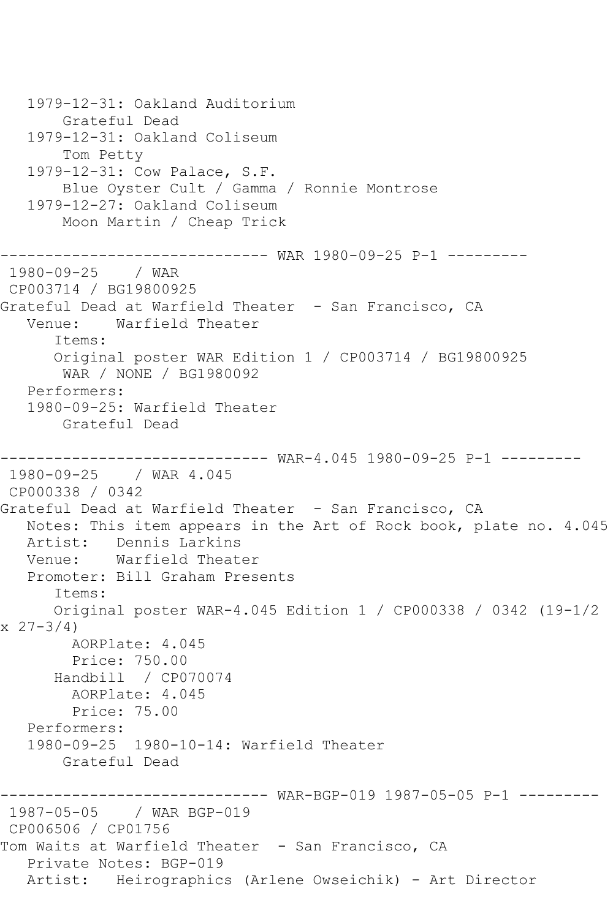```
   1979-12-31: Oakland Auditorium
       Grateful Dead
   1979-12-31: Oakland Coliseum
       Tom Petty
   1979-12-31: Cow Palace, S.F.
       Blue Oyster Cult / Gamma / Ronnie Montrose
   1979-12-27: Oakland Coliseum
       Moon Martin / Cheap Trick

------------------------------ WAR 1980-09-25 P-1 ---------
 1980-09-25    / WAR
 CP003714 / BG19800925
Grateful Dead at Warfield Theater  - San Francisco, CA
   Venue:    Warfield Theater
      Items:
      Original poster WAR Edition 1 / CP003714 / BG19800925
       WAR / NONE / BG1980092
   Performers:
   1980-09-25: Warfield Theater
       Grateful Dead

------------------------------ WAR-4.045 1980-09-25 P-1 ---------
 1980-09-25    / WAR 4.045
 CP000338 / 0342
Grateful Dead at Warfield Theater  - San Francisco, CA
   Notes: This item appears in the Art of Rock book, plate no. 4.045
   Artist:   Dennis Larkins
   Venue:    Warfield Theater
   Promoter: Bill Graham Presents
      Items:
      Original poster WAR-4.045 Edition 1 / CP000338 / 0342 (19-1/2
x 27-3/4)
        AORPlate: 4.045
        Price: 750.00
      Handbill  / CP070074
        AORPlate: 4.045
        Price: 75.00
   Performers:
   1980-09-25  1980-10-14: Warfield Theater
       Grateful Dead

------------------------------ WAR-BGP-019 1987-05-05 P-1 ---------
 1987-05-05    / WAR BGP-019
 CP006506 / CP01756
Tom Waits at Warfield Theater  - San Francisco, CA
   Private Notes: BGP-019
   Artist:   Heirographics (Arlene Owseichik) - Art Director
```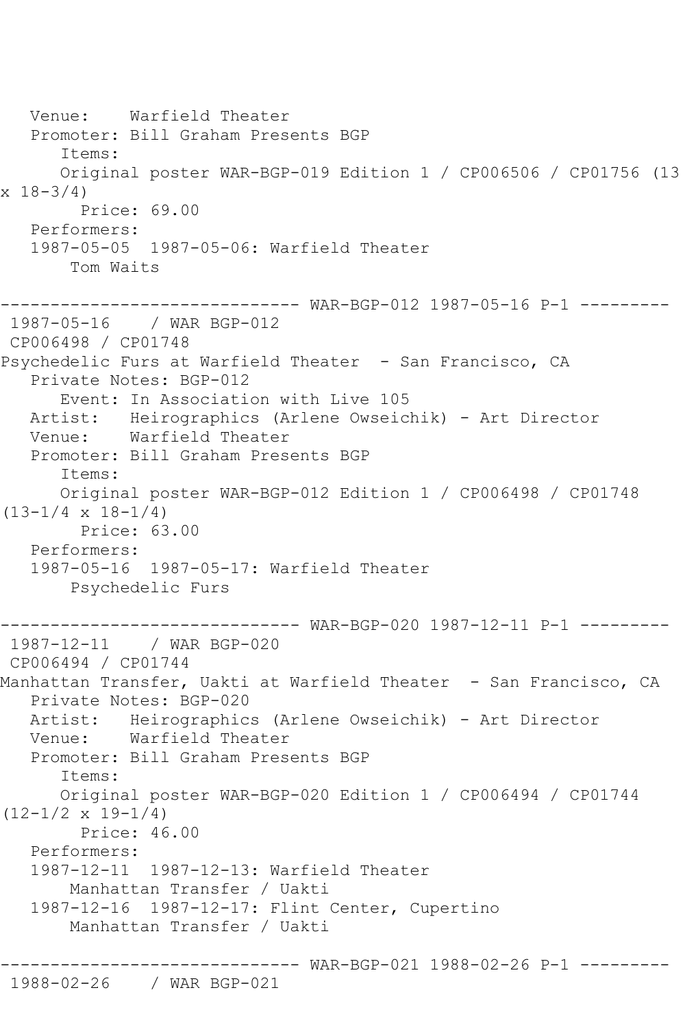```
   Venue:    Warfield Theater
   Promoter: Bill Graham Presents BGP
      Items:
      Original poster WAR-BGP-019 Edition 1 / CP006506 / CP01756 (13 x 18-3/4)
        Price: 69.00
   Performers:
   1987-05-05  1987-05-06: Warfield Theater
       Tom Waits

------------------------------ WAR-BGP-012 1987-05-16 P-1 ---------
 1987-05-16    / WAR BGP-012
 CP006498 / CP01748
Psychedelic Furs at Warfield Theater  - San Francisco, CA
   Private Notes: BGP-012
      Event: In Association with Live 105
   Artist:   Heirographics (Arlene Owseichik) - Art Director
   Venue:    Warfield Theater
   Promoter: Bill Graham Presents BGP
      Items:
      Original poster WAR-BGP-012 Edition 1 / CP006498 / CP01748 (13-1/4 x 18-1/4)
        Price: 63.00
   Performers:
   1987-05-16  1987-05-17: Warfield Theater
       Psychedelic Furs

------------------------------ WAR-BGP-020 1987-12-11 P-1 ---------
 1987-12-11    / WAR BGP-020
 CP006494 / CP01744
Manhattan Transfer, Uakti at Warfield Theater  - San Francisco, CA
   Private Notes: BGP-020
   Artist:   Heirographics (Arlene Owseichik) - Art Director
   Venue:    Warfield Theater
   Promoter: Bill Graham Presents BGP
      Items:
      Original poster WAR-BGP-020 Edition 1 / CP006494 / CP01744 (12-1/2 x 19-1/4)
        Price: 46.00
   Performers:
   1987-12-11  1987-12-13: Warfield Theater
       Manhattan Transfer / Uakti
   1987-12-16  1987-12-17: Flint Center, Cupertino
       Manhattan Transfer / Uakti

------------------------------ WAR-BGP-021 1988-02-26 P-1 ---------
 1988-02-26    / WAR BGP-021
```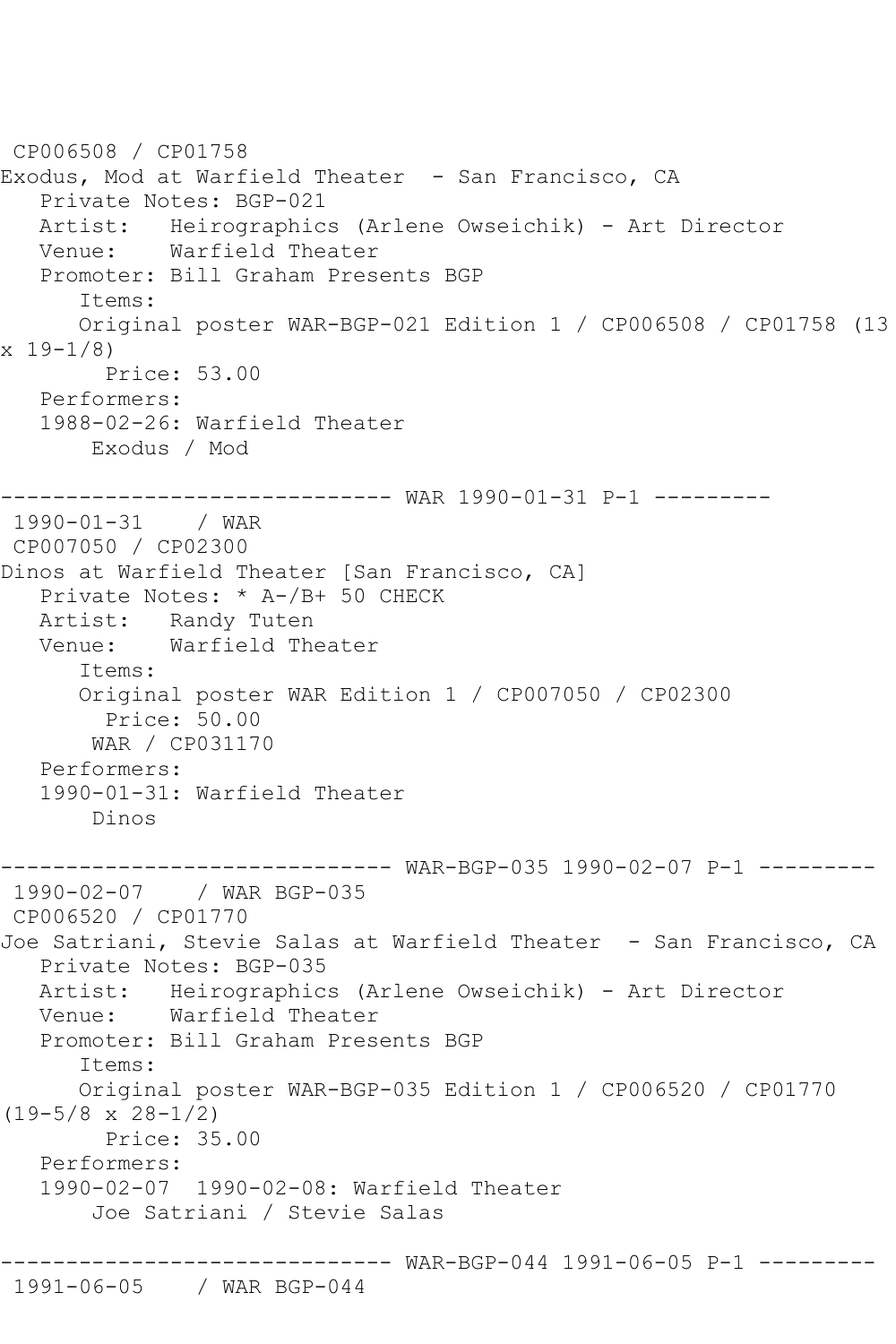CP006508 / CP01758
Exodus, Mod at Warfield Theater - San Francisco, CA
Private Notes: BGP-021
Artist: Heirographics (Arlene Owseichik) - Art Director
Venue: Warfield Theater
Promoter: Bill Graham Presents BGP
Items:
Original poster WAR-BGP-021 Edition 1 / CP006508 / CP01758 (13 x 19-1/8)
Price: 53.00
Performers:
1988-02-26: Warfield Theater
Exodus / Mod

------------------------------ WAR 1990-01-31 P-1 ---------

1990-01-31 / WAR
CP007050 / CP02300
Dinos at Warfield Theater [San Francisco, CA]
Private Notes: * A-/B+ 50 CHECK
Artist: Randy Tuten
Venue: Warfield Theater
Items:
Original poster WAR Edition 1 / CP007050 / CP02300
Price: 50.00
WAR / CP031170
Performers:
1990-01-31: Warfield Theater
Dinos

------------------------------ WAR-BGP-035 1990-02-07 P-1 ---------

1990-02-07 / WAR BGP-035
CP006520 / CP01770
Joe Satriani, Stevie Salas at Warfield Theater - San Francisco, CA
Private Notes: BGP-035
Artist: Heirographics (Arlene Owseichik) - Art Director
Venue: Warfield Theater
Promoter: Bill Graham Presents BGP
Items:
Original poster WAR-BGP-035 Edition 1 / CP006520 / CP01770 (19-5/8 x 28-1/2)
Price: 35.00
Performers:
1990-02-07 1990-02-08: Warfield Theater
Joe Satriani / Stevie Salas

------------------------------ WAR-BGP-044 1991-06-05 P-1 ---------

1991-06-05 / WAR BGP-044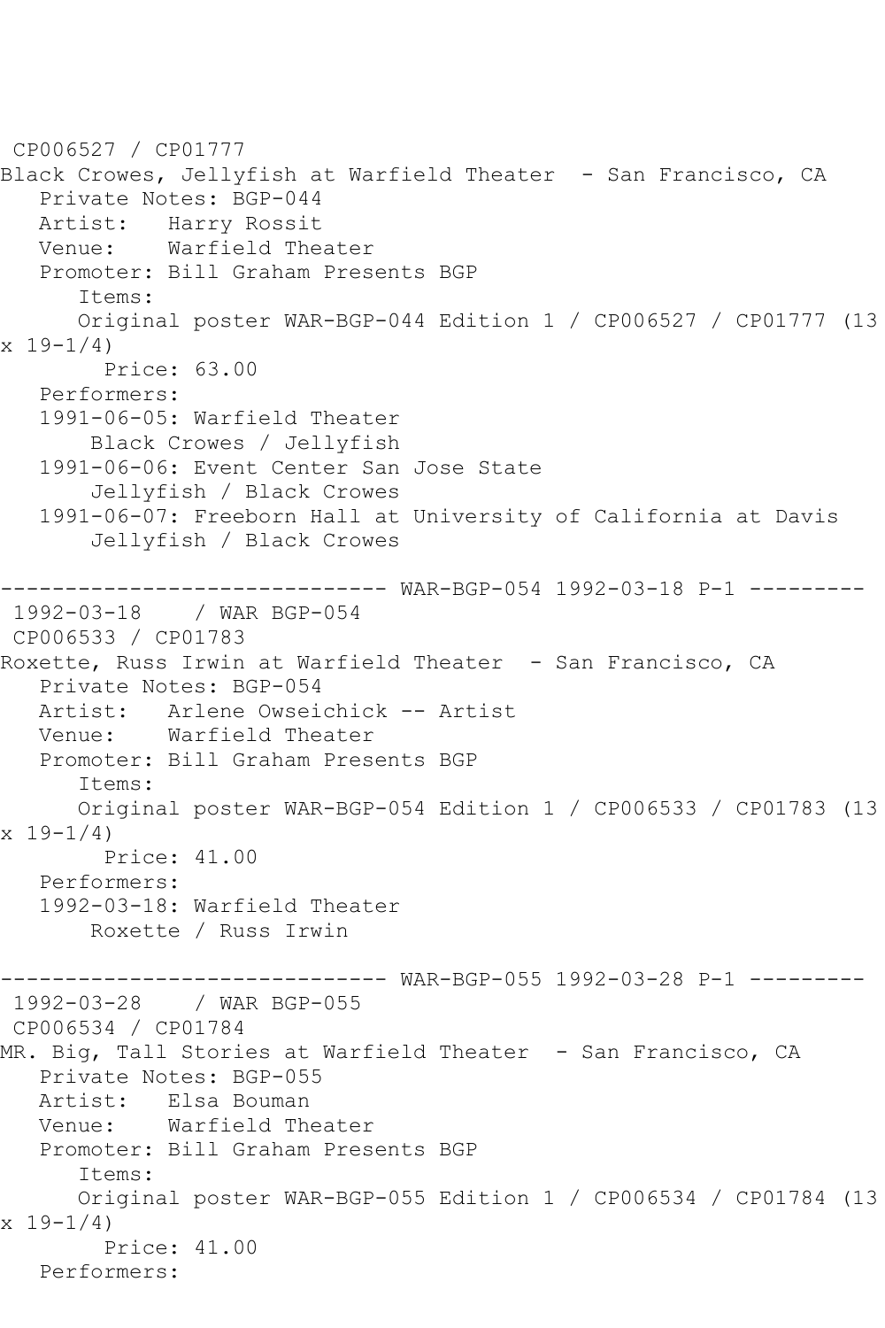CP006527 / CP01777
Black Crowes, Jellyfish at Warfield Theater - San Francisco, CA
Private Notes: BGP-044
Artist: Harry Rossit
Venue: Warfield Theater
Promoter: Bill Graham Presents BGP
Items:
Original poster WAR-BGP-044 Edition 1 / CP006527 / CP01777 (13 x 19-1/4)
Price: 63.00
Performers:
1991-06-05: Warfield Theater
Black Crowes / Jellyfish
1991-06-06: Event Center San Jose State
Jellyfish / Black Crowes
1991-06-07: Freeborn Hall at University of California at Davis
Jellyfish / Black Crowes

------------------------------ WAR-BGP-054 1992-03-18 P-1 ---------
1992-03-18 / WAR BGP-054
CP006533 / CP01783
Roxette, Russ Irwin at Warfield Theater - San Francisco, CA
Private Notes: BGP-054
Artist: Arlene Owseichick -- Artist
Venue: Warfield Theater
Promoter: Bill Graham Presents BGP
Items:
Original poster WAR-BGP-054 Edition 1 / CP006533 / CP01783 (13 x 19-1/4)
Price: 41.00
Performers:
1992-03-18: Warfield Theater
Roxette / Russ Irwin

------------------------------ WAR-BGP-055 1992-03-28 P-1 ---------
1992-03-28 / WAR BGP-055
CP006534 / CP01784
MR. Big, Tall Stories at Warfield Theater - San Francisco, CA
Private Notes: BGP-055
Artist: Elsa Bouman
Venue: Warfield Theater
Promoter: Bill Graham Presents BGP
Items:
Original poster WAR-BGP-055 Edition 1 / CP006534 / CP01784 (13 x 19-1/4)
Price: 41.00
Performers: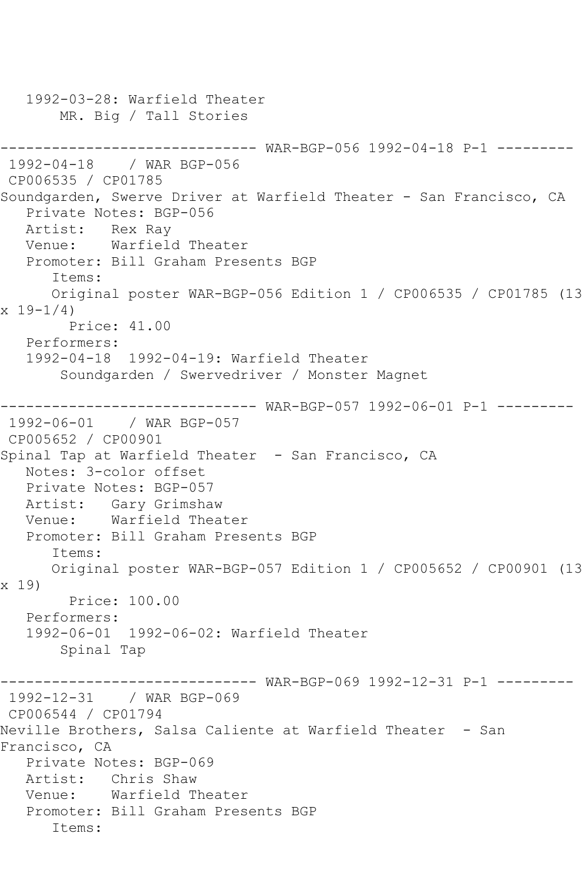1992-03-28: Warfield Theater
MR. Big / Tall Stories

------------------------------ WAR-BGP-056 1992-04-18 P-1 ---------

1992-04-18 / WAR BGP-056
CP006535 / CP01785
Soundgarden, Swerve Driver at Warfield Theater - San Francisco, CA
Private Notes: BGP-056
Artist: Rex Ray
Venue: Warfield Theater
Promoter: Bill Graham Presents BGP
Items:
Original poster WAR-BGP-056 Edition 1 / CP006535 / CP01785 (13 x 19-1/4)
Price: 41.00
Performers:
1992-04-18 1992-04-19: Warfield Theater
Soundgarden / Swervedriver / Monster Magnet

------------------------------ WAR-BGP-057 1992-06-01 P-1 ---------

1992-06-01 / WAR BGP-057
CP005652 / CP00901
Spinal Tap at Warfield Theater - San Francisco, CA
Notes: 3-color offset
Private Notes: BGP-057
Artist: Gary Grimshaw
Venue: Warfield Theater
Promoter: Bill Graham Presents BGP
Items:
Original poster WAR-BGP-057 Edition 1 / CP005652 / CP00901 (13 x 19)
Price: 100.00
Performers:
1992-06-01 1992-06-02: Warfield Theater
Spinal Tap

------------------------------ WAR-BGP-069 1992-12-31 P-1 ---------

1992-12-31 / WAR BGP-069
CP006544 / CP01794
Neville Brothers, Salsa Caliente at Warfield Theater - San Francisco, CA
Private Notes: BGP-069
Artist: Chris Shaw
Venue: Warfield Theater
Promoter: Bill Graham Presents BGP
Items: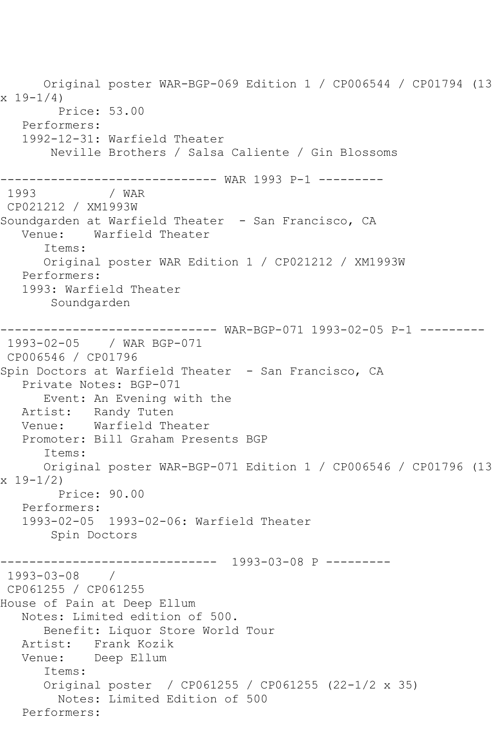```
      Original poster WAR-BGP-069 Edition 1 / CP006544 / CP01794 (13 
x 19-1/4)
        Price: 53.00
   Performers:
   1992-12-31: Warfield Theater
       Neville Brothers / Salsa Caliente / Gin Blossoms

------------------------------ WAR 1993 P-1 ---------
 1993          / WAR 
 CP021212 / XM1993W
Soundgarden at Warfield Theater  - San Francisco, CA
   Venue:    Warfield Theater
      Items:
      Original poster WAR Edition 1 / CP021212 / XM1993W
   Performers:
   1993: Warfield Theater
       Soundgarden

------------------------------ WAR-BGP-071 1993-02-05 P-1 ---------
 1993-02-05    / WAR BGP-071
 CP006546 / CP01796
Spin Doctors at Warfield Theater  - San Francisco, CA
   Private Notes: BGP-071
      Event: An Evening with the
   Artist:   Randy Tuten
   Venue:    Warfield Theater
   Promoter: Bill Graham Presents BGP
      Items:
      Original poster WAR-BGP-071 Edition 1 / CP006546 / CP01796 (13 
x 19-1/2)
        Price: 90.00
   Performers:
   1993-02-05  1993-02-06: Warfield Theater
       Spin Doctors

------------------------------  1993-03-08 P ---------
 1993-03-08    / 
 CP061255 / CP061255
House of Pain at Deep Ellum
   Notes: Limited edition of 500.
      Benefit: Liquor Store World Tour
   Artist:   Frank Kozik
   Venue:    Deep Ellum
      Items:
      Original poster  / CP061255 / CP061255 (22-1/2 x 35)
        Notes: Limited Edition of 500
   Performers:
```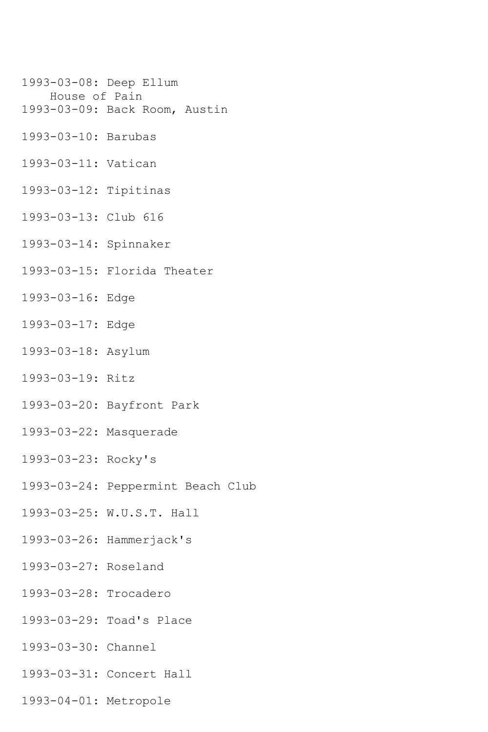1993-03-08: Deep Ellum
    House of Pain
1993-03-09: Back Room, Austin

1993-03-10: Barubas

1993-03-11: Vatican

1993-03-12: Tipitinas

1993-03-13: Club 616

1993-03-14: Spinnaker

1993-03-15: Florida Theater

1993-03-16: Edge

1993-03-17: Edge

1993-03-18: Asylum

1993-03-19: Ritz

1993-03-20: Bayfront Park

1993-03-22: Masquerade

1993-03-23: Rocky's

1993-03-24: Peppermint Beach Club

1993-03-25: W.U.S.T. Hall

1993-03-26: Hammerjack's

1993-03-27: Roseland

1993-03-28: Trocadero

1993-03-29: Toad's Place

1993-03-30: Channel

1993-03-31: Concert Hall

1993-04-01: Metropole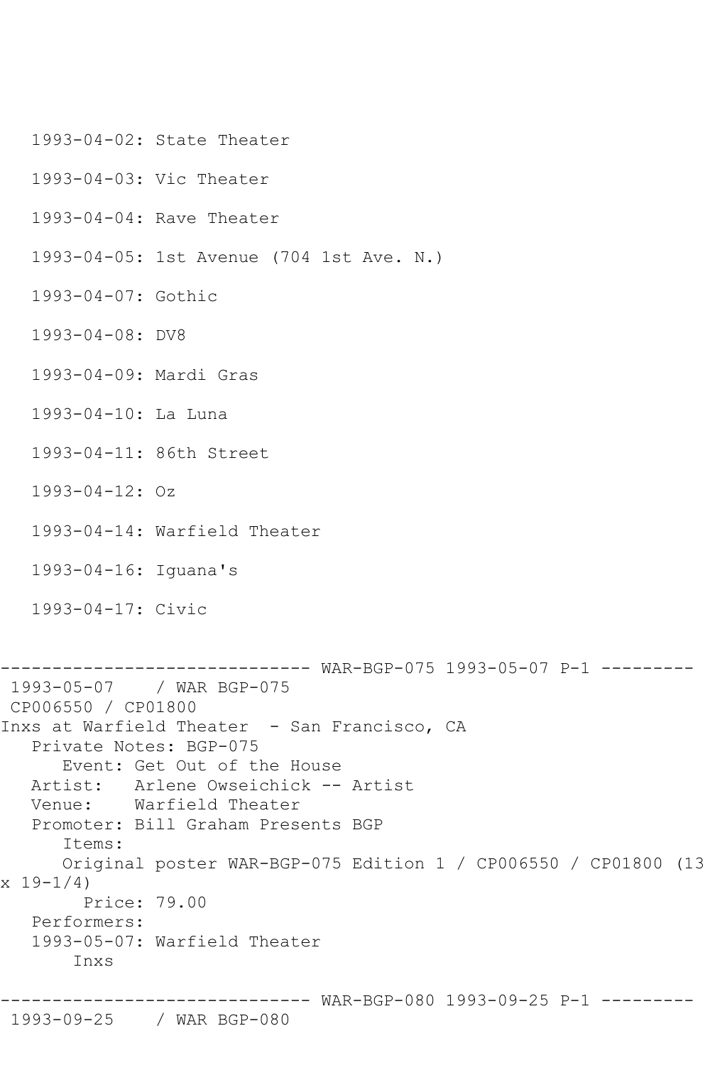1993-04-02: State Theater

1993-04-03: Vic Theater

1993-04-04: Rave Theater

1993-04-05: 1st Avenue (704 1st Ave. N.)

1993-04-07: Gothic

1993-04-08: DV8

1993-04-09: Mardi Gras

1993-04-10: La Luna

1993-04-11: 86th Street

1993-04-12: Oz

1993-04-14: Warfield Theater

1993-04-16: Iguana's

1993-04-17: Civic

------------------------------ WAR-BGP-075 1993-05-07 P-1 ---------

1993-05-07 / WAR BGP-075
CP006550 / CP01800
Inxs at Warfield Theater - San Francisco, CA
Private Notes: BGP-075
Event: Get Out of the House
Artist: Arlene Owseichick -- Artist
Venue: Warfield Theater
Promoter: Bill Graham Presents BGP
Items:
Original poster WAR-BGP-075 Edition 1 / CP006550 / CP01800 (13 x 19-1/4)
Price: 79.00
Performers:
1993-05-07: Warfield Theater
Inxs

------------------------------ WAR-BGP-080 1993-09-25 P-1 ---------

1993-09-25 / WAR BGP-080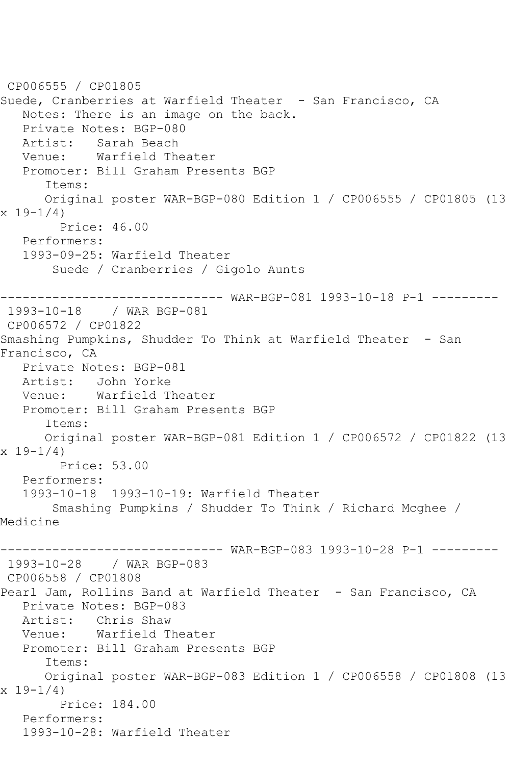CP006555 / CP01805
Suede, Cranberries at Warfield Theater - San Francisco, CA
Notes: There is an image on the back.
Private Notes: BGP-080
Artist: Sarah Beach
Venue: Warfield Theater
Promoter: Bill Graham Presents BGP
Items:
Original poster WAR-BGP-080 Edition 1 / CP006555 / CP01805 (13 x 19-1/4)
Price: 46.00
Performers:
1993-09-25: Warfield Theater
Suede / Cranberries / Gigolo Aunts

------------------------------ WAR-BGP-081 1993-10-18 P-1 ---------

1993-10-18 / WAR BGP-081
CP006572 / CP01822
Smashing Pumpkins, Shudder To Think at Warfield Theater - San Francisco, CA
Private Notes: BGP-081
Artist: John Yorke
Venue: Warfield Theater
Promoter: Bill Graham Presents BGP
Items:
Original poster WAR-BGP-081 Edition 1 / CP006572 / CP01822 (13 x 19-1/4)
Price: 53.00
Performers:
1993-10-18 1993-10-19: Warfield Theater
Smashing Pumpkins / Shudder To Think / Richard Mcghee / Medicine

------------------------------ WAR-BGP-083 1993-10-28 P-1 ---------

1993-10-28 / WAR BGP-083
CP006558 / CP01808
Pearl Jam, Rollins Band at Warfield Theater - San Francisco, CA
Private Notes: BGP-083
Artist: Chris Shaw
Venue: Warfield Theater
Promoter: Bill Graham Presents BGP
Items:
Original poster WAR-BGP-083 Edition 1 / CP006558 / CP01808 (13 x 19-1/4)
Price: 184.00
Performers:
1993-10-28: Warfield Theater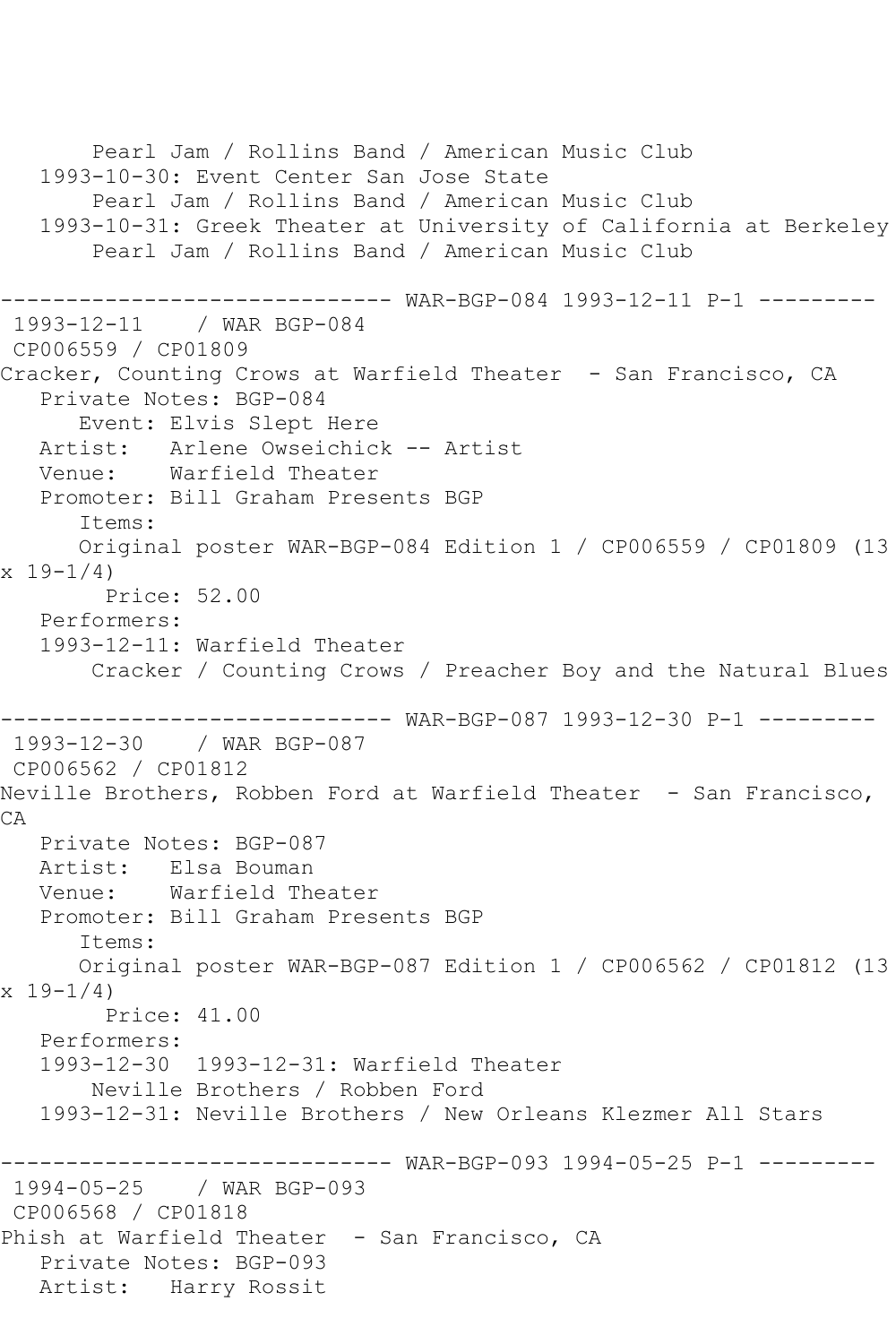Pearl Jam / Rollins Band / American Music Club
   1993-10-30: Event Center San Jose State
       Pearl Jam / Rollins Band / American Music Club
   1993-10-31: Greek Theater at University of California at Berkeley
       Pearl Jam / Rollins Band / American Music Club

------------------------------ WAR-BGP-084 1993-12-11 P-1 ---------
 1993-12-11    / WAR BGP-084
 CP006559 / CP01809
Cracker, Counting Crows at Warfield Theater  - San Francisco, CA
   Private Notes: BGP-084
      Event: Elvis Slept Here
   Artist:   Arlene Owseichick -- Artist
   Venue:    Warfield Theater
   Promoter: Bill Graham Presents BGP
      Items:
      Original poster WAR-BGP-084 Edition 1 / CP006559 / CP01809 (13 x 19-1/4)
        Price: 52.00
   Performers:
   1993-12-11: Warfield Theater
       Cracker / Counting Crows / Preacher Boy and the Natural Blues

------------------------------ WAR-BGP-087 1993-12-30 P-1 ---------
 1993-12-30    / WAR BGP-087
 CP006562 / CP01812
Neville Brothers, Robben Ford at Warfield Theater  - San Francisco, CA
   Private Notes: BGP-087
   Artist:   Elsa Bouman
   Venue:    Warfield Theater
   Promoter: Bill Graham Presents BGP
      Items:
      Original poster WAR-BGP-087 Edition 1 / CP006562 / CP01812 (13 x 19-1/4)
        Price: 41.00
   Performers:
   1993-12-30  1993-12-31: Warfield Theater
       Neville Brothers / Robben Ford
   1993-12-31: Neville Brothers / New Orleans Klezmer All Stars

------------------------------ WAR-BGP-093 1994-05-25 P-1 ---------
 1994-05-25    / WAR BGP-093
 CP006568 / CP01818
Phish at Warfield Theater  - San Francisco, CA
   Private Notes: BGP-093
   Artist:   Harry Rossit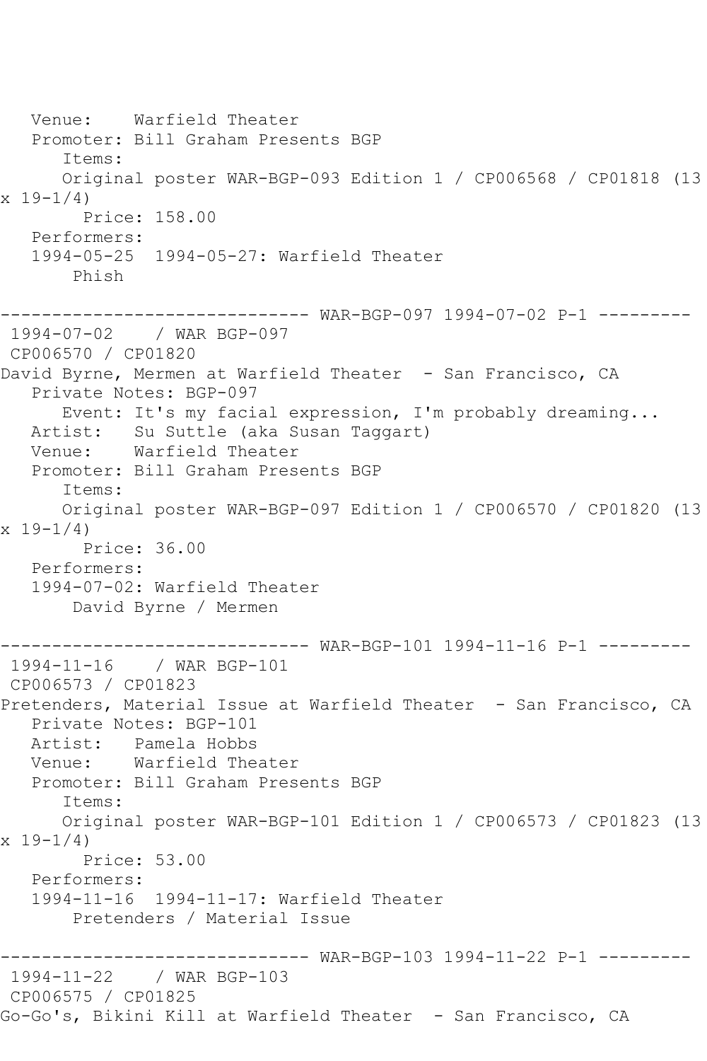Venue:    Warfield Theater
Promoter: Bill Graham Presents BGP
Items:
Original poster WAR-BGP-093 Edition 1 / CP006568 / CP01818 (13 x 19-1/4)
Price: 158.00
Performers:
1994-05-25  1994-05-27: Warfield Theater
Phish

------------------------------ WAR-BGP-097 1994-07-02 P-1 ---------

1994-07-02    / WAR BGP-097
CP006570 / CP01820
David Byrne, Mermen at Warfield Theater  - San Francisco, CA
Private Notes: BGP-097
Event: It's my facial expression, I'm probably dreaming...
Artist:   Su Suttle (aka Susan Taggart)
Venue:    Warfield Theater
Promoter: Bill Graham Presents BGP
Items:
Original poster WAR-BGP-097 Edition 1 / CP006570 / CP01820 (13 x 19-1/4)
Price: 36.00
Performers:
1994-07-02: Warfield Theater
David Byrne / Mermen

------------------------------ WAR-BGP-101 1994-11-16 P-1 ---------

1994-11-16    / WAR BGP-101
CP006573 / CP01823
Pretenders, Material Issue at Warfield Theater  - San Francisco, CA
Private Notes: BGP-101
Artist:   Pamela Hobbs
Venue:    Warfield Theater
Promoter: Bill Graham Presents BGP
Items:
Original poster WAR-BGP-101 Edition 1 / CP006573 / CP01823 (13 x 19-1/4)
Price: 53.00
Performers:
1994-11-16  1994-11-17: Warfield Theater
Pretenders / Material Issue

------------------------------ WAR-BGP-103 1994-11-22 P-1 ---------

1994-11-22    / WAR BGP-103
CP006575 / CP01825
Go-Go's, Bikini Kill at Warfield Theater  - San Francisco, CA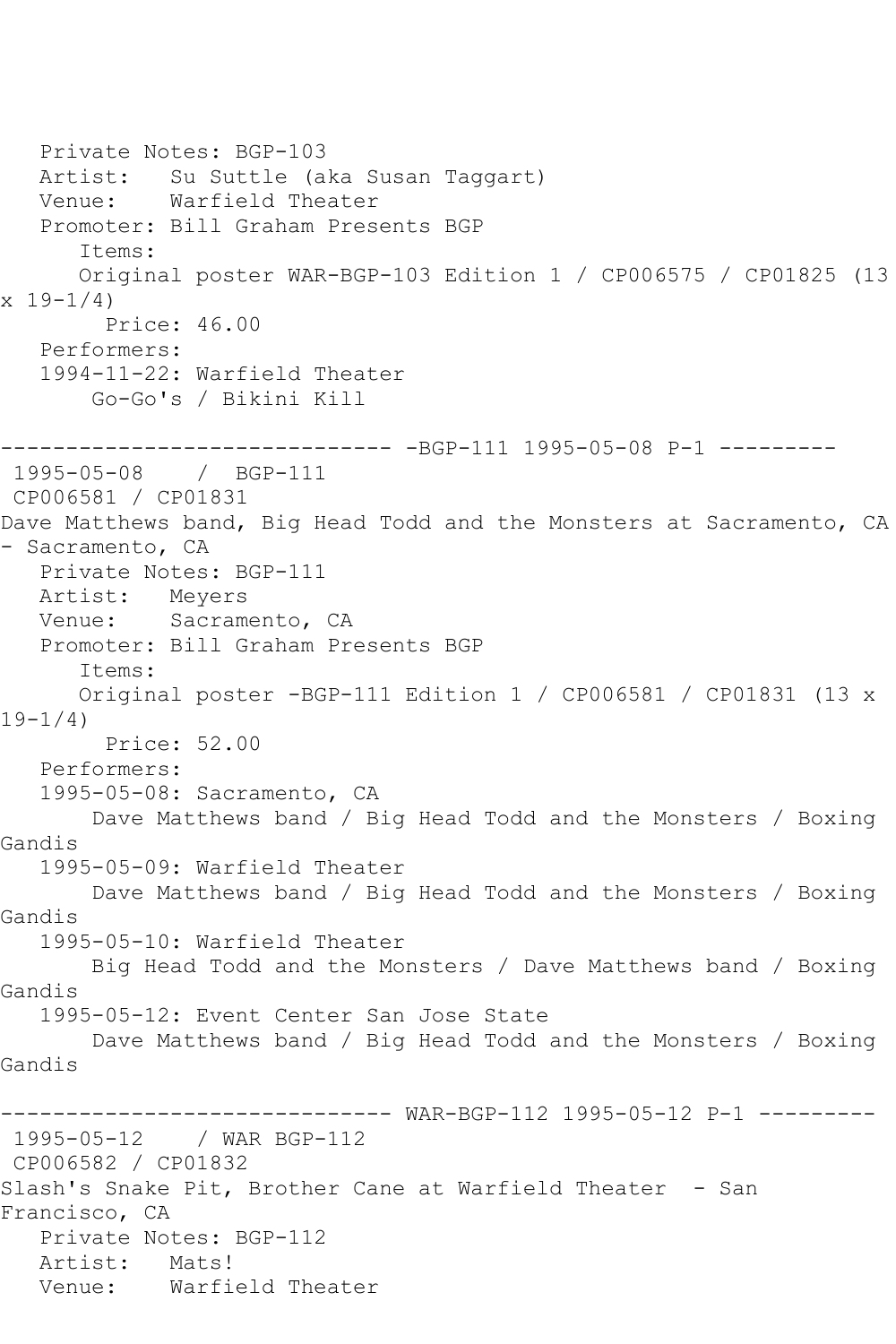Private Notes: BGP-103
Artist: Su Suttle (aka Susan Taggart)
Venue: Warfield Theater
Promoter: Bill Graham Presents BGP
Items:
Original poster WAR-BGP-103 Edition 1 / CP006575 / CP01825 (13 x 19-1/4)
Price: 46.00
Performers:
1994-11-22: Warfield Theater
Go-Go's / Bikini Kill

------------------------------ -BGP-111 1995-05-08 P-1 ---------

1995-05-08 / BGP-111
CP006581 / CP01831
Dave Matthews band, Big Head Todd and the Monsters at Sacramento, CA - Sacramento, CA
Private Notes: BGP-111
Artist: Meyers
Venue: Sacramento, CA
Promoter: Bill Graham Presents BGP
Items:
Original poster -BGP-111 Edition 1 / CP006581 / CP01831 (13 x 19-1/4)
Price: 52.00
Performers:
1995-05-08: Sacramento, CA
Dave Matthews band / Big Head Todd and the Monsters / Boxing Gandis
1995-05-09: Warfield Theater
Dave Matthews band / Big Head Todd and the Monsters / Boxing Gandis
1995-05-10: Warfield Theater
Big Head Todd and the Monsters / Dave Matthews band / Boxing Gandis
1995-05-12: Event Center San Jose State
Dave Matthews band / Big Head Todd and the Monsters / Boxing Gandis

------------------------------ WAR-BGP-112 1995-05-12 P-1 ---------

1995-05-12 / WAR BGP-112
CP006582 / CP01832
Slash's Snake Pit, Brother Cane at Warfield Theater - San Francisco, CA
Private Notes: BGP-112
Artist: Mats!
Venue: Warfield Theater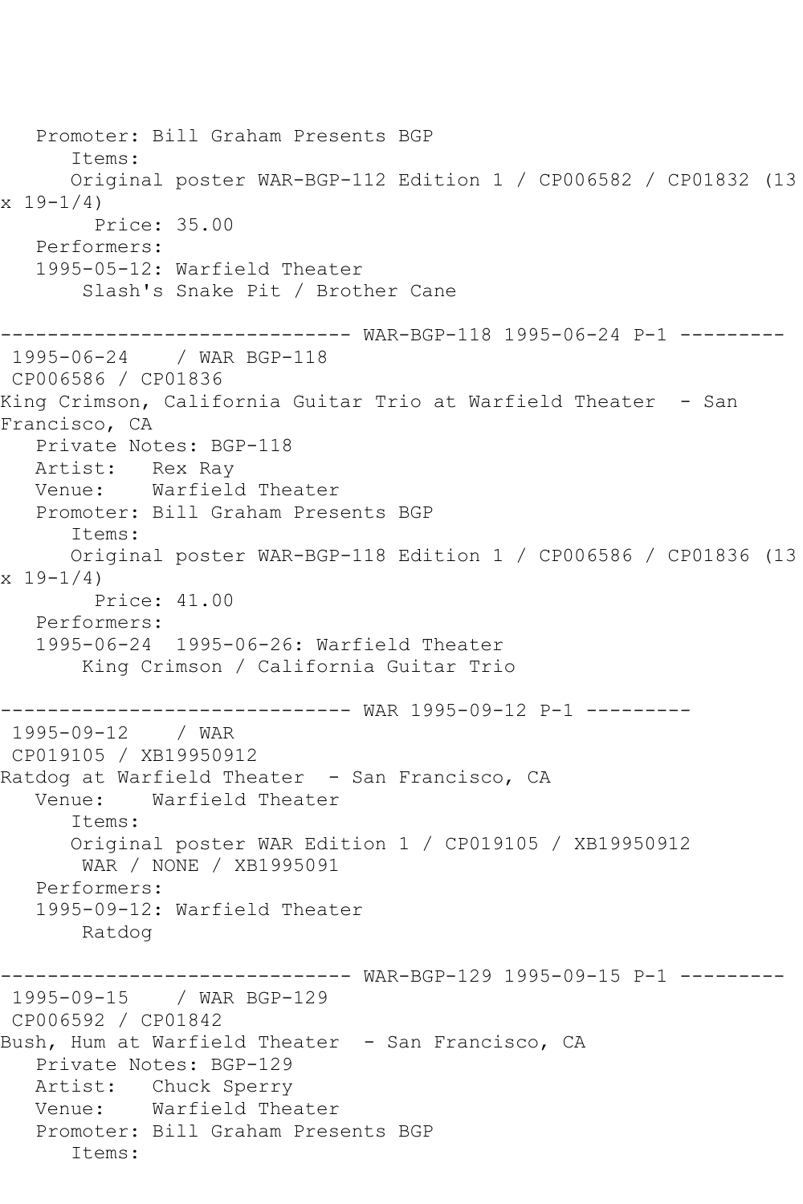Promoter: Bill Graham Presents BGP
Items:
Original poster WAR-BGP-112 Edition 1 / CP006582 / CP01832 (13 x 19-1/4)
Price: 35.00
Performers:
1995-05-12: Warfield Theater
Slash's Snake Pit / Brother Cane

------------------------------ WAR-BGP-118 1995-06-24 P-1 ---------

1995-06-24 / WAR BGP-118
CP006586 / CP01836
King Crimson, California Guitar Trio at Warfield Theater - San Francisco, CA
Private Notes: BGP-118
Artist: Rex Ray
Venue: Warfield Theater
Promoter: Bill Graham Presents BGP
Items:
Original poster WAR-BGP-118 Edition 1 / CP006586 / CP01836 (13 x 19-1/4)
Price: 41.00
Performers:
1995-06-24 1995-06-26: Warfield Theater
King Crimson / California Guitar Trio

------------------------------ WAR 1995-09-12 P-1 ---------

1995-09-12 / WAR
CP019105 / XB19950912
Ratdog at Warfield Theater - San Francisco, CA
Venue: Warfield Theater
Items:
Original poster WAR Edition 1 / CP019105 / XB19950912
WAR / NONE / XB1995091
Performers:
1995-09-12: Warfield Theater
Ratdog

------------------------------ WAR-BGP-129 1995-09-15 P-1 ---------

1995-09-15 / WAR BGP-129
CP006592 / CP01842
Bush, Hum at Warfield Theater - San Francisco, CA
Private Notes: BGP-129
Artist: Chuck Sperry
Venue: Warfield Theater
Promoter: Bill Graham Presents BGP
Items: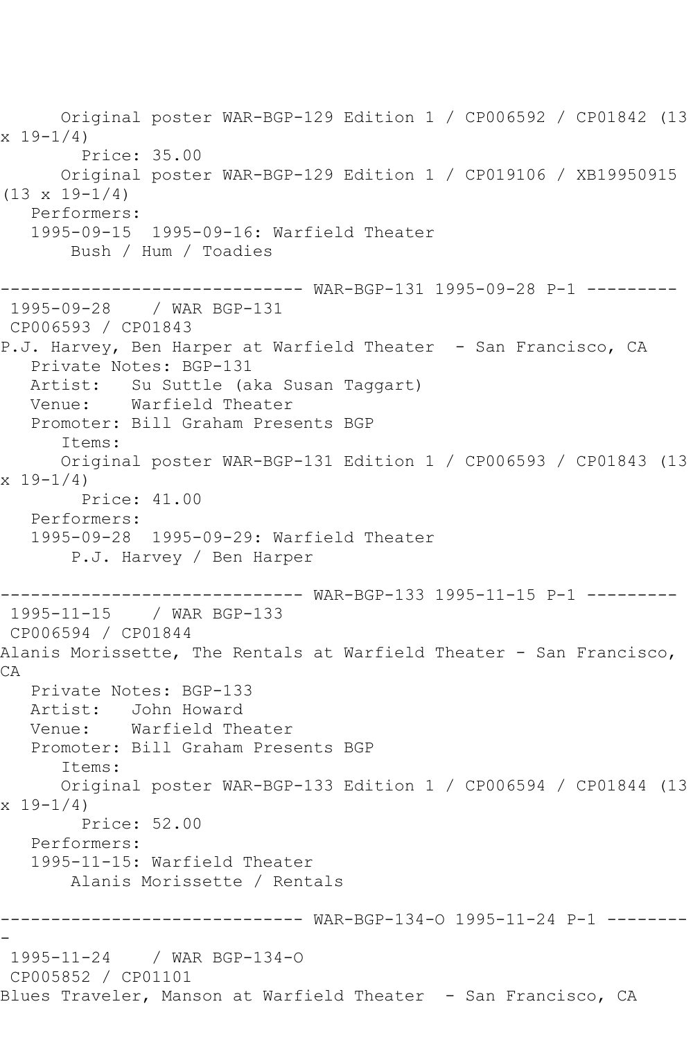Original poster WAR-BGP-129 Edition 1 / CP006592 / CP01842 (13 x 19-1/4)
Price: 35.00
Original poster WAR-BGP-129 Edition 1 / CP019106 / XB19950915 (13 x 19-1/4)
Performers:
1995-09-15  1995-09-16: Warfield Theater
Bush / Hum / Toadies

------------------------------ WAR-BGP-131 1995-09-28 P-1 ---------

1995-09-28    / WAR BGP-131
CP006593 / CP01843
P.J. Harvey, Ben Harper at Warfield Theater  - San Francisco, CA
Private Notes: BGP-131
Artist:   Su Suttle (aka Susan Taggart)
Venue:    Warfield Theater
Promoter: Bill Graham Presents BGP
Items:
Original poster WAR-BGP-131 Edition 1 / CP006593 / CP01843 (13 x 19-1/4)
Price: 41.00
Performers:
1995-09-28  1995-09-29: Warfield Theater
P.J. Harvey / Ben Harper

------------------------------ WAR-BGP-133 1995-11-15 P-1 ---------

1995-11-15    / WAR BGP-133
CP006594 / CP01844
Alanis Morissette, The Rentals at Warfield Theater - San Francisco, CA
Private Notes: BGP-133
Artist:   John Howard
Venue:    Warfield Theater
Promoter: Bill Graham Presents BGP
Items:
Original poster WAR-BGP-133 Edition 1 / CP006594 / CP01844 (13 x 19-1/4)
Price: 52.00
Performers:
1995-11-15: Warfield Theater
Alanis Morissette / Rentals

------------------------------ WAR-BGP-134-O 1995-11-24 P-1 ---------

1995-11-24    / WAR BGP-134-O
CP005852 / CP01101
Blues Traveler, Manson at Warfield Theater  - San Francisco, CA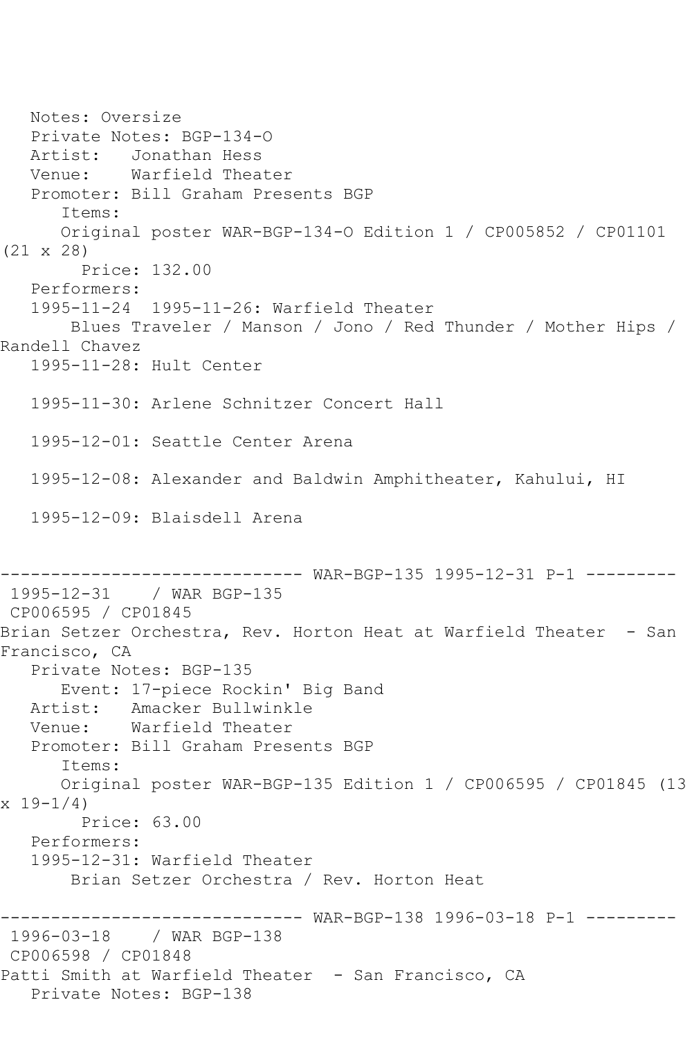Notes: Oversize
Private Notes: BGP-134-O
Artist: Jonathan Hess
Venue: Warfield Theater
Promoter: Bill Graham Presents BGP
Items:
Original poster WAR-BGP-134-O Edition 1 / CP005852 / CP01101 (21 x 28)
Price: 132.00
Performers:
1995-11-24 1995-11-26: Warfield Theater
Blues Traveler / Manson / Jono / Red Thunder / Mother Hips / Randell Chavez
1995-11-28: Hult Center

1995-11-30: Arlene Schnitzer Concert Hall

1995-12-01: Seattle Center Arena

1995-12-08: Alexander and Baldwin Amphitheater, Kahului, HI

1995-12-09: Blaisdell Arena

------------------------------ WAR-BGP-135 1995-12-31 P-1 ---------

1995-12-31 / WAR BGP-135
CP006595 / CP01845
Brian Setzer Orchestra, Rev. Horton Heat at Warfield Theater - San Francisco, CA
Private Notes: BGP-135
Event: 17-piece Rockin' Big Band
Artist: Amacker Bullwinkle
Venue: Warfield Theater
Promoter: Bill Graham Presents BGP
Items:
Original poster WAR-BGP-135 Edition 1 / CP006595 / CP01845 (13 x 19-1/4)
Price: 63.00
Performers:
1995-12-31: Warfield Theater
Brian Setzer Orchestra / Rev. Horton Heat

------------------------------ WAR-BGP-138 1996-03-18 P-1 ---------

1996-03-18 / WAR BGP-138
CP006598 / CP01848
Patti Smith at Warfield Theater - San Francisco, CA
Private Notes: BGP-138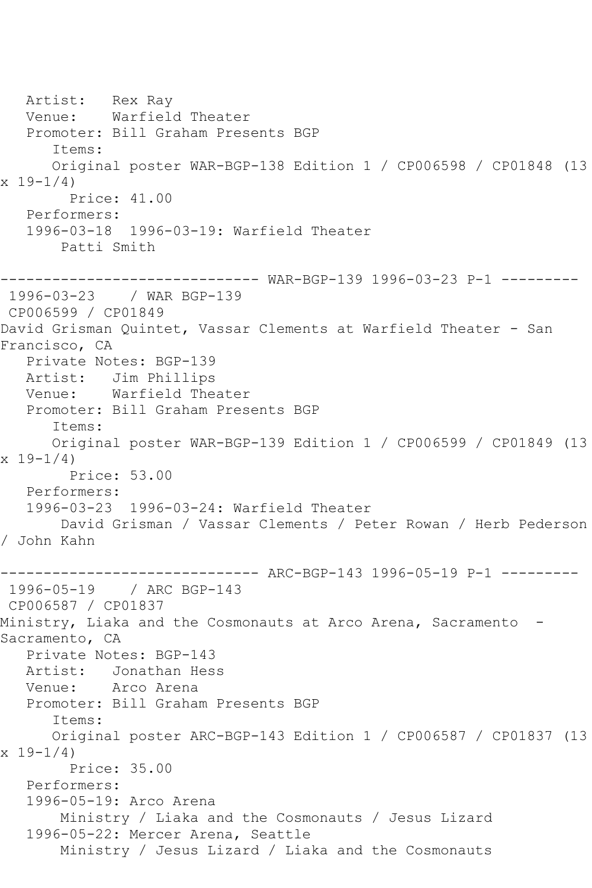Artist: Rex Ray
Venue: Warfield Theater
Promoter: Bill Graham Presents BGP
Items:
Original poster WAR-BGP-138 Edition 1 / CP006598 / CP01848 (13 x 19-1/4)
Price: 41.00
Performers:
1996-03-18 1996-03-19: Warfield Theater
Patti Smith

------------------------------ WAR-BGP-139 1996-03-23 P-1 ---------

1996-03-23 / WAR BGP-139
CP006599 / CP01849
David Grisman Quintet, Vassar Clements at Warfield Theater - San Francisco, CA
Private Notes: BGP-139
Artist: Jim Phillips
Venue: Warfield Theater
Promoter: Bill Graham Presents BGP
Items:
Original poster WAR-BGP-139 Edition 1 / CP006599 / CP01849 (13 x 19-1/4)
Price: 53.00
Performers:
1996-03-23 1996-03-24: Warfield Theater
David Grisman / Vassar Clements / Peter Rowan / Herb Pederson / John Kahn

------------------------------ ARC-BGP-143 1996-05-19 P-1 ---------

1996-05-19 / ARC BGP-143
CP006587 / CP01837
Ministry, Liaka and the Cosmonauts at Arco Arena, Sacramento - Sacramento, CA
Private Notes: BGP-143
Artist: Jonathan Hess
Venue: Arco Arena
Promoter: Bill Graham Presents BGP
Items:
Original poster ARC-BGP-143 Edition 1 / CP006587 / CP01837 (13 x 19-1/4)
Price: 35.00
Performers:
1996-05-19: Arco Arena
Ministry / Liaka and the Cosmonauts / Jesus Lizard
1996-05-22: Mercer Arena, Seattle
Ministry / Jesus Lizard / Liaka and the Cosmonauts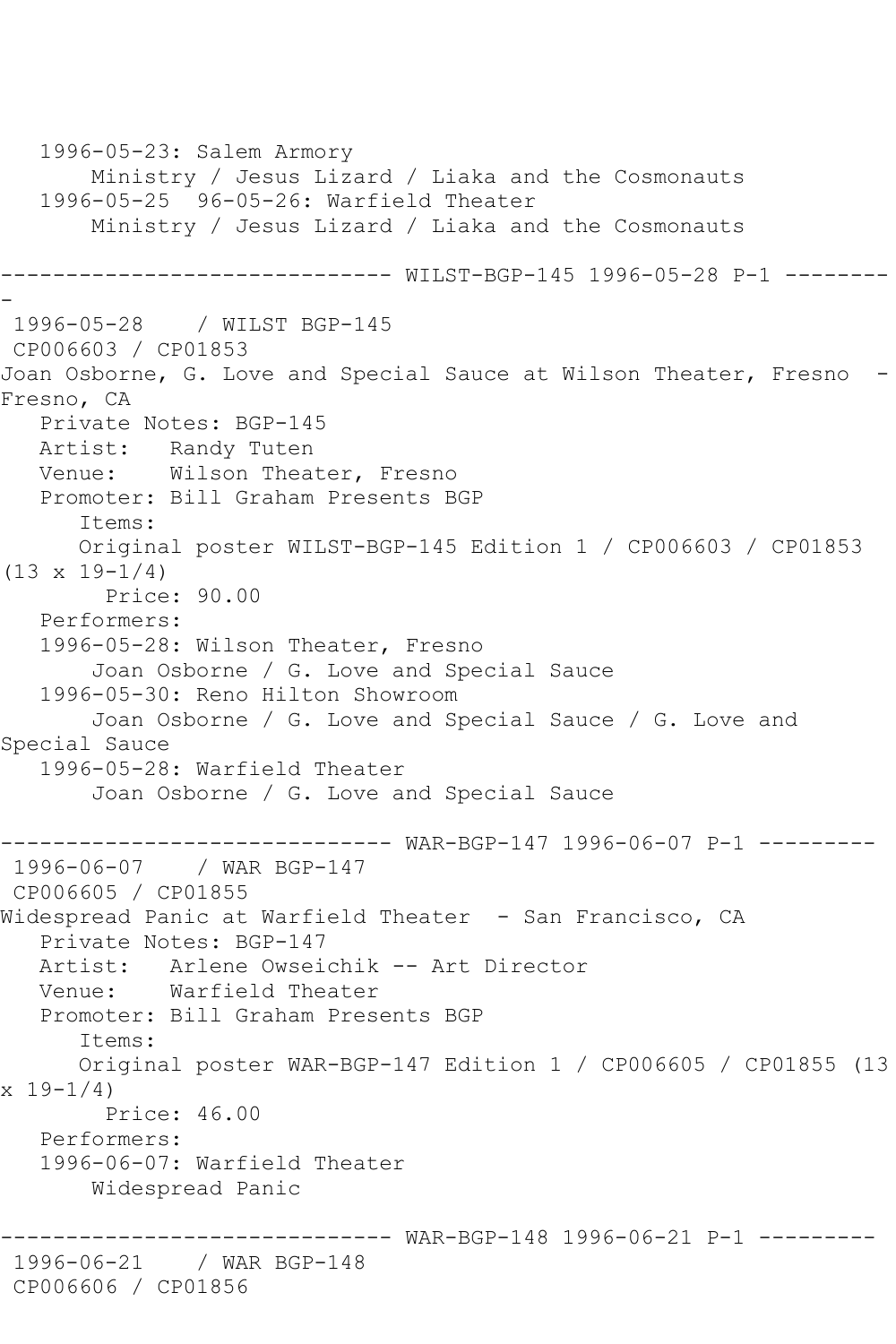1996-05-23: Salem Armory
       Ministry / Jesus Lizard / Liaka and the Cosmonauts
   1996-05-25  96-05-26: Warfield Theater
       Ministry / Jesus Lizard / Liaka and the Cosmonauts

------------------------------ WILST-BGP-145 1996-05-28 P-1 ---------

1996-05-28    / WILST BGP-145
CP006603 / CP01853
Joan Osborne, G. Love and Special Sauce at Wilson Theater, Fresno  - Fresno, CA
   Private Notes: BGP-145
   Artist:   Randy Tuten
   Venue:    Wilson Theater, Fresno
   Promoter: Bill Graham Presents BGP
      Items:
      Original poster WILST-BGP-145 Edition 1 / CP006603 / CP01853 (13 x 19-1/4)
        Price: 90.00
   Performers:
   1996-05-28: Wilson Theater, Fresno
       Joan Osborne / G. Love and Special Sauce
   1996-05-30: Reno Hilton Showroom
       Joan Osborne / G. Love and Special Sauce / G. Love and Special Sauce
   1996-05-28: Warfield Theater
       Joan Osborne / G. Love and Special Sauce

------------------------------ WAR-BGP-147 1996-06-07 P-1 ---------

1996-06-07    / WAR BGP-147
CP006605 / CP01855
Widespread Panic at Warfield Theater  - San Francisco, CA
   Private Notes: BGP-147
   Artist:   Arlene Owseichik -- Art Director
   Venue:    Warfield Theater
   Promoter: Bill Graham Presents BGP
      Items:
      Original poster WAR-BGP-147 Edition 1 / CP006605 / CP01855 (13 x 19-1/4)
        Price: 46.00
   Performers:
   1996-06-07: Warfield Theater
       Widespread Panic

------------------------------ WAR-BGP-148 1996-06-21 P-1 ---------

1996-06-21    / WAR BGP-148
CP006606 / CP01856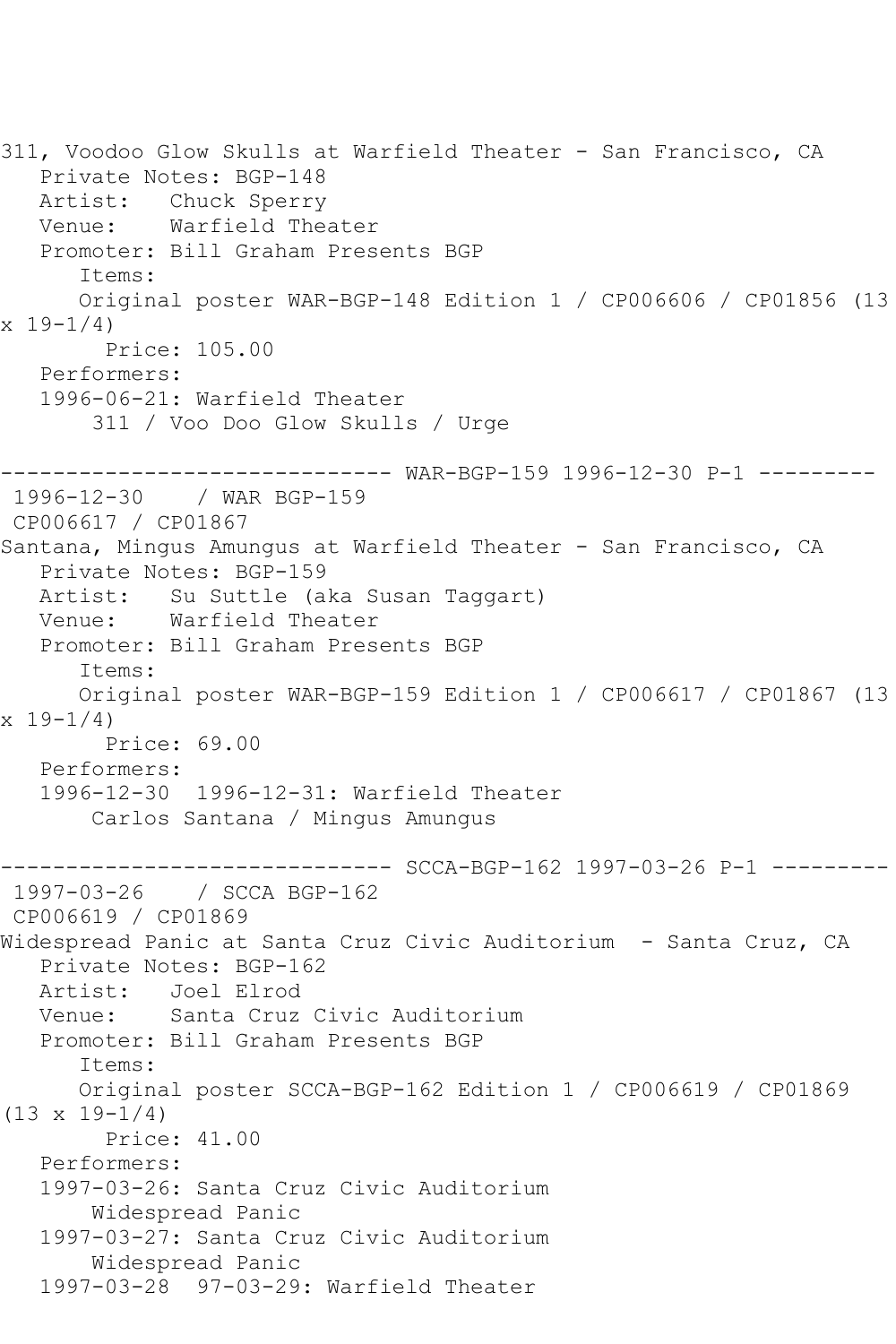311, Voodoo Glow Skulls at Warfield Theater - San Francisco, CA
Private Notes: BGP-148
Artist: Chuck Sperry
Venue: Warfield Theater
Promoter: Bill Graham Presents BGP
Items:
Original poster WAR-BGP-148 Edition 1 / CP006606 / CP01856 (13 x 19-1/4)
Price: 105.00
Performers:
1996-06-21: Warfield Theater
311 / Voo Doo Glow Skulls / Urge

------------------------------ WAR-BGP-159 1996-12-30 P-1 ---------

1996-12-30 / WAR BGP-159
CP006617 / CP01867
Santana, Mingus Amungus at Warfield Theater - San Francisco, CA
Private Notes: BGP-159
Artist: Su Suttle (aka Susan Taggart)
Venue: Warfield Theater
Promoter: Bill Graham Presents BGP
Items:
Original poster WAR-BGP-159 Edition 1 / CP006617 / CP01867 (13 x 19-1/4)
Price: 69.00
Performers:
1996-12-30 1996-12-31: Warfield Theater
Carlos Santana / Mingus Amungus

------------------------------ SCCA-BGP-162 1997-03-26 P-1 ---------

1997-03-26 / SCCA BGP-162
CP006619 / CP01869
Widespread Panic at Santa Cruz Civic Auditorium - Santa Cruz, CA
Private Notes: BGP-162
Artist: Joel Elrod
Venue: Santa Cruz Civic Auditorium
Promoter: Bill Graham Presents BGP
Items:
Original poster SCCA-BGP-162 Edition 1 / CP006619 / CP01869 (13 x 19-1/4)
Price: 41.00
Performers:
1997-03-26: Santa Cruz Civic Auditorium
Widespread Panic
1997-03-27: Santa Cruz Civic Auditorium
Widespread Panic
1997-03-28 97-03-29: Warfield Theater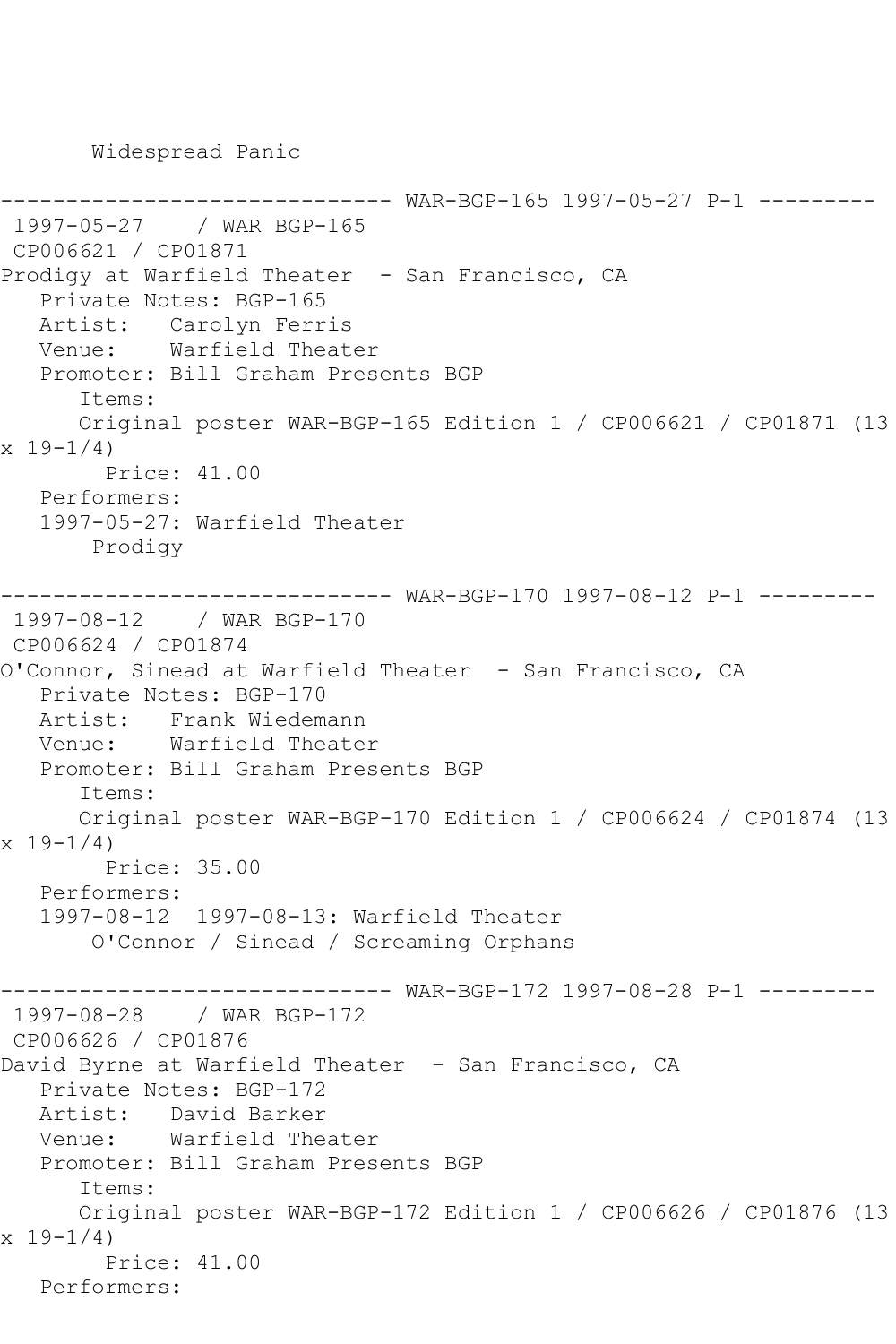Widespread Panic

------------------------------ WAR-BGP-165 1997-05-27 P-1 ---------
1997-05-27 / WAR BGP-165
CP006621 / CP01871
Prodigy at Warfield Theater - San Francisco, CA
Private Notes: BGP-165
Artist: Carolyn Ferris
Venue: Warfield Theater
Promoter: Bill Graham Presents BGP
Items:
Original poster WAR-BGP-165 Edition 1 / CP006621 / CP01871 (13 x 19-1/4)
Price: 41.00
Performers:
1997-05-27: Warfield Theater
Prodigy

------------------------------ WAR-BGP-170 1997-08-12 P-1 ---------
1997-08-12 / WAR BGP-170
CP006624 / CP01874
O'Connor, Sinead at Warfield Theater - San Francisco, CA
Private Notes: BGP-170
Artist: Frank Wiedemann
Venue: Warfield Theater
Promoter: Bill Graham Presents BGP
Items:
Original poster WAR-BGP-170 Edition 1 / CP006624 / CP01874 (13 x 19-1/4)
Price: 35.00
Performers:
1997-08-12 1997-08-13: Warfield Theater
O'Connor / Sinead / Screaming Orphans

------------------------------ WAR-BGP-172 1997-08-28 P-1 ---------
1997-08-28 / WAR BGP-172
CP006626 / CP01876
David Byrne at Warfield Theater - San Francisco, CA
Private Notes: BGP-172
Artist: David Barker
Venue: Warfield Theater
Promoter: Bill Graham Presents BGP
Items:
Original poster WAR-BGP-172 Edition 1 / CP006626 / CP01876 (13 x 19-1/4)
Price: 41.00
Performers: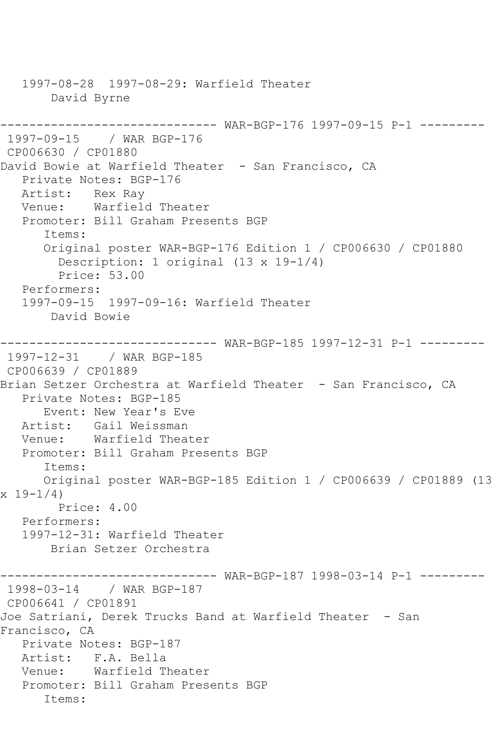```
   1997-08-28  1997-08-29: Warfield Theater
       David Byrne

------------------------------ WAR-BGP-176 1997-09-15 P-1 ---------
 1997-09-15    / WAR BGP-176
 CP006630 / CP01880
David Bowie at Warfield Theater  - San Francisco, CA
   Private Notes: BGP-176
   Artist:   Rex Ray
   Venue:    Warfield Theater
   Promoter: Bill Graham Presents BGP
      Items:
      Original poster WAR-BGP-176 Edition 1 / CP006630 / CP01880
        Description: 1 original (13 x 19-1/4)
        Price: 53.00
   Performers:
   1997-09-15  1997-09-16: Warfield Theater
       David Bowie

------------------------------ WAR-BGP-185 1997-12-31 P-1 ---------
 1997-12-31    / WAR BGP-185
 CP006639 / CP01889
Brian Setzer Orchestra at Warfield Theater  - San Francisco, CA
   Private Notes: BGP-185
      Event: New Year's Eve
   Artist:   Gail Weissman
   Venue:    Warfield Theater
   Promoter: Bill Graham Presents BGP
      Items:
      Original poster WAR-BGP-185 Edition 1 / CP006639 / CP01889 (13
x 19-1/4)
        Price: 4.00
   Performers:
   1997-12-31: Warfield Theater
       Brian Setzer Orchestra

------------------------------ WAR-BGP-187 1998-03-14 P-1 ---------
 1998-03-14    / WAR BGP-187
 CP006641 / CP01891
Joe Satriani, Derek Trucks Band at Warfield Theater  - San
Francisco, CA
   Private Notes: BGP-187
   Artist:   F.A. Bella
   Venue:    Warfield Theater
   Promoter: Bill Graham Presents BGP
      Items:
```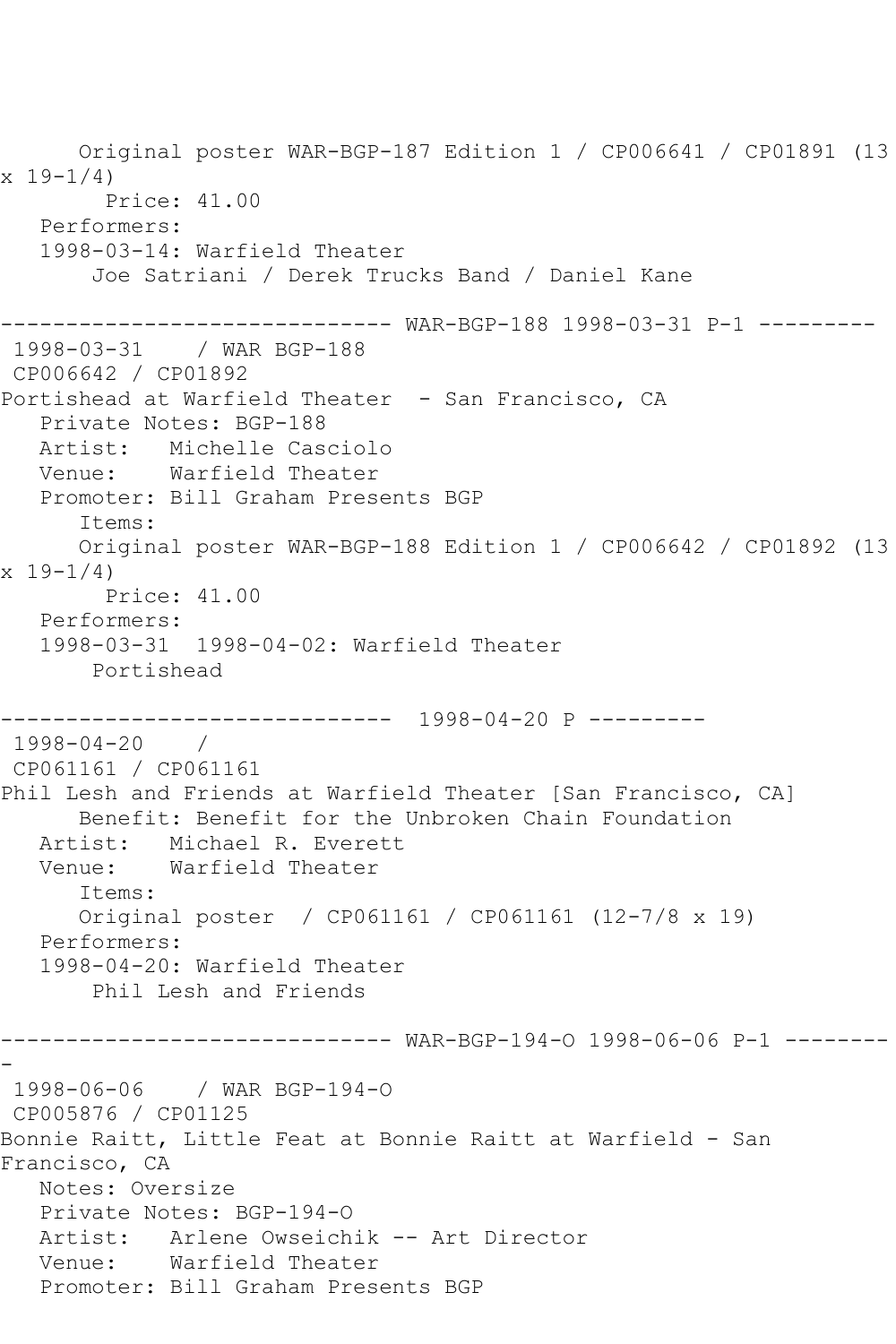Original poster WAR-BGP-187 Edition 1 / CP006641 / CP01891 (13 x 19-1/4)
Price: 41.00
Performers:
1998-03-14: Warfield Theater
Joe Satriani / Derek Trucks Band / Daniel Kane

------------------------------ WAR-BGP-188 1998-03-31 P-1 ---------
1998-03-31 / WAR BGP-188
CP006642 / CP01892
Portishead at Warfield Theater - San Francisco, CA
Private Notes: BGP-188
Artist: Michelle Casciolo
Venue: Warfield Theater
Promoter: Bill Graham Presents BGP
Items:
Original poster WAR-BGP-188 Edition 1 / CP006642 / CP01892 (13 x 19-1/4)
Price: 41.00
Performers:
1998-03-31 1998-04-02: Warfield Theater
Portishead

------------------------------ 1998-04-20 P ---------
1998-04-20 /
CP061161 / CP061161
Phil Lesh and Friends at Warfield Theater [San Francisco, CA]
Benefit: Benefit for the Unbroken Chain Foundation
Artist: Michael R. Everett
Venue: Warfield Theater
Items:
Original poster / CP061161 / CP061161 (12-7/8 x 19)
Performers:
1998-04-20: Warfield Theater
Phil Lesh and Friends

------------------------------ WAR-BGP-194-O 1998-06-06 P-1 ---------
1998-06-06 / WAR BGP-194-O
CP005876 / CP01125
Bonnie Raitt, Little Feat at Bonnie Raitt at Warfield - San Francisco, CA
Notes: Oversize
Private Notes: BGP-194-O
Artist: Arlene Owseichik -- Art Director
Venue: Warfield Theater
Promoter: Bill Graham Presents BGP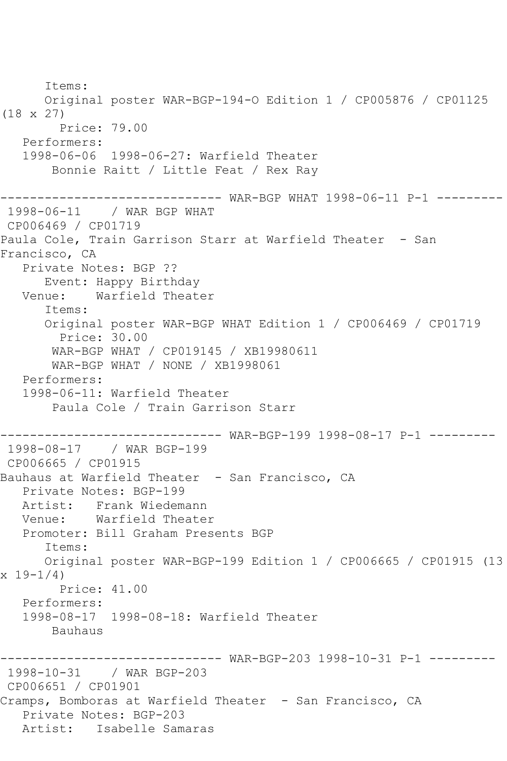Items:
Original poster WAR-BGP-194-O Edition 1 / CP005876 / CP01125 (18 x 27)
Price: 79.00
Performers:
1998-06-06 1998-06-27: Warfield Theater
Bonnie Raitt / Little Feat / Rex Ray

------------------------------ WAR-BGP WHAT 1998-06-11 P-1 ---------

1998-06-11 / WAR BGP WHAT
CP006469 / CP01719
Paula Cole, Train Garrison Starr at Warfield Theater - San Francisco, CA
Private Notes: BGP ??
Event: Happy Birthday
Venue: Warfield Theater
Items:
Original poster WAR-BGP WHAT Edition 1 / CP006469 / CP01719
Price: 30.00
WAR-BGP WHAT / CP019145 / XB19980611
WAR-BGP WHAT / NONE / XB1998061
Performers:
1998-06-11: Warfield Theater
Paula Cole / Train Garrison Starr

------------------------------ WAR-BGP-199 1998-08-17 P-1 ---------

1998-08-17 / WAR BGP-199
CP006665 / CP01915
Bauhaus at Warfield Theater - San Francisco, CA
Private Notes: BGP-199
Artist: Frank Wiedemann
Venue: Warfield Theater
Promoter: Bill Graham Presents BGP
Items:
Original poster WAR-BGP-199 Edition 1 / CP006665 / CP01915 (13 x 19-1/4)
Price: 41.00
Performers:
1998-08-17 1998-08-18: Warfield Theater
Bauhaus

------------------------------ WAR-BGP-203 1998-10-31 P-1 ---------

1998-10-31 / WAR BGP-203
CP006651 / CP01901
Cramps, Bomboras at Warfield Theater - San Francisco, CA
Private Notes: BGP-203
Artist: Isabelle Samaras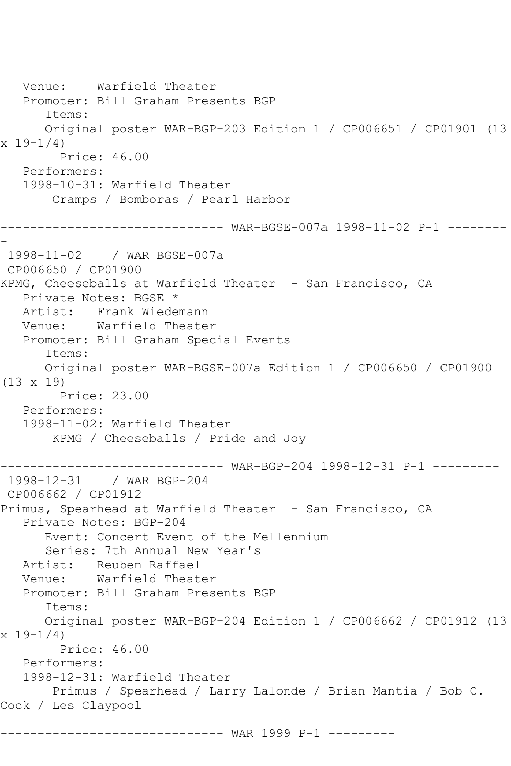Venue:    Warfield Theater
Promoter: Bill Graham Presents BGP
Items:
Original poster WAR-BGP-203 Edition 1 / CP006651 / CP01901 (13 x 19-1/4)
Price: 46.00
Performers:
1998-10-31: Warfield Theater
Cramps / Bomboras / Pearl Harbor

------------------------------ WAR-BGSE-007a 1998-11-02 P-1 ---------

1998-11-02    / WAR BGSE-007a
CP006650 / CP01900
KPMG, Cheeseballs at Warfield Theater  - San Francisco, CA
Private Notes: BGSE *
Artist:   Frank Wiedemann
Venue:    Warfield Theater
Promoter: Bill Graham Special Events
Items:
Original poster WAR-BGSE-007a Edition 1 / CP006650 / CP01900 (13 x 19)
Price: 23.00
Performers:
1998-11-02: Warfield Theater
KPMG / Cheeseballs / Pride and Joy

------------------------------ WAR-BGP-204 1998-12-31 P-1 ---------

1998-12-31    / WAR BGP-204
CP006662 / CP01912
Primus, Spearhead at Warfield Theater  - San Francisco, CA
Private Notes: BGP-204
Event: Concert Event of the Mellennium
Series: 7th Annual New Year's
Artist:   Reuben Raffael
Venue:    Warfield Theater
Promoter: Bill Graham Presents BGP
Items:
Original poster WAR-BGP-204 Edition 1 / CP006662 / CP01912 (13 x 19-1/4)
Price: 46.00
Performers:
1998-12-31: Warfield Theater
Primus / Spearhead / Larry Lalonde / Brian Mantia / Bob C. Cock / Les Claypool

------------------------------ WAR 1999 P-1 ---------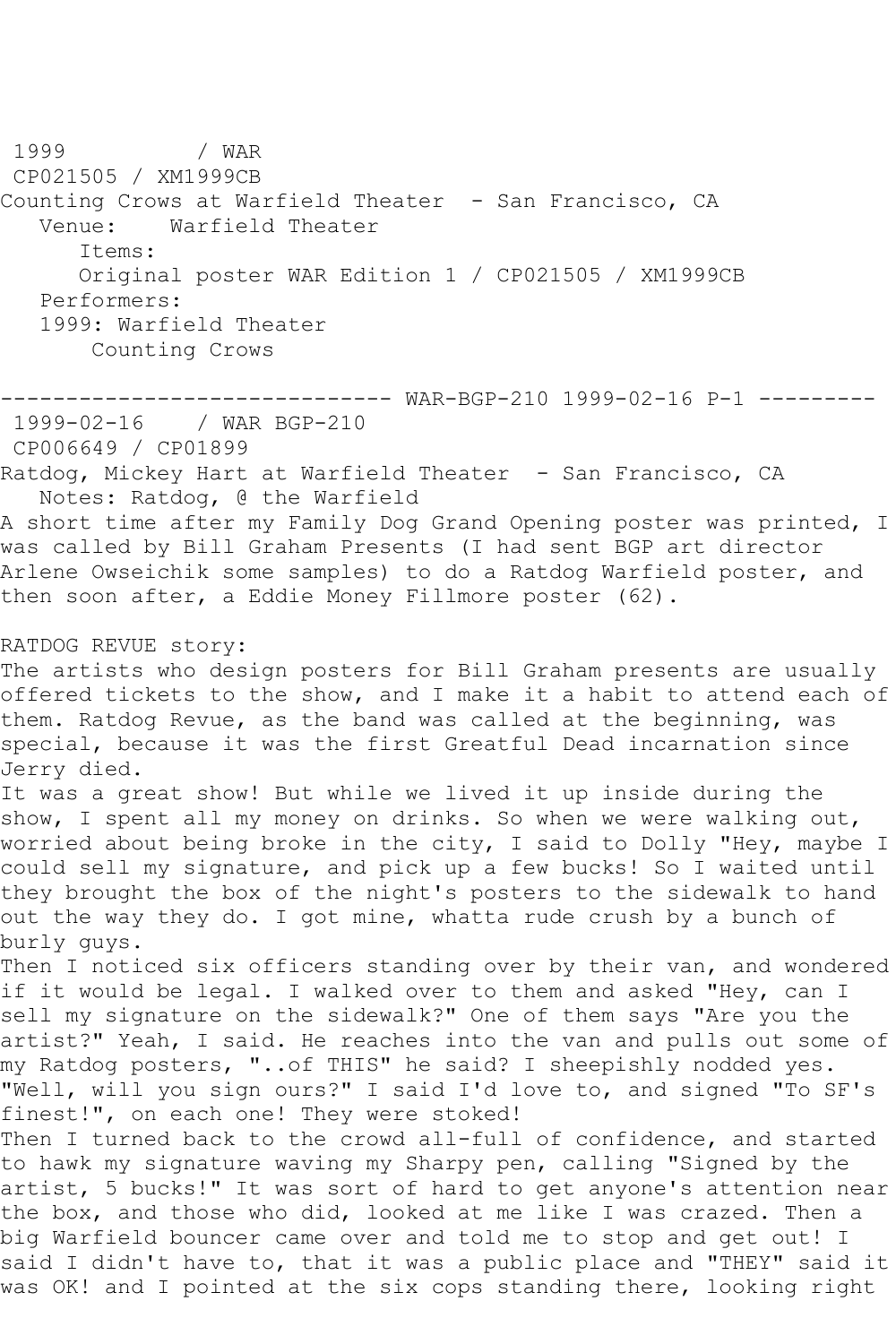1999 / WAR
CP021505 / XM1999CB
Counting Crows at Warfield Theater - San Francisco, CA
Venue: Warfield Theater
Items:
Original poster WAR Edition 1 / CP021505 / XM1999CB
Performers:
1999: Warfield Theater
Counting Crows

------------------------------ WAR-BGP-210 1999-02-16 P-1 ---------

1999-02-16 / WAR BGP-210
CP006649 / CP01899
Ratdog, Mickey Hart at Warfield Theater - San Francisco, CA
Notes: Ratdog, @ the Warfield
A short time after my Family Dog Grand Opening poster was printed, I was called by Bill Graham Presents (I had sent BGP art director Arlene Owseichik some samples) to do a Ratdog Warfield poster, and then soon after, a Eddie Money Fillmore poster (62).

RATDOG REVUE story:
The artists who design posters for Bill Graham presents are usually offered tickets to the show, and I make it a habit to attend each of them. Ratdog Revue, as the band was called at the beginning, was special, because it was the first Greatful Dead incarnation since Jerry died.
It was a great show! But while we lived it up inside during the show, I spent all my money on drinks. So when we were walking out, worried about being broke in the city, I said to Dolly "Hey, maybe I could sell my signature, and pick up a few bucks! So I waited until they brought the box of the night's posters to the sidewalk to hand out the way they do. I got mine, whatta rude crush by a bunch of burly guys.
Then I noticed six officers standing over by their van, and wondered if it would be legal. I walked over to them and asked "Hey, can I sell my signature on the sidewalk?" One of them says "Are you the artist?" Yeah, I said. He reaches into the van and pulls out some of my Ratdog posters, "..of THIS" he said? I sheepishly nodded yes. "Well, will you sign ours?" I said I'd love to, and signed "To SF's finest!", on each one! They were stoked!
Then I turned back to the crowd all-full of confidence, and started to hawk my signature waving my Sharpy pen, calling "Signed by the artist, 5 bucks!" It was sort of hard to get anyone's attention near the box, and those who did, looked at me like I was crazed. Then a big Warfield bouncer came over and told me to stop and get out! I said I didn't have to, that it was a public place and "THEY" said it was OK! and I pointed at the six cops standing there, looking right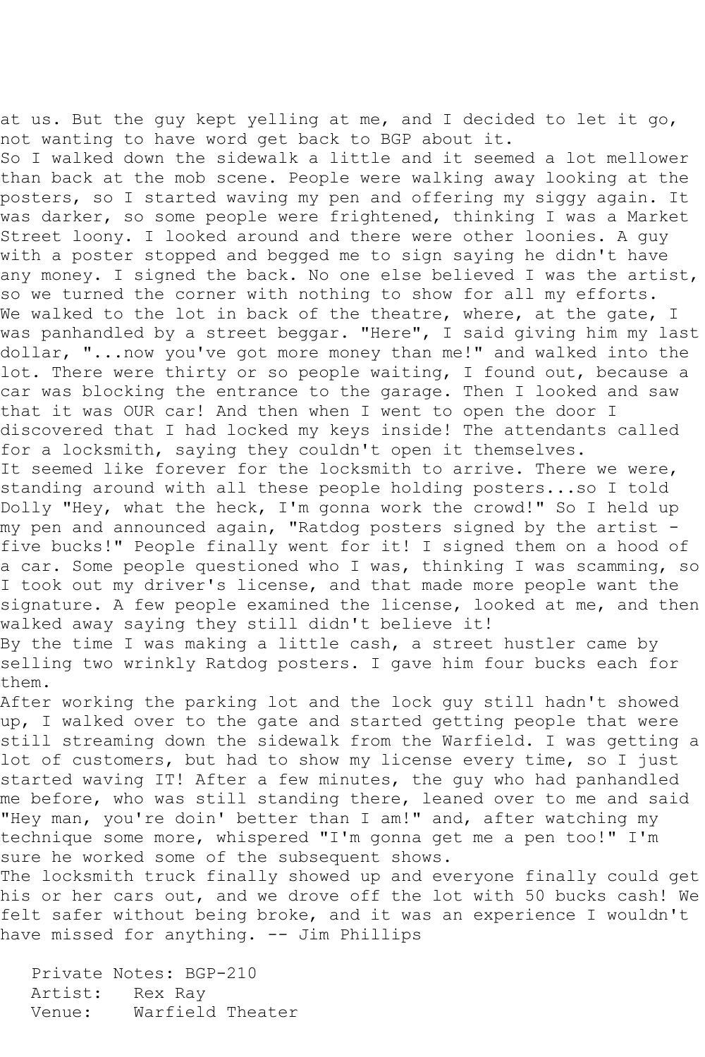at us. But the guy kept yelling at me, and I decided to let it go, not wanting to have word get back to BGP about it.

So I walked down the sidewalk a little and it seemed a lot mellower than back at the mob scene. People were walking away looking at the posters, so I started waving my pen and offering my siggy again. It was darker, so some people were frightened, thinking I was a Market Street loony. I looked around and there were other loonies. A guy with a poster stopped and begged me to sign saying he didn't have any money. I signed the back. No one else believed I was the artist, so we turned the corner with nothing to show for all my efforts.

We walked to the lot in back of the theatre, where, at the gate, I was panhandled by a street beggar. "Here", I said giving him my last dollar, "...now you've got more money than me!" and walked into the lot. There were thirty or so people waiting, I found out, because a car was blocking the entrance to the garage. Then I looked and saw that it was OUR car! And then when I went to open the door I discovered that I had locked my keys inside! The attendants called for a locksmith, saying they couldn't open it themselves.

It seemed like forever for the locksmith to arrive. There we were, standing around with all these people holding posters...so I told Dolly "Hey, what the heck, I'm gonna work the crowd!" So I held up my pen and announced again, "Ratdog posters signed by the artist - five bucks!" People finally went for it! I signed them on a hood of a car. Some people questioned who I was, thinking I was scamming, so I took out my driver's license, and that made more people want the signature. A few people examined the license, looked at me, and then walked away saying they still didn't believe it!

By the time I was making a little cash, a street hustler came by selling two wrinkly Ratdog posters. I gave him four bucks each for them.

After working the parking lot and the lock guy still hadn't showed up, I walked over to the gate and started getting people that were still streaming down the sidewalk from the Warfield. I was getting a lot of customers, but had to show my license every time, so I just started waving IT! After a few minutes, the guy who had panhandled me before, who was still standing there, leaned over to me and said "Hey man, you're doin' better than I am!" and, after watching my technique some more, whispered "I'm gonna get me a pen too!" I'm sure he worked some of the subsequent shows.

The locksmith truck finally showed up and everyone finally could get his or her cars out, and we drove off the lot with 50 bucks cash! We felt safer without being broke, and it was an experience I wouldn't have missed for anything. -- Jim Phillips

Private Notes: BGP-210
Artist: Rex Ray
Venue: Warfield Theater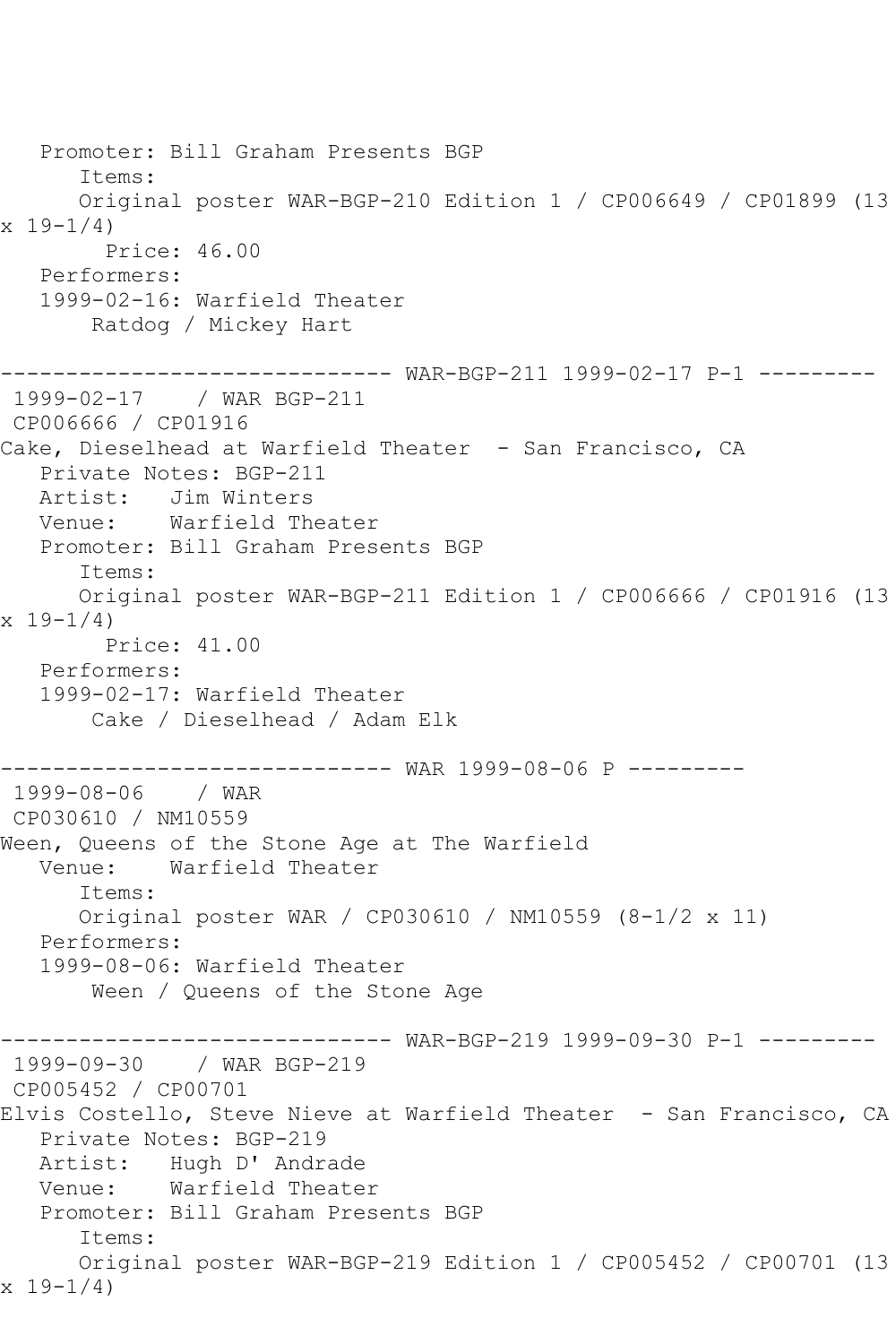Promoter: Bill Graham Presents BGP
Items:
Original poster WAR-BGP-210 Edition 1 / CP006649 / CP01899 (13 x 19-1/4)
Price: 46.00
Performers:
1999-02-16: Warfield Theater
Ratdog / Mickey Hart

------------------------------ WAR-BGP-211 1999-02-17 P-1 ---------

1999-02-17 / WAR BGP-211
CP006666 / CP01916
Cake, Dieselhead at Warfield Theater - San Francisco, CA
Private Notes: BGP-211
Artist: Jim Winters
Venue: Warfield Theater
Promoter: Bill Graham Presents BGP
Items:
Original poster WAR-BGP-211 Edition 1 / CP006666 / CP01916 (13 x 19-1/4)
Price: 41.00
Performers:
1999-02-17: Warfield Theater
Cake / Dieselhead / Adam Elk

------------------------------ WAR 1999-08-06 P ---------

1999-08-06 / WAR
CP030610 / NM10559
Ween, Queens of the Stone Age at The Warfield
Venue: Warfield Theater
Items:
Original poster WAR / CP030610 / NM10559 (8-1/2 x 11)
Performers:
1999-08-06: Warfield Theater
Ween / Queens of the Stone Age

------------------------------ WAR-BGP-219 1999-09-30 P-1 ---------

1999-09-30 / WAR BGP-219
CP005452 / CP00701
Elvis Costello, Steve Nieve at Warfield Theater - San Francisco, CA
Private Notes: BGP-219
Artist: Hugh D' Andrade
Venue: Warfield Theater
Promoter: Bill Graham Presents BGP
Items:
Original poster WAR-BGP-219 Edition 1 / CP005452 / CP00701 (13 x 19-1/4)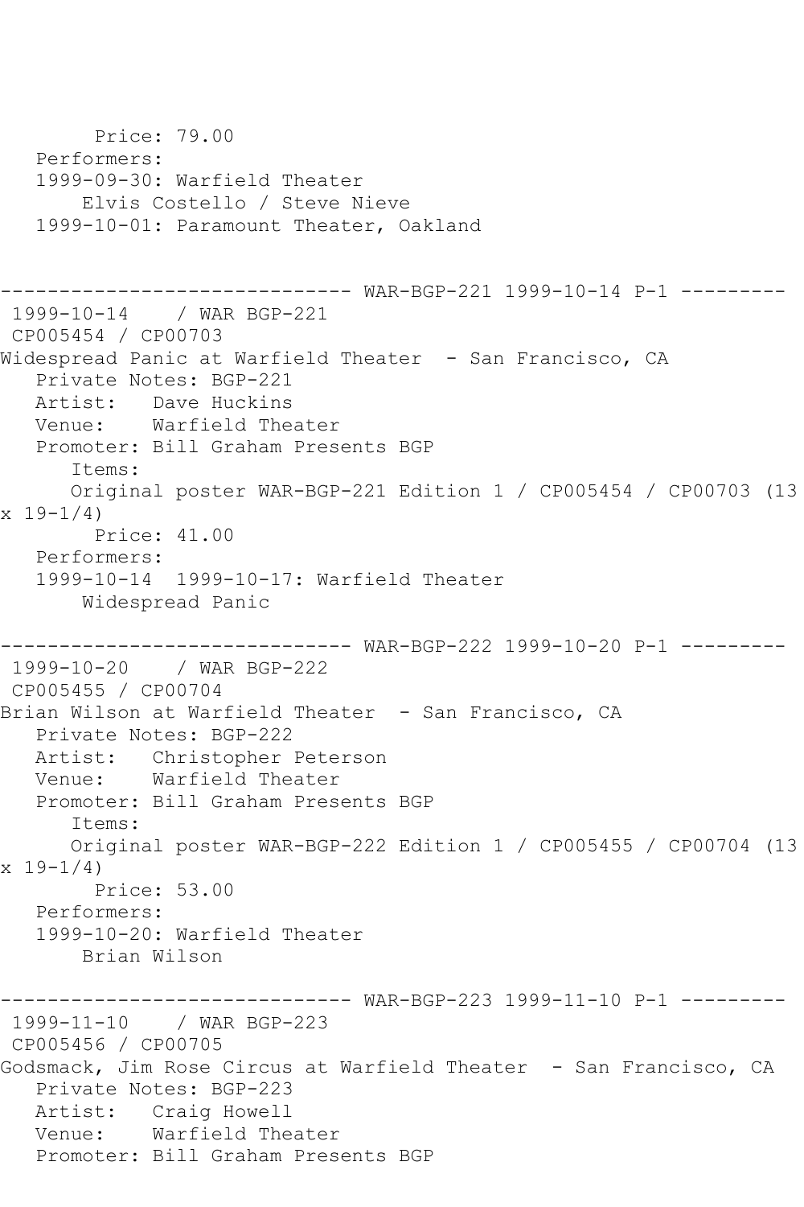```
        Price: 79.00
   Performers:
   1999-09-30: Warfield Theater
       Elvis Costello / Steve Nieve
   1999-10-01: Paramount Theater, Oakland


------------------------------ WAR-BGP-221 1999-10-14 P-1 ---------
 1999-10-14    / WAR BGP-221
 CP005454 / CP00703
Widespread Panic at Warfield Theater  - San Francisco, CA
   Private Notes: BGP-221
   Artist:   Dave Huckins
   Venue:    Warfield Theater
   Promoter: Bill Graham Presents BGP
      Items:
      Original poster WAR-BGP-221 Edition 1 / CP005454 / CP00703 (13
x 19-1/4)
        Price: 41.00
   Performers:
   1999-10-14  1999-10-17: Warfield Theater
       Widespread Panic

------------------------------ WAR-BGP-222 1999-10-20 P-1 ---------
 1999-10-20    / WAR BGP-222
 CP005455 / CP00704
Brian Wilson at Warfield Theater  - San Francisco, CA
   Private Notes: BGP-222
   Artist:   Christopher Peterson
   Venue:    Warfield Theater
   Promoter: Bill Graham Presents BGP
      Items:
      Original poster WAR-BGP-222 Edition 1 / CP005455 / CP00704 (13
x 19-1/4)
        Price: 53.00
   Performers:
   1999-10-20: Warfield Theater
       Brian Wilson

------------------------------ WAR-BGP-223 1999-11-10 P-1 ---------
 1999-11-10    / WAR BGP-223
 CP005456 / CP00705
Godsmack, Jim Rose Circus at Warfield Theater  - San Francisco, CA
   Private Notes: BGP-223
   Artist:   Craig Howell
   Venue:    Warfield Theater
   Promoter: Bill Graham Presents BGP
```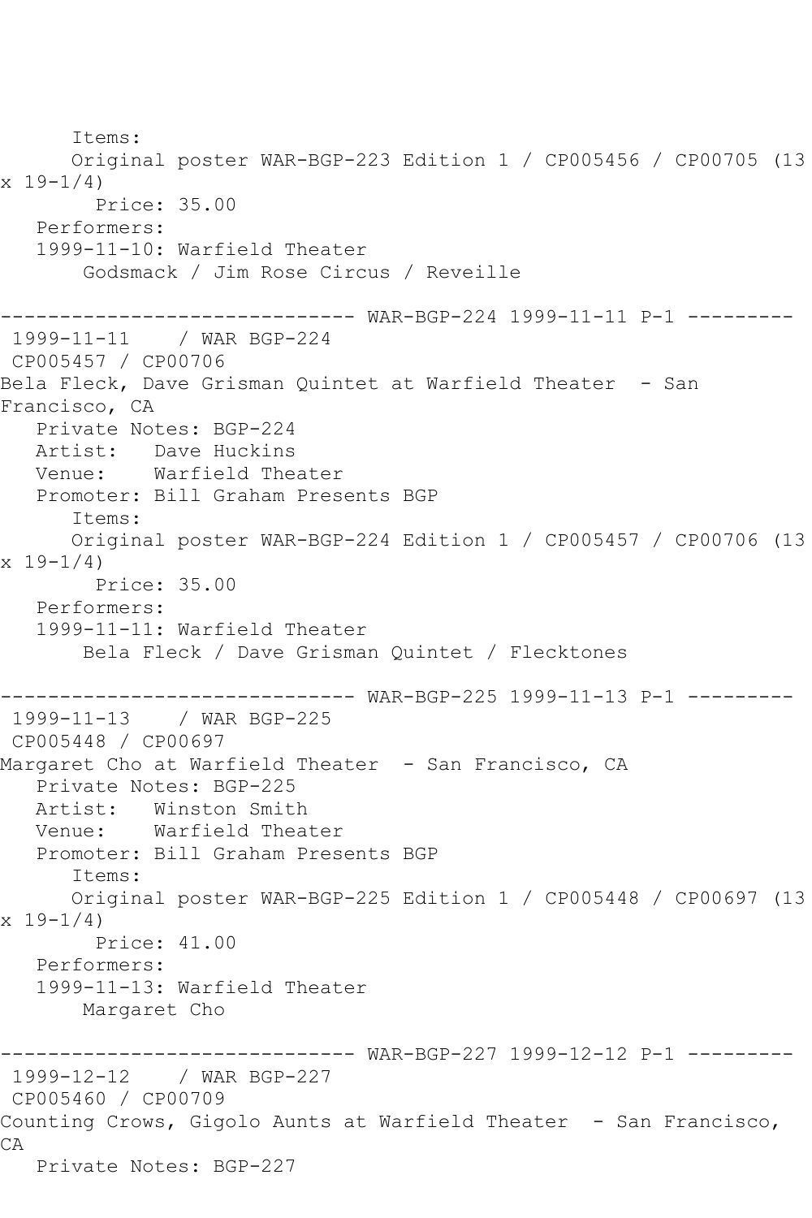Items:
      Original poster WAR-BGP-223 Edition 1 / CP005456 / CP00705 (13 x 19-1/4)
        Price: 35.00
   Performers:
   1999-11-10: Warfield Theater
       Godsmack / Jim Rose Circus / Reveille

------------------------------ WAR-BGP-224 1999-11-11 P-1 ---------
 1999-11-11    / WAR BGP-224
 CP005457 / CP00706
Bela Fleck, Dave Grisman Quintet at Warfield Theater  - San Francisco, CA
   Private Notes: BGP-224
   Artist:   Dave Huckins
   Venue:    Warfield Theater
   Promoter: Bill Graham Presents BGP
      Items:
      Original poster WAR-BGP-224 Edition 1 / CP005457 / CP00706 (13 x 19-1/4)
        Price: 35.00
   Performers:
   1999-11-11: Warfield Theater
       Bela Fleck / Dave Grisman Quintet / Flecktones

------------------------------ WAR-BGP-225 1999-11-13 P-1 ---------
 1999-11-13    / WAR BGP-225
 CP005448 / CP00697
Margaret Cho at Warfield Theater  - San Francisco, CA
   Private Notes: BGP-225
   Artist:   Winston Smith
   Venue:    Warfield Theater
   Promoter: Bill Graham Presents BGP
      Items:
      Original poster WAR-BGP-225 Edition 1 / CP005448 / CP00697 (13 x 19-1/4)
        Price: 41.00
   Performers:
   1999-11-13: Warfield Theater
       Margaret Cho

------------------------------ WAR-BGP-227 1999-12-12 P-1 ---------
 1999-12-12    / WAR BGP-227
 CP005460 / CP00709
Counting Crows, Gigolo Aunts at Warfield Theater  - San Francisco, CA
   Private Notes: BGP-227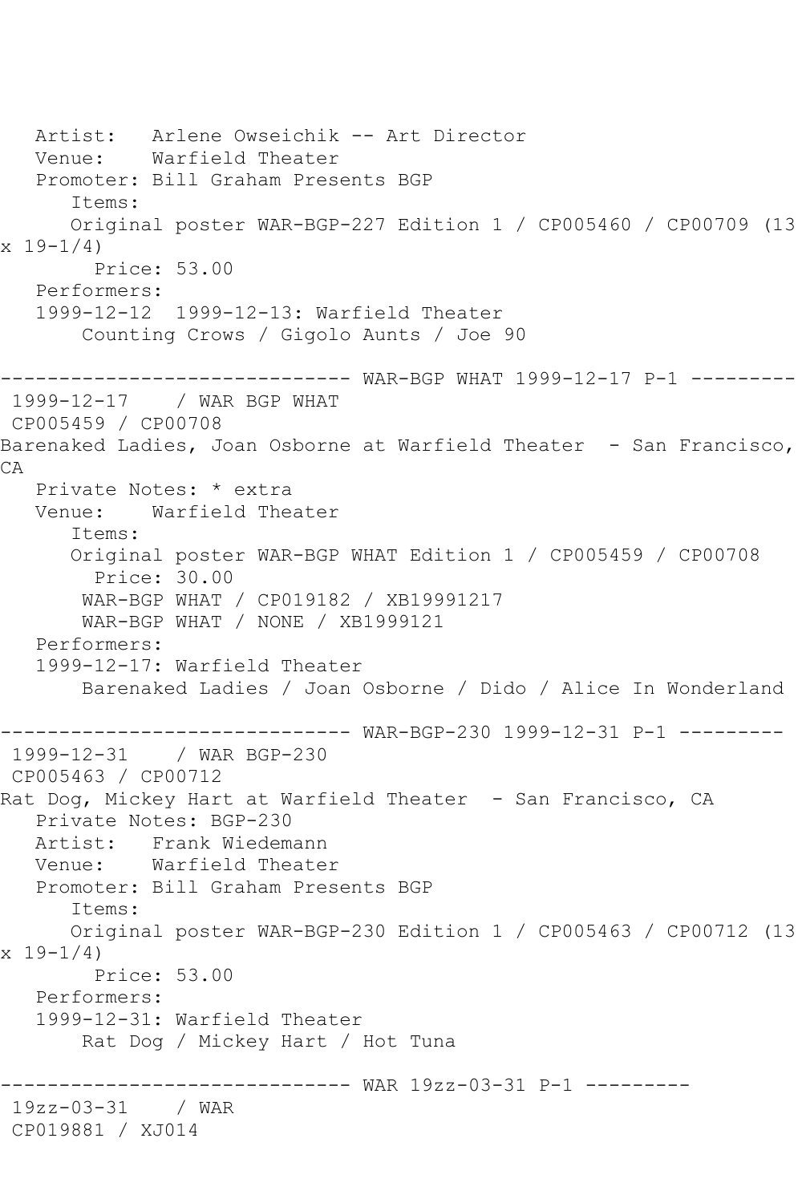Artist:   Arlene Owseichik -- Art Director
Venue:    Warfield Theater
Promoter: Bill Graham Presents BGP
Items:
Original poster WAR-BGP-227 Edition 1 / CP005460 / CP00709 (13 x 19-1/4)
Price: 53.00
Performers:
1999-12-12  1999-12-13: Warfield Theater
Counting Crows / Gigolo Aunts / Joe 90

------------------------------ WAR-BGP WHAT 1999-12-17 P-1 ---------

1999-12-17    / WAR BGP WHAT
CP005459 / CP00708
Barenaked Ladies, Joan Osborne at Warfield Theater  - San Francisco, CA
Private Notes: * extra
Venue:    Warfield Theater
Items:
Original poster WAR-BGP WHAT Edition 1 / CP005459 / CP00708
Price: 30.00
WAR-BGP WHAT / CP019182 / XB19991217
WAR-BGP WHAT / NONE / XB1999121
Performers:
1999-12-17: Warfield Theater
Barenaked Ladies / Joan Osborne / Dido / Alice In Wonderland

------------------------------ WAR-BGP-230 1999-12-31 P-1 ---------

1999-12-31    / WAR BGP-230
CP005463 / CP00712
Rat Dog, Mickey Hart at Warfield Theater  - San Francisco, CA
Private Notes: BGP-230
Artist:   Frank Wiedemann
Venue:    Warfield Theater
Promoter: Bill Graham Presents BGP
Items:
Original poster WAR-BGP-230 Edition 1 / CP005463 / CP00712 (13 x 19-1/4)
Price: 53.00
Performers:
1999-12-31: Warfield Theater
Rat Dog / Mickey Hart / Hot Tuna

------------------------------ WAR 19zz-03-31 P-1 ---------

19zz-03-31    / WAR
CP019881 / XJ014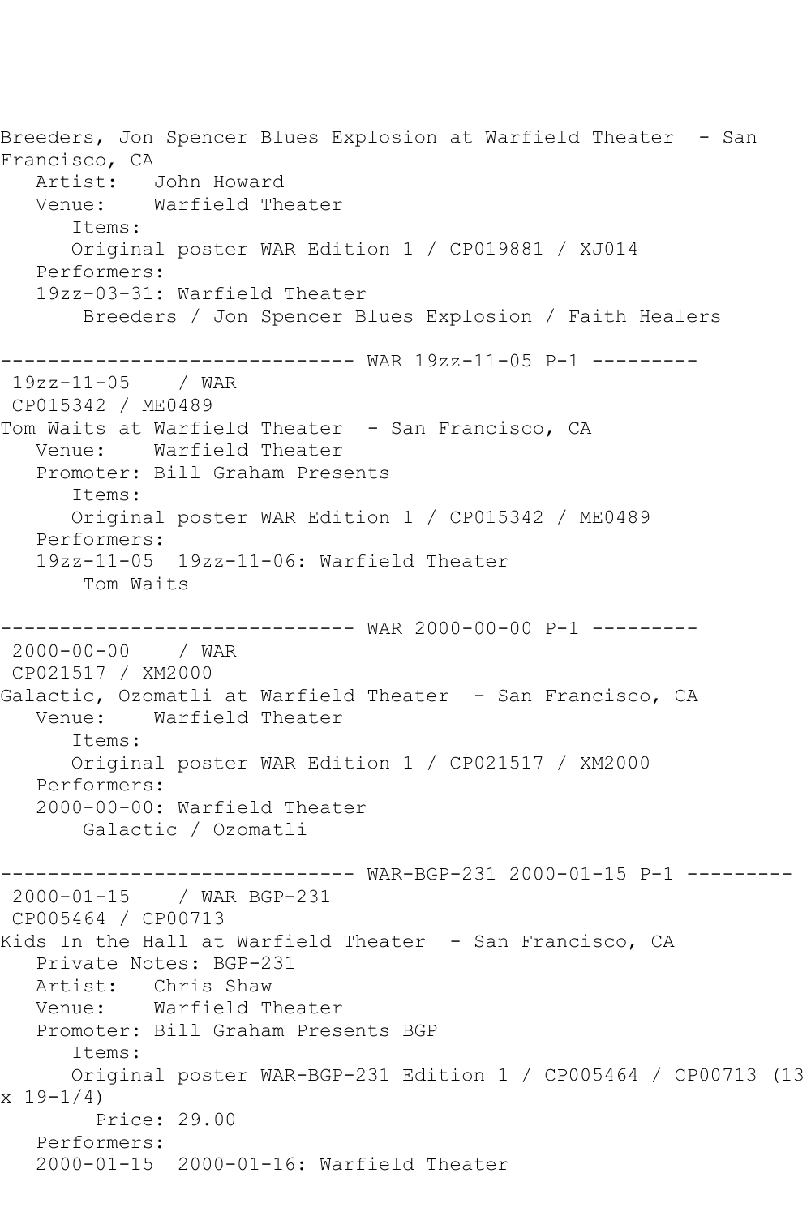Breeders, Jon Spencer Blues Explosion at Warfield Theater - San Francisco, CA
   Artist: John Howard
   Venue: Warfield Theater
      Items:
      Original poster WAR Edition 1 / CP019881 / XJ014
   Performers:
   19zz-03-31: Warfield Theater
       Breeders / Jon Spencer Blues Explosion / Faith Healers

------------------------------ WAR 19zz-11-05 P-1 ---------
 19zz-11-05 / WAR
 CP015342 / ME0489
Tom Waits at Warfield Theater - San Francisco, CA
   Venue: Warfield Theater
   Promoter: Bill Graham Presents
      Items:
      Original poster WAR Edition 1 / CP015342 / ME0489
   Performers:
   19zz-11-05 19zz-11-06: Warfield Theater
       Tom Waits

------------------------------ WAR 2000-00-00 P-1 ---------
 2000-00-00 / WAR
 CP021517 / XM2000
Galactic, Ozomatli at Warfield Theater - San Francisco, CA
   Venue: Warfield Theater
      Items:
      Original poster WAR Edition 1 / CP021517 / XM2000
   Performers:
   2000-00-00: Warfield Theater
       Galactic / Ozomatli

------------------------------ WAR-BGP-231 2000-01-15 P-1 ---------
 2000-01-15 / WAR BGP-231
 CP005464 / CP00713
Kids In the Hall at Warfield Theater - San Francisco, CA
   Private Notes: BGP-231
   Artist: Chris Shaw
   Venue: Warfield Theater
   Promoter: Bill Graham Presents BGP
      Items:
      Original poster WAR-BGP-231 Edition 1 / CP005464 / CP00713 (13 x 19-1/4)
        Price: 29.00
   Performers:
   2000-01-15 2000-01-16: Warfield Theater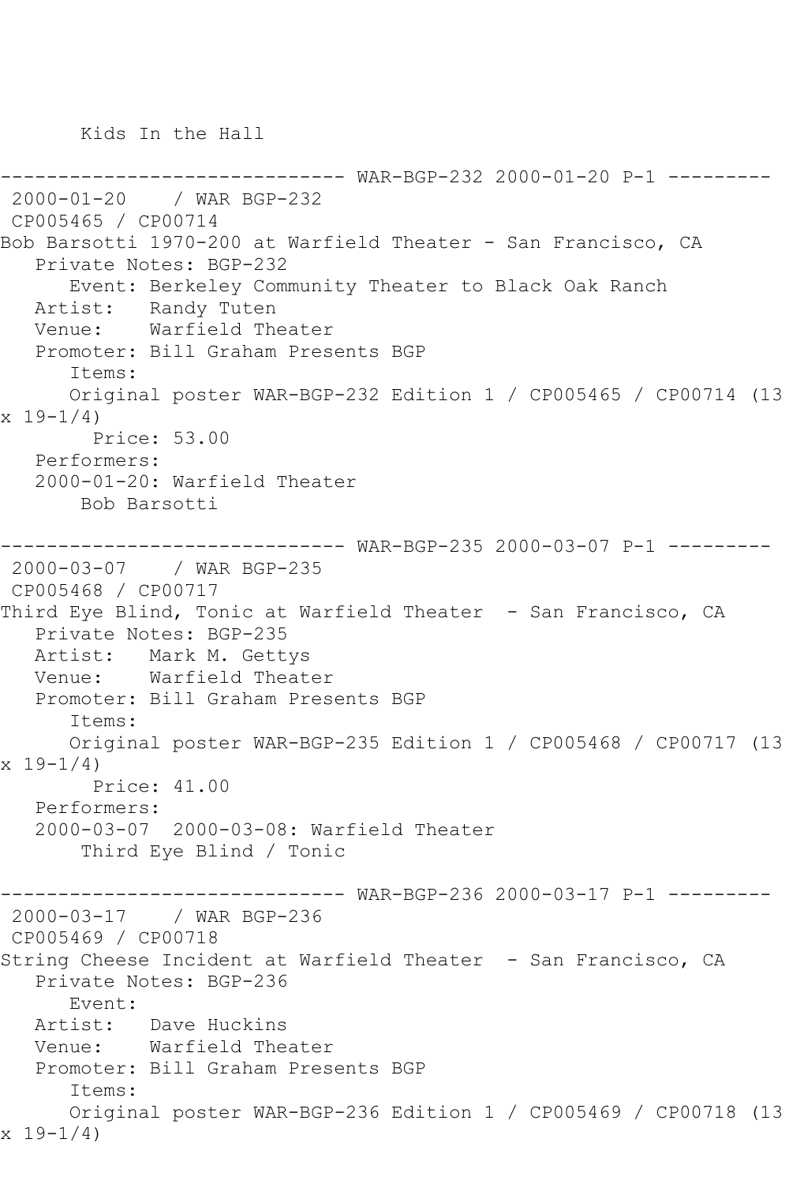Kids In the Hall

------------------------------ WAR-BGP-232 2000-01-20 P-1 ---------

2000-01-20 / WAR BGP-232
CP005465 / CP00714
Bob Barsotti 1970-200 at Warfield Theater - San Francisco, CA
Private Notes: BGP-232
Event: Berkeley Community Theater to Black Oak Ranch
Artist: Randy Tuten
Venue: Warfield Theater
Promoter: Bill Graham Presents BGP
Items:
Original poster WAR-BGP-232 Edition 1 / CP005465 / CP00714 (13 x 19-1/4)
Price: 53.00
Performers:
2000-01-20: Warfield Theater
Bob Barsotti

------------------------------ WAR-BGP-235 2000-03-07 P-1 ---------

2000-03-07 / WAR BGP-235
CP005468 / CP00717
Third Eye Blind, Tonic at Warfield Theater - San Francisco, CA
Private Notes: BGP-235
Artist: Mark M. Gettys
Venue: Warfield Theater
Promoter: Bill Graham Presents BGP
Items:
Original poster WAR-BGP-235 Edition 1 / CP005468 / CP00717 (13 x 19-1/4)
Price: 41.00
Performers:
2000-03-07 2000-03-08: Warfield Theater
Third Eye Blind / Tonic

------------------------------ WAR-BGP-236 2000-03-17 P-1 ---------

2000-03-17 / WAR BGP-236
CP005469 / CP00718
String Cheese Incident at Warfield Theater - San Francisco, CA
Private Notes: BGP-236
Event:
Artist: Dave Huckins
Venue: Warfield Theater
Promoter: Bill Graham Presents BGP
Items:
Original poster WAR-BGP-236 Edition 1 / CP005469 / CP00718 (13 x 19-1/4)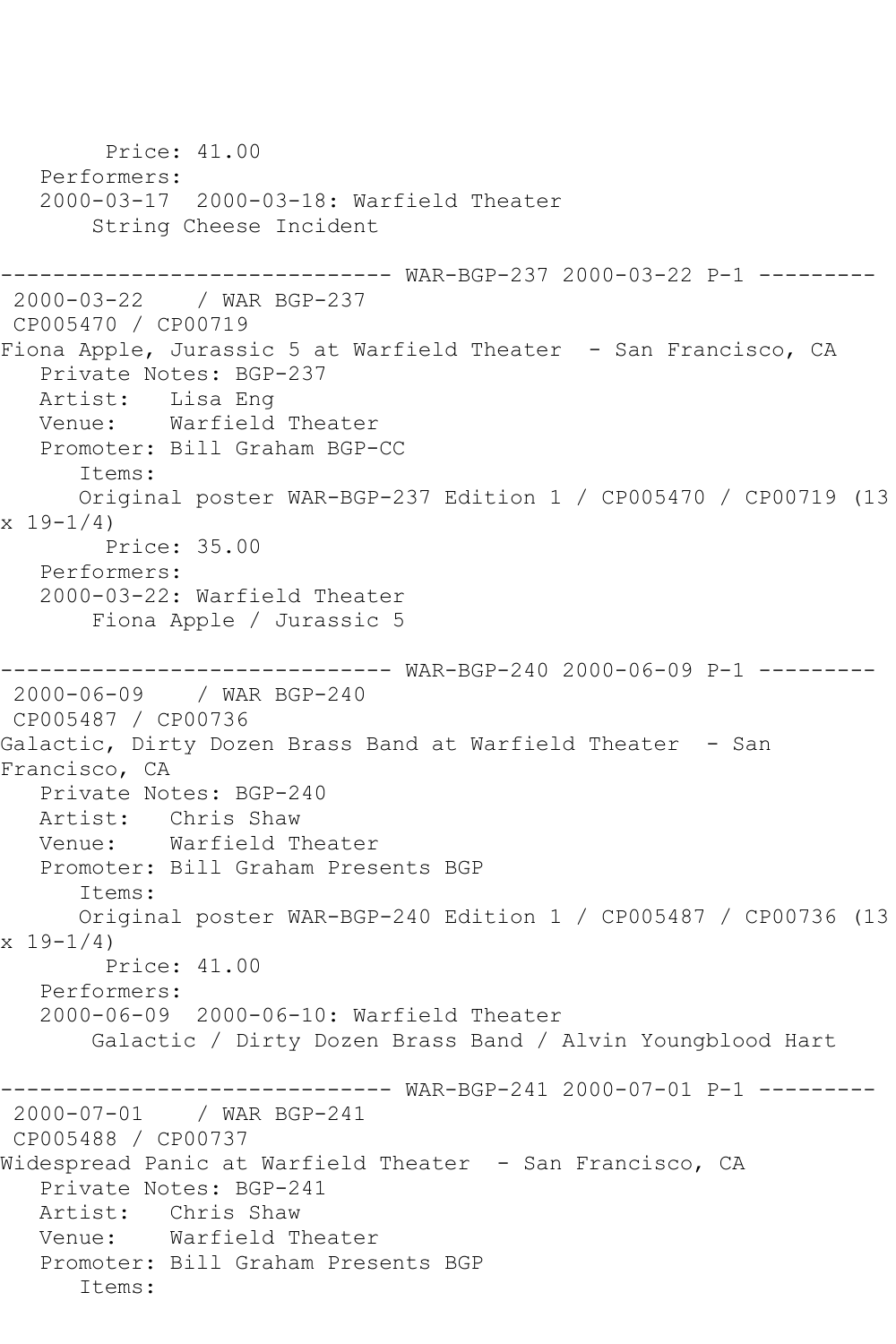Price: 41.00
   Performers:
   2000-03-17  2000-03-18: Warfield Theater
       String Cheese Incident

------------------------------ WAR-BGP-237 2000-03-22 P-1 ---------
 2000-03-22    / WAR BGP-237
 CP005470 / CP00719
Fiona Apple, Jurassic 5 at Warfield Theater  - San Francisco, CA
   Private Notes: BGP-237
   Artist:   Lisa Eng
   Venue:    Warfield Theater
   Promoter: Bill Graham BGP-CC
      Items:
      Original poster WAR-BGP-237 Edition 1 / CP005470 / CP00719 (13 x 19-1/4)
        Price: 35.00
   Performers:
   2000-03-22: Warfield Theater
       Fiona Apple / Jurassic 5

------------------------------ WAR-BGP-240 2000-06-09 P-1 ---------
 2000-06-09    / WAR BGP-240
 CP005487 / CP00736
Galactic, Dirty Dozen Brass Band at Warfield Theater  - San Francisco, CA
   Private Notes: BGP-240
   Artist:   Chris Shaw
   Venue:    Warfield Theater
   Promoter: Bill Graham Presents BGP
      Items:
      Original poster WAR-BGP-240 Edition 1 / CP005487 / CP00736 (13 x 19-1/4)
        Price: 41.00
   Performers:
   2000-06-09  2000-06-10: Warfield Theater
       Galactic / Dirty Dozen Brass Band / Alvin Youngblood Hart

------------------------------ WAR-BGP-241 2000-07-01 P-1 ---------
 2000-07-01    / WAR BGP-241
 CP005488 / CP00737
Widespread Panic at Warfield Theater  - San Francisco, CA
   Private Notes: BGP-241
   Artist:   Chris Shaw
   Venue:    Warfield Theater
   Promoter: Bill Graham Presents BGP
      Items: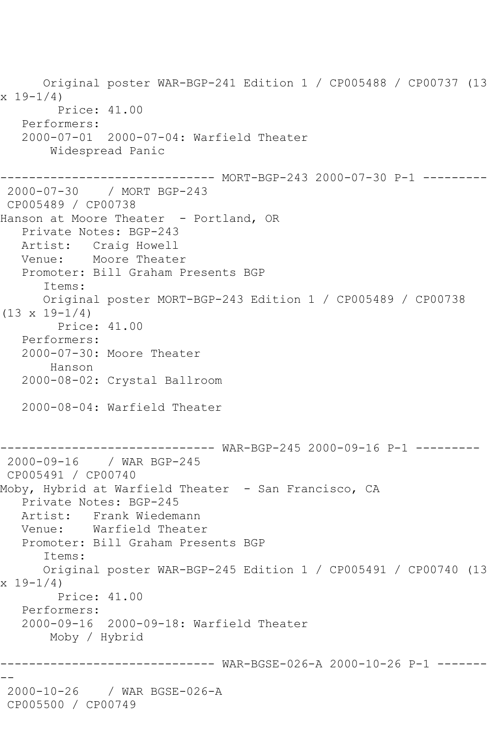```
      Original poster WAR-BGP-241 Edition 1 / CP005488 / CP00737 (13
x 19-1/4)
        Price: 41.00
   Performers:
   2000-07-01  2000-07-04: Warfield Theater
       Widespread Panic

------------------------------ MORT-BGP-243 2000-07-30 P-1 ---------
 2000-07-30    / MORT BGP-243
 CP005489 / CP00738
Hanson at Moore Theater  - Portland, OR
   Private Notes: BGP-243
   Artist:   Craig Howell
   Venue:    Moore Theater
   Promoter: Bill Graham Presents BGP
      Items:
      Original poster MORT-BGP-243 Edition 1 / CP005489 / CP00738
(13 x 19-1/4)
        Price: 41.00
   Performers:
   2000-07-30: Moore Theater
       Hanson
   2000-08-02: Crystal Ballroom

   2000-08-04: Warfield Theater


------------------------------ WAR-BGP-245 2000-09-16 P-1 ---------
 2000-09-16    / WAR BGP-245
 CP005491 / CP00740
Moby, Hybrid at Warfield Theater  - San Francisco, CA
   Private Notes: BGP-245
   Artist:   Frank Wiedemann
   Venue:    Warfield Theater
   Promoter: Bill Graham Presents BGP
      Items:
      Original poster WAR-BGP-245 Edition 1 / CP005491 / CP00740 (13
x 19-1/4)
        Price: 41.00
   Performers:
   2000-09-16  2000-09-18: Warfield Theater
       Moby / Hybrid

------------------------------ WAR-BGSE-026-A 2000-10-26 P-1 -------
--
 2000-10-26    / WAR BGSE-026-A
 CP005500 / CP00749
```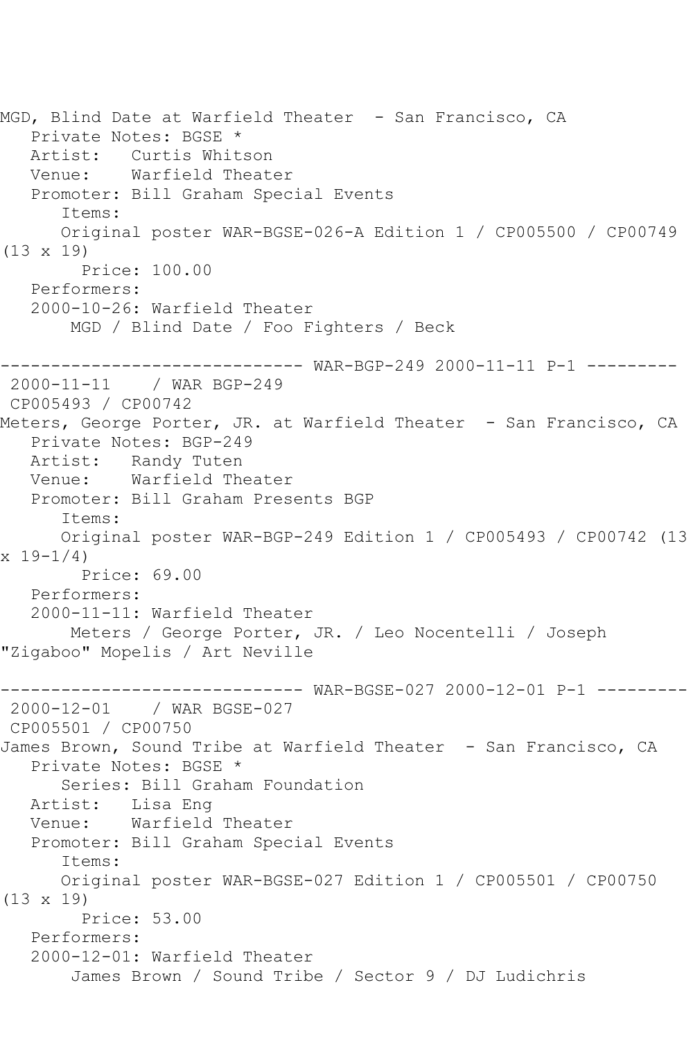MGD, Blind Date at Warfield Theater - San Francisco, CA
Private Notes: BGSE *
Artist: Curtis Whitson
Venue: Warfield Theater
Promoter: Bill Graham Special Events
Items:
Original poster WAR-BGSE-026-A Edition 1 / CP005500 / CP00749 (13 x 19)
Price: 100.00
Performers:
2000-10-26: Warfield Theater
MGD / Blind Date / Foo Fighters / Beck

------------------------------ WAR-BGP-249 2000-11-11 P-1 ---------

2000-11-11 / WAR BGP-249
CP005493 / CP00742
Meters, George Porter, JR. at Warfield Theater - San Francisco, CA
Private Notes: BGP-249
Artist: Randy Tuten
Venue: Warfield Theater
Promoter: Bill Graham Presents BGP
Items:
Original poster WAR-BGP-249 Edition 1 / CP005493 / CP00742 (13 x 19-1/4)
Price: 69.00
Performers:
2000-11-11: Warfield Theater
Meters / George Porter, JR. / Leo Nocentelli / Joseph "Zigaboo" Mopelis / Art Neville

------------------------------ WAR-BGSE-027 2000-12-01 P-1 ---------

2000-12-01 / WAR BGSE-027
CP005501 / CP00750
James Brown, Sound Tribe at Warfield Theater - San Francisco, CA
Private Notes: BGSE *
Series: Bill Graham Foundation
Artist: Lisa Eng
Venue: Warfield Theater
Promoter: Bill Graham Special Events
Items:
Original poster WAR-BGSE-027 Edition 1 / CP005501 / CP00750 (13 x 19)
Price: 53.00
Performers:
2000-12-01: Warfield Theater
James Brown / Sound Tribe / Sector 9 / DJ Ludichris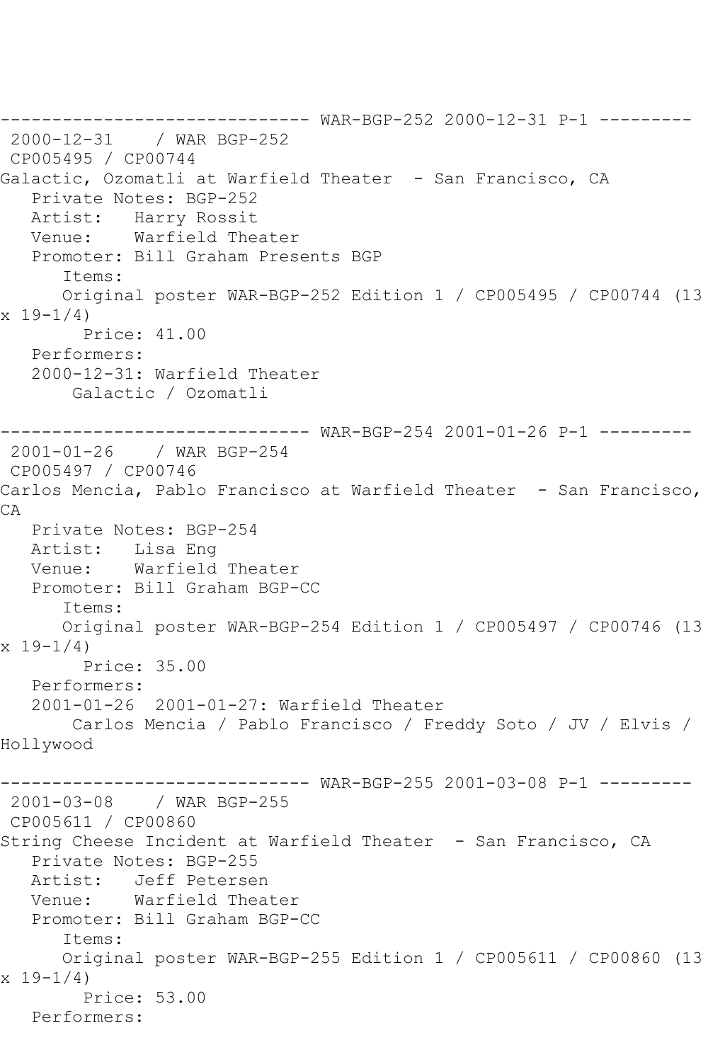------------------------------ WAR-BGP-252 2000-12-31 P-1 ---------

2000-12-31 / WAR BGP-252
CP005495 / CP00744
Galactic, Ozomatli at Warfield Theater - San Francisco, CA
Private Notes: BGP-252
Artist: Harry Rossit
Venue: Warfield Theater
Promoter: Bill Graham Presents BGP
Items:
Original poster WAR-BGP-252 Edition 1 / CP005495 / CP00744 (13 x 19-1/4)
Price: 41.00
Performers:
2000-12-31: Warfield Theater
Galactic / Ozomatli

------------------------------ WAR-BGP-254 2001-01-26 P-1 ---------

2001-01-26 / WAR BGP-254
CP005497 / CP00746
Carlos Mencia, Pablo Francisco at Warfield Theater - San Francisco, CA
Private Notes: BGP-254
Artist: Lisa Eng
Venue: Warfield Theater
Promoter: Bill Graham BGP-CC
Items:
Original poster WAR-BGP-254 Edition 1 / CP005497 / CP00746 (13 x 19-1/4)
Price: 35.00
Performers:
2001-01-26 2001-01-27: Warfield Theater
Carlos Mencia / Pablo Francisco / Freddy Soto / JV / Elvis / Hollywood

------------------------------ WAR-BGP-255 2001-03-08 P-1 ---------

2001-03-08 / WAR BGP-255
CP005611 / CP00860
String Cheese Incident at Warfield Theater - San Francisco, CA
Private Notes: BGP-255
Artist: Jeff Petersen
Venue: Warfield Theater
Promoter: Bill Graham BGP-CC
Items:
Original poster WAR-BGP-255 Edition 1 / CP005611 / CP00860 (13 x 19-1/4)
Price: 53.00
Performers: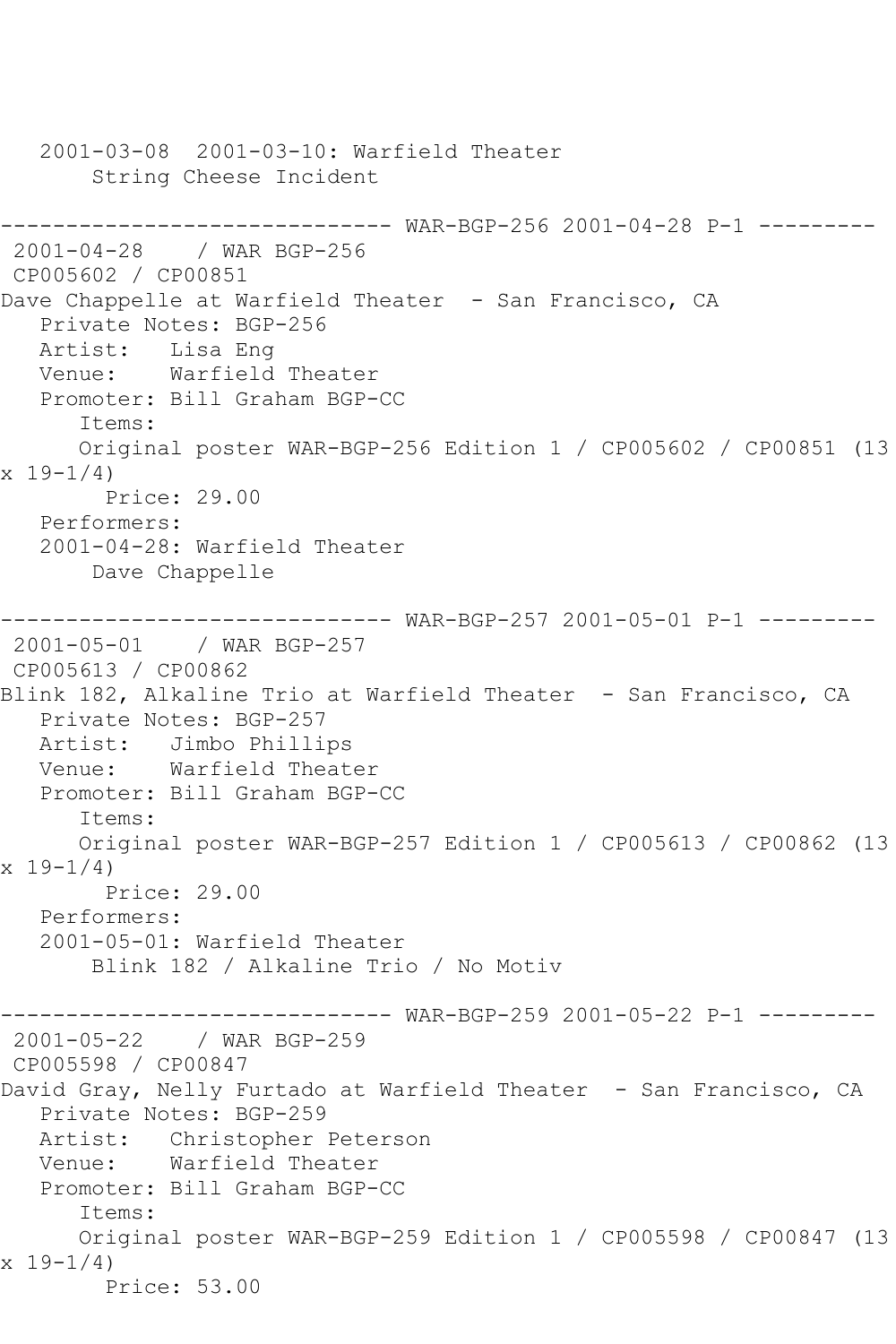2001-03-08  2001-03-10: Warfield Theater
String Cheese Incident

------------------------------ WAR-BGP-256 2001-04-28 P-1 ---------

2001-04-28    / WAR BGP-256
CP005602 / CP00851
Dave Chappelle at Warfield Theater  - San Francisco, CA
Private Notes: BGP-256
Artist:   Lisa Eng
Venue:    Warfield Theater
Promoter: Bill Graham BGP-CC
Items:
Original poster WAR-BGP-256 Edition 1 / CP005602 / CP00851 (13 x 19-1/4)
Price: 29.00
Performers:
2001-04-28: Warfield Theater
Dave Chappelle

------------------------------ WAR-BGP-257 2001-05-01 P-1 ---------

2001-05-01    / WAR BGP-257
CP005613 / CP00862
Blink 182, Alkaline Trio at Warfield Theater  - San Francisco, CA
Private Notes: BGP-257
Artist:   Jimbo Phillips
Venue:    Warfield Theater
Promoter: Bill Graham BGP-CC
Items:
Original poster WAR-BGP-257 Edition 1 / CP005613 / CP00862 (13 x 19-1/4)
Price: 29.00
Performers:
2001-05-01: Warfield Theater
Blink 182 / Alkaline Trio / No Motiv

------------------------------ WAR-BGP-259 2001-05-22 P-1 ---------

2001-05-22    / WAR BGP-259
CP005598 / CP00847
David Gray, Nelly Furtado at Warfield Theater  - San Francisco, CA
Private Notes: BGP-259
Artist:   Christopher Peterson
Venue:    Warfield Theater
Promoter: Bill Graham BGP-CC
Items:
Original poster WAR-BGP-259 Edition 1 / CP005598 / CP00847 (13 x 19-1/4)
Price: 53.00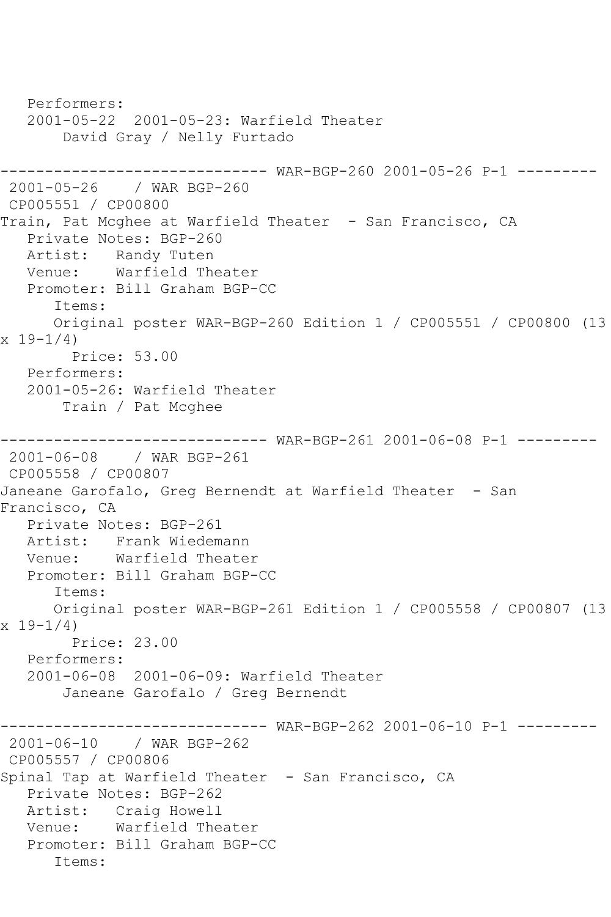Performers:
   2001-05-22  2001-05-23: Warfield Theater
       David Gray / Nelly Furtado

------------------------------ WAR-BGP-260 2001-05-26 P-1 ---------
 2001-05-26    / WAR BGP-260
 CP005551 / CP00800
Train, Pat Mcghee at Warfield Theater  - San Francisco, CA
   Private Notes: BGP-260
   Artist:   Randy Tuten
   Venue:    Warfield Theater
   Promoter: Bill Graham BGP-CC
      Items:
      Original poster WAR-BGP-260 Edition 1 / CP005551 / CP00800 (13 x 19-1/4)
        Price: 53.00
   Performers:
   2001-05-26: Warfield Theater
       Train / Pat Mcghee

------------------------------ WAR-BGP-261 2001-06-08 P-1 ---------
 2001-06-08    / WAR BGP-261
 CP005558 / CP00807
Janeane Garofalo, Greg Bernendt at Warfield Theater  - San Francisco, CA
   Private Notes: BGP-261
   Artist:   Frank Wiedemann
   Venue:    Warfield Theater
   Promoter: Bill Graham BGP-CC
      Items:
      Original poster WAR-BGP-261 Edition 1 / CP005558 / CP00807 (13 x 19-1/4)
        Price: 23.00
   Performers:
   2001-06-08  2001-06-09: Warfield Theater
       Janeane Garofalo / Greg Bernendt

------------------------------ WAR-BGP-262 2001-06-10 P-1 ---------
 2001-06-10    / WAR BGP-262
 CP005557 / CP00806
Spinal Tap at Warfield Theater  - San Francisco, CA
   Private Notes: BGP-262
   Artist:   Craig Howell
   Venue:    Warfield Theater
   Promoter: Bill Graham BGP-CC
      Items: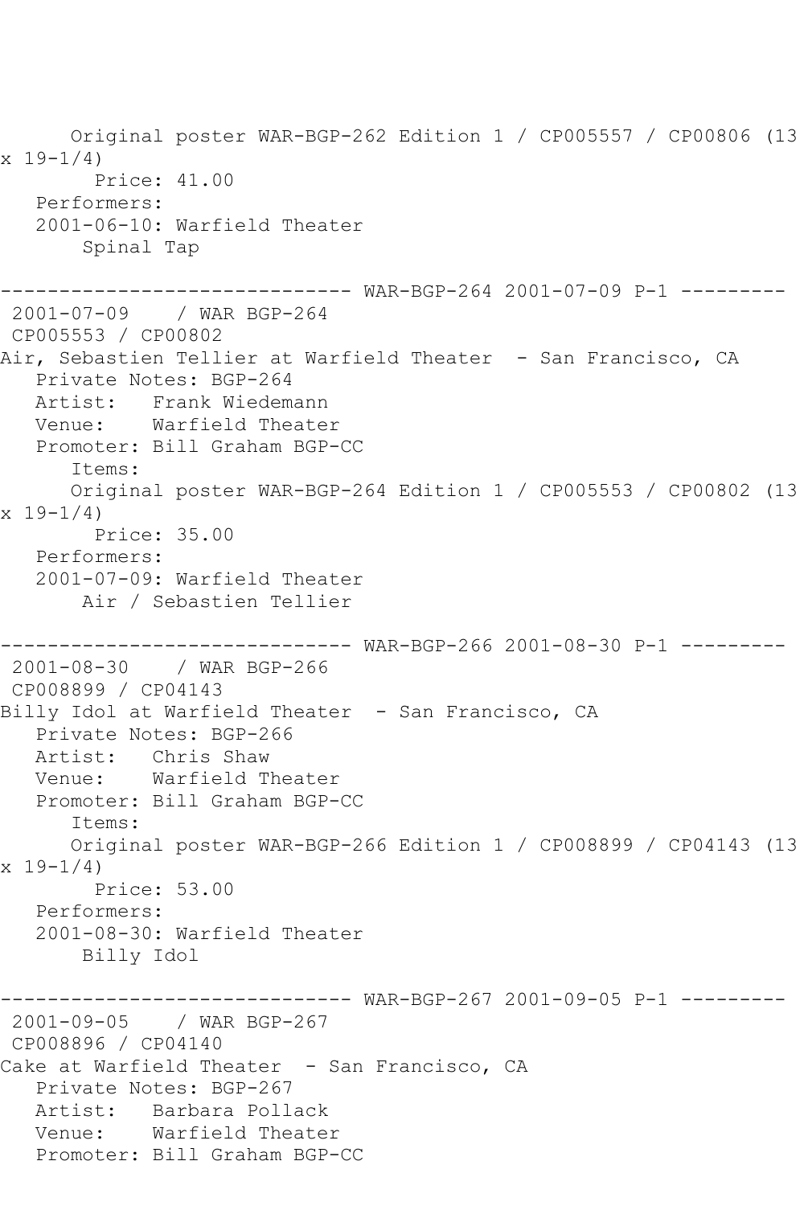Original poster WAR-BGP-262 Edition 1 / CP005557 / CP00806 (13 x 19-1/4)
Price: 41.00
Performers:
2001-06-10: Warfield Theater
Spinal Tap

------------------------------ WAR-BGP-264 2001-07-09 P-1 ---------
2001-07-09 / WAR BGP-264
CP005553 / CP00802
Air, Sebastien Tellier at Warfield Theater - San Francisco, CA
Private Notes: BGP-264
Artist: Frank Wiedemann
Venue: Warfield Theater
Promoter: Bill Graham BGP-CC
Items:
Original poster WAR-BGP-264 Edition 1 / CP005553 / CP00802 (13 x 19-1/4)
Price: 35.00
Performers:
2001-07-09: Warfield Theater
Air / Sebastien Tellier

------------------------------ WAR-BGP-266 2001-08-30 P-1 ---------
2001-08-30 / WAR BGP-266
CP008899 / CP04143
Billy Idol at Warfield Theater - San Francisco, CA
Private Notes: BGP-266
Artist: Chris Shaw
Venue: Warfield Theater
Promoter: Bill Graham BGP-CC
Items:
Original poster WAR-BGP-266 Edition 1 / CP008899 / CP04143 (13 x 19-1/4)
Price: 53.00
Performers:
2001-08-30: Warfield Theater
Billy Idol

------------------------------ WAR-BGP-267 2001-09-05 P-1 ---------
2001-09-05 / WAR BGP-267
CP008896 / CP04140
Cake at Warfield Theater - San Francisco, CA
Private Notes: BGP-267
Artist: Barbara Pollack
Venue: Warfield Theater
Promoter: Bill Graham BGP-CC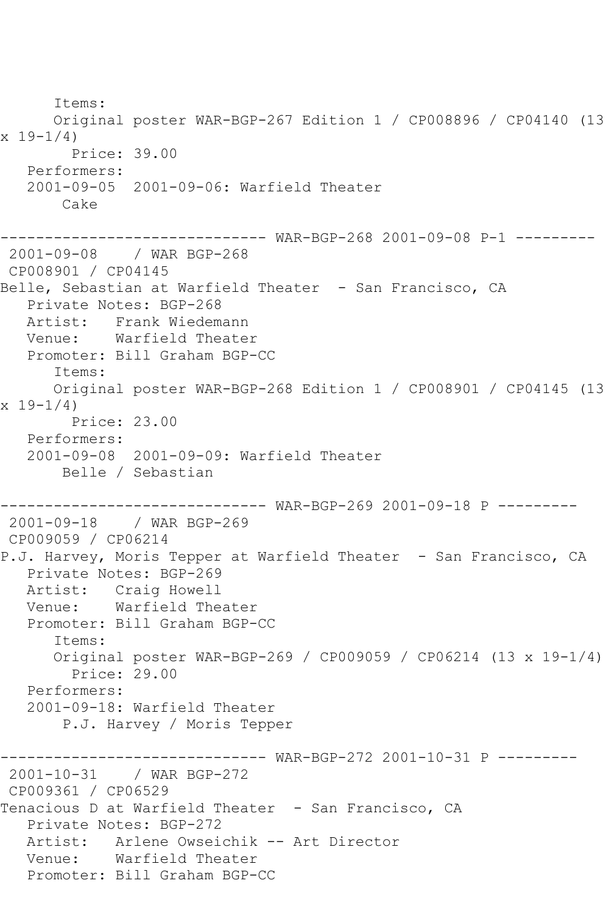Items:
Original poster WAR-BGP-267 Edition 1 / CP008896 / CP04140 (13 x 19-1/4)
Price: 39.00
Performers:
2001-09-05 2001-09-06: Warfield Theater
Cake

------------------------------ WAR-BGP-268 2001-09-08 P-1 ---------
2001-09-08 / WAR BGP-268
CP008901 / CP04145
Belle, Sebastian at Warfield Theater - San Francisco, CA
Private Notes: BGP-268
Artist: Frank Wiedemann
Venue: Warfield Theater
Promoter: Bill Graham BGP-CC
Items:
Original poster WAR-BGP-268 Edition 1 / CP008901 / CP04145 (13 x 19-1/4)
Price: 23.00
Performers:
2001-09-08 2001-09-09: Warfield Theater
Belle / Sebastian

------------------------------ WAR-BGP-269 2001-09-18 P ---------
2001-09-18 / WAR BGP-269
CP009059 / CP06214
P.J. Harvey, Moris Tepper at Warfield Theater - San Francisco, CA
Private Notes: BGP-269
Artist: Craig Howell
Venue: Warfield Theater
Promoter: Bill Graham BGP-CC
Items:
Original poster WAR-BGP-269 / CP009059 / CP06214 (13 x 19-1/4)
Price: 29.00
Performers:
2001-09-18: Warfield Theater
P.J. Harvey / Moris Tepper

------------------------------ WAR-BGP-272 2001-10-31 P ---------
2001-10-31 / WAR BGP-272
CP009361 / CP06529
Tenacious D at Warfield Theater - San Francisco, CA
Private Notes: BGP-272
Artist: Arlene Owseichik -- Art Director
Venue: Warfield Theater
Promoter: Bill Graham BGP-CC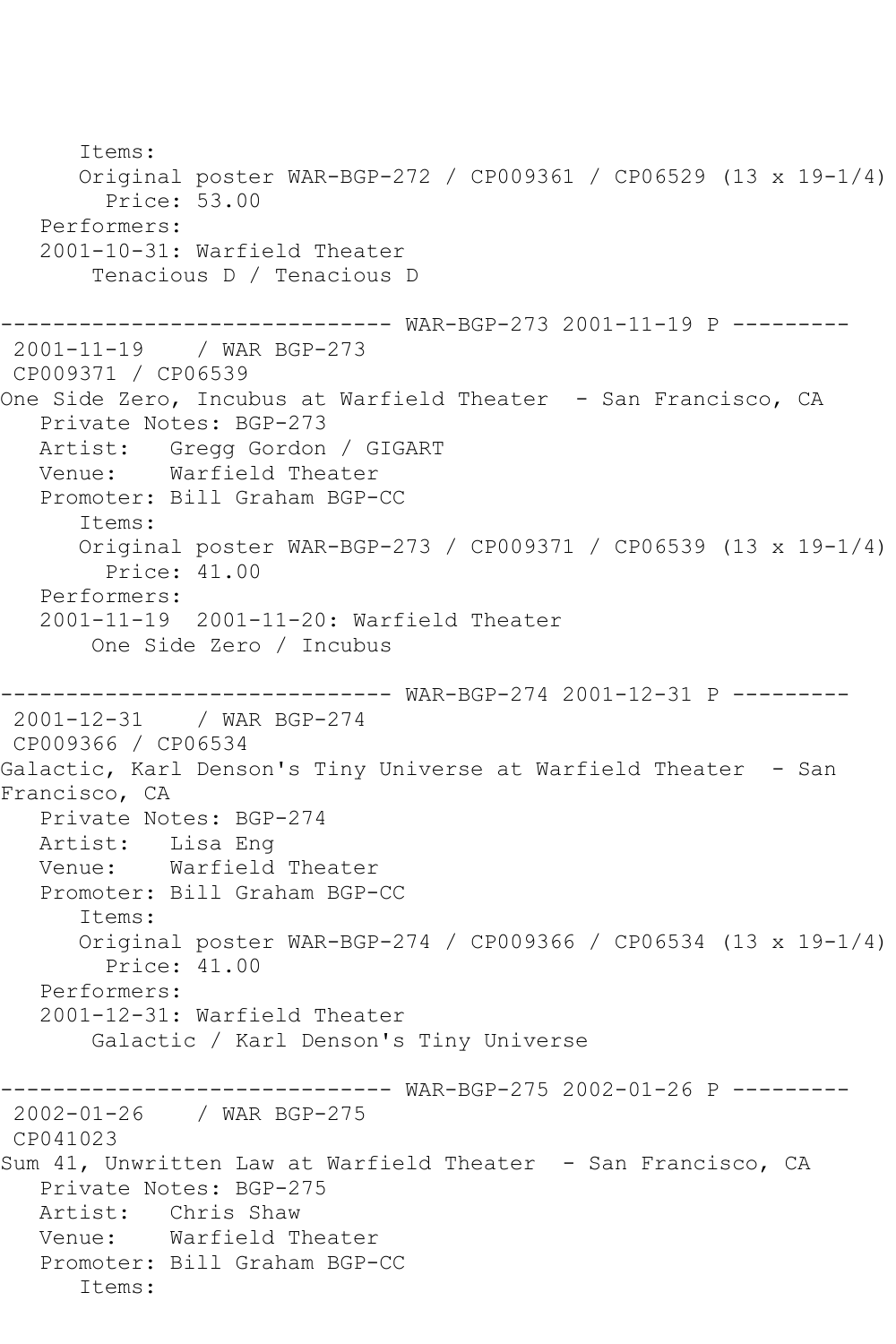```
      Items:
      Original poster WAR-BGP-272 / CP009361 / CP06529 (13 x 19-1/4)
        Price: 53.00
   Performers:
   2001-10-31: Warfield Theater
       Tenacious D / Tenacious D

------------------------------ WAR-BGP-273 2001-11-19 P ---------
 2001-11-19    / WAR BGP-273
 CP009371 / CP06539
One Side Zero, Incubus at Warfield Theater  - San Francisco, CA
   Private Notes: BGP-273
   Artist:   Gregg Gordon / GIGART
   Venue:    Warfield Theater
   Promoter: Bill Graham BGP-CC
      Items:
      Original poster WAR-BGP-273 / CP009371 / CP06539 (13 x 19-1/4)
        Price: 41.00
   Performers:
   2001-11-19  2001-11-20: Warfield Theater
       One Side Zero / Incubus

------------------------------ WAR-BGP-274 2001-12-31 P ---------
 2001-12-31    / WAR BGP-274
 CP009366 / CP06534
Galactic, Karl Denson's Tiny Universe at Warfield Theater  - San
Francisco, CA
   Private Notes: BGP-274
   Artist:   Lisa Eng
   Venue:    Warfield Theater
   Promoter: Bill Graham BGP-CC
      Items:
      Original poster WAR-BGP-274 / CP009366 / CP06534 (13 x 19-1/4)
        Price: 41.00
   Performers:
   2001-12-31: Warfield Theater
       Galactic / Karl Denson's Tiny Universe

------------------------------ WAR-BGP-275 2002-01-26 P ---------
 2002-01-26    / WAR BGP-275
 CP041023
Sum 41, Unwritten Law at Warfield Theater  - San Francisco, CA
   Private Notes: BGP-275
   Artist:   Chris Shaw
   Venue:    Warfield Theater
   Promoter: Bill Graham BGP-CC
      Items:
```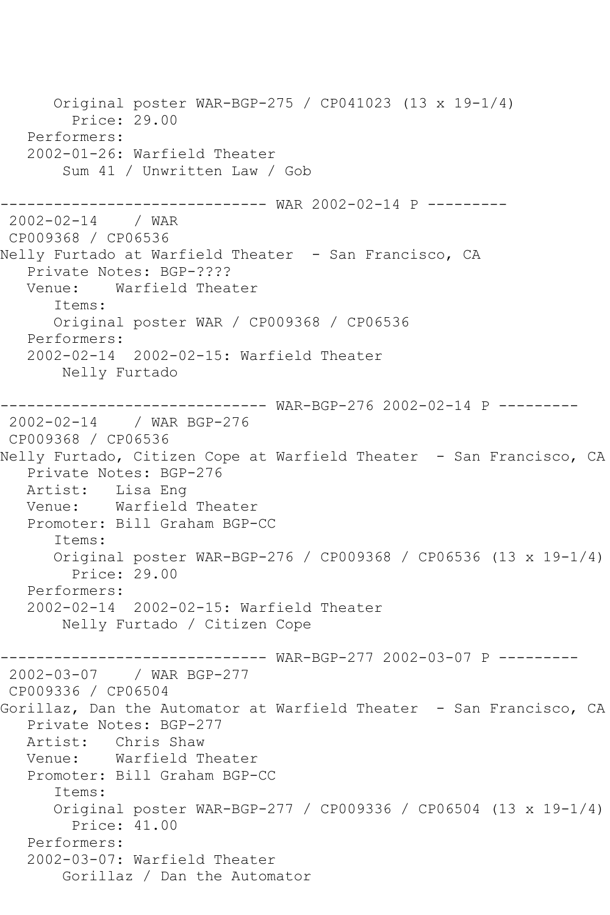Original poster WAR-BGP-275 / CP041023 (13 x 19-1/4)
Price: 29.00
Performers:
2002-01-26: Warfield Theater
Sum 41 / Unwritten Law / Gob

------------------------------ WAR 2002-02-14 P ---------
2002-02-14 / WAR
CP009368 / CP06536
Nelly Furtado at Warfield Theater - San Francisco, CA
Private Notes: BGP-????
Venue: Warfield Theater
Items:
Original poster WAR / CP009368 / CP06536
Performers:
2002-02-14 2002-02-15: Warfield Theater
Nelly Furtado

------------------------------ WAR-BGP-276 2002-02-14 P ---------
2002-02-14 / WAR BGP-276
CP009368 / CP06536
Nelly Furtado, Citizen Cope at Warfield Theater - San Francisco, CA
Private Notes: BGP-276
Artist: Lisa Eng
Venue: Warfield Theater
Promoter: Bill Graham BGP-CC
Items:
Original poster WAR-BGP-276 / CP009368 / CP06536 (13 x 19-1/4)
Price: 29.00
Performers:
2002-02-14 2002-02-15: Warfield Theater
Nelly Furtado / Citizen Cope

------------------------------ WAR-BGP-277 2002-03-07 P ---------
2002-03-07 / WAR BGP-277
CP009336 / CP06504
Gorillaz, Dan the Automator at Warfield Theater - San Francisco, CA
Private Notes: BGP-277
Artist: Chris Shaw
Venue: Warfield Theater
Promoter: Bill Graham BGP-CC
Items:
Original poster WAR-BGP-277 / CP009336 / CP06504 (13 x 19-1/4)
Price: 41.00
Performers:
2002-03-07: Warfield Theater
Gorillaz / Dan the Automator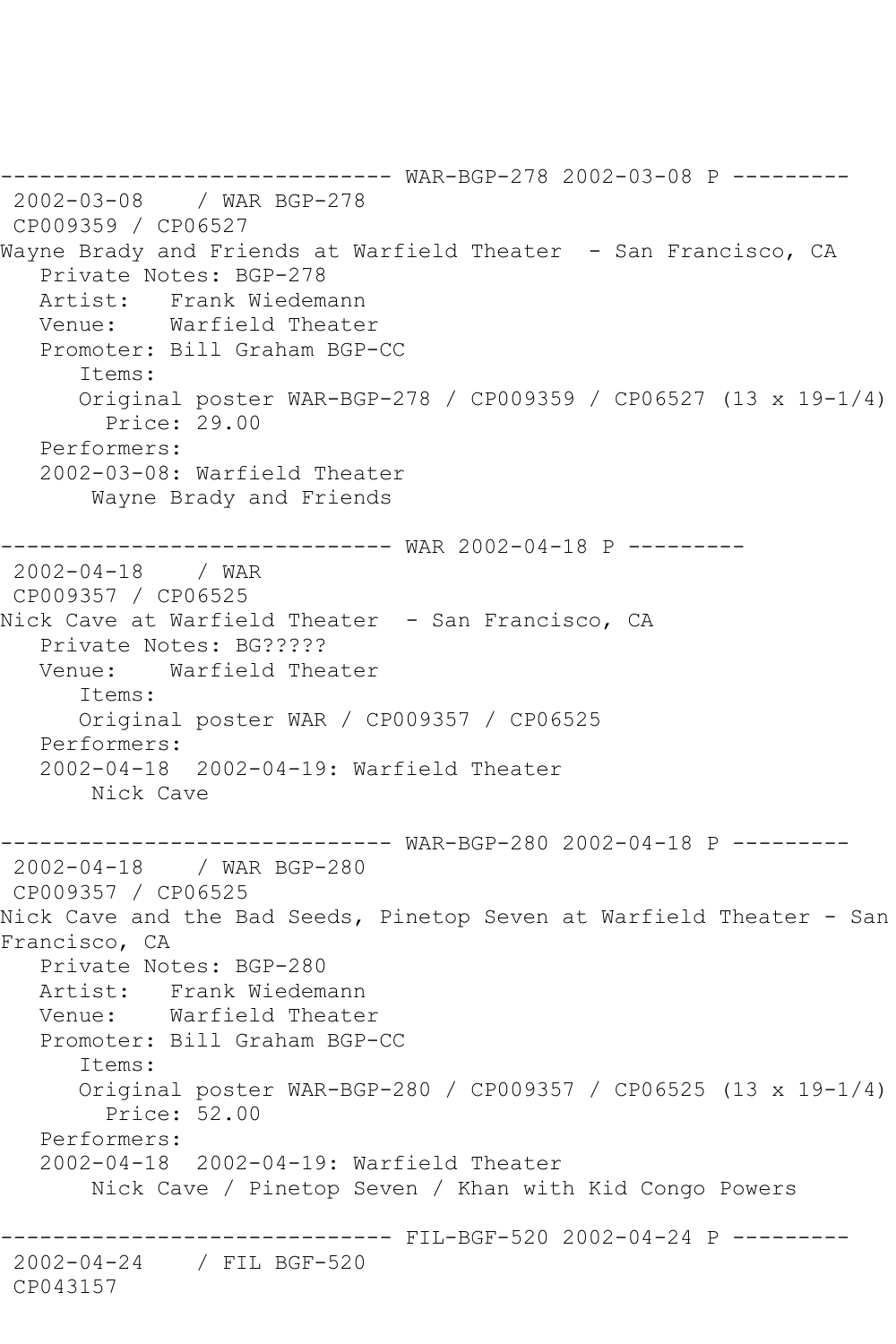------------------------------ WAR-BGP-278 2002-03-08 P ---------
 2002-03-08    / WAR BGP-278
 CP009359 / CP06527
Wayne Brady and Friends at Warfield Theater  - San Francisco, CA
   Private Notes: BGP-278
   Artist:   Frank Wiedemann
   Venue:    Warfield Theater
   Promoter: Bill Graham BGP-CC
      Items:
      Original poster WAR-BGP-278 / CP009359 / CP06527 (13 x 19-1/4)
        Price: 29.00
   Performers:
   2002-03-08: Warfield Theater
       Wayne Brady and Friends

------------------------------ WAR 2002-04-18 P ---------
 2002-04-18    / WAR
 CP009357 / CP06525
Nick Cave at Warfield Theater  - San Francisco, CA
   Private Notes: BG?????
   Venue:    Warfield Theater
      Items:
      Original poster WAR / CP009357 / CP06525
   Performers:
   2002-04-18  2002-04-19: Warfield Theater
       Nick Cave

------------------------------ WAR-BGP-280 2002-04-18 P ---------
 2002-04-18    / WAR BGP-280
 CP009357 / CP06525
Nick Cave and the Bad Seeds, Pinetop Seven at Warfield Theater - San Francisco, CA
   Private Notes: BGP-280
   Artist:   Frank Wiedemann
   Venue:    Warfield Theater
   Promoter: Bill Graham BGP-CC
      Items:
      Original poster WAR-BGP-280 / CP009357 / CP06525 (13 x 19-1/4)
        Price: 52.00
   Performers:
   2002-04-18  2002-04-19: Warfield Theater
       Nick Cave / Pinetop Seven / Khan with Kid Congo Powers

------------------------------ FIL-BGF-520 2002-04-24 P ---------
 2002-04-24    / FIL BGF-520
 CP043157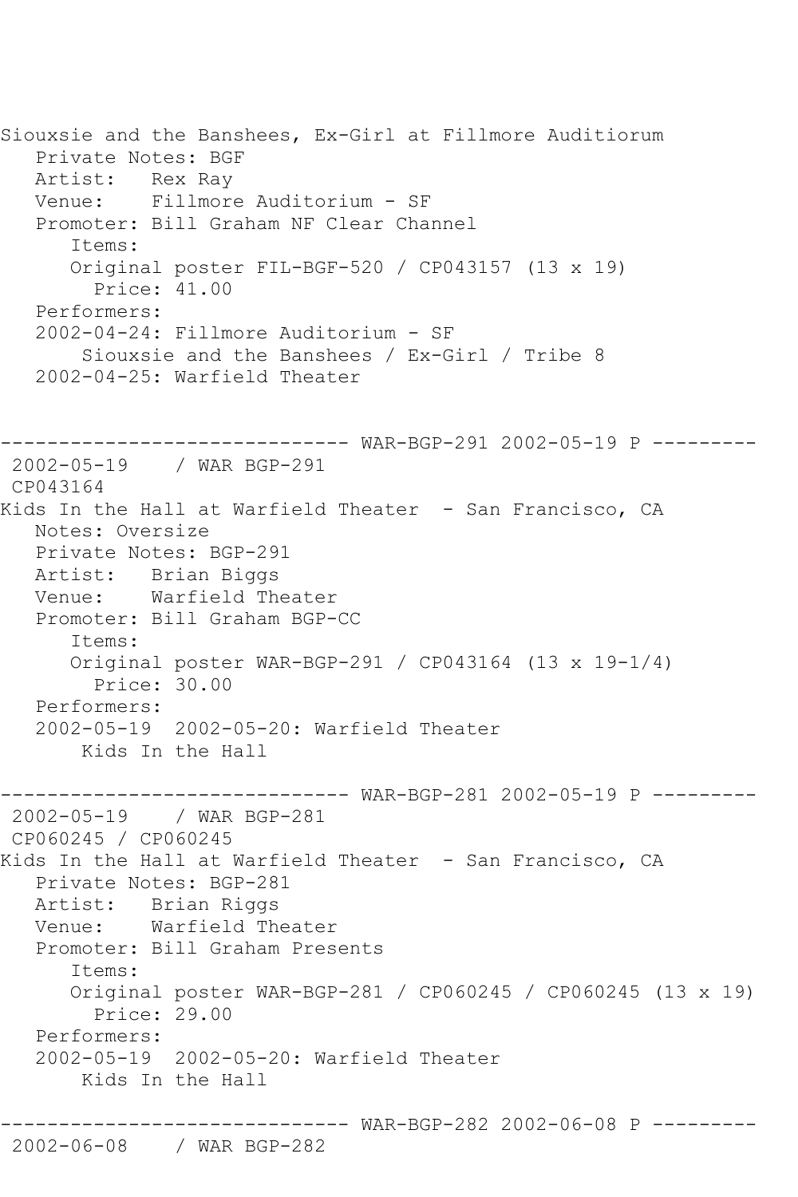```
Siouxsie and the Banshees, Ex-Girl at Fillmore Auditiorum
   Private Notes: BGF
   Artist:   Rex Ray
   Venue:    Fillmore Auditorium - SF
   Promoter: Bill Graham NF Clear Channel
      Items:
      Original poster FIL-BGF-520 / CP043157 (13 x 19)
        Price: 41.00
   Performers:
   2002-04-24: Fillmore Auditorium - SF
       Siouxsie and the Banshees / Ex-Girl / Tribe 8
   2002-04-25: Warfield Theater


------------------------------ WAR-BGP-291 2002-05-19 P ---------
 2002-05-19    / WAR BGP-291
 CP043164
Kids In the Hall at Warfield Theater  - San Francisco, CA
   Notes: Oversize
   Private Notes: BGP-291
   Artist:   Brian Biggs
   Venue:    Warfield Theater
   Promoter: Bill Graham BGP-CC
      Items:
      Original poster WAR-BGP-291 / CP043164 (13 x 19-1/4)
        Price: 30.00
   Performers:
   2002-05-19  2002-05-20: Warfield Theater
       Kids In the Hall

------------------------------ WAR-BGP-281 2002-05-19 P ---------
 2002-05-19    / WAR BGP-281
 CP060245 / CP060245
Kids In the Hall at Warfield Theater  - San Francisco, CA
   Private Notes: BGP-281
   Artist:   Brian Riggs
   Venue:    Warfield Theater
   Promoter: Bill Graham Presents
      Items:
      Original poster WAR-BGP-281 / CP060245 / CP060245 (13 x 19)
        Price: 29.00
   Performers:
   2002-05-19  2002-05-20: Warfield Theater
       Kids In the Hall

------------------------------ WAR-BGP-282 2002-06-08 P ---------
 2002-06-08    / WAR BGP-282
```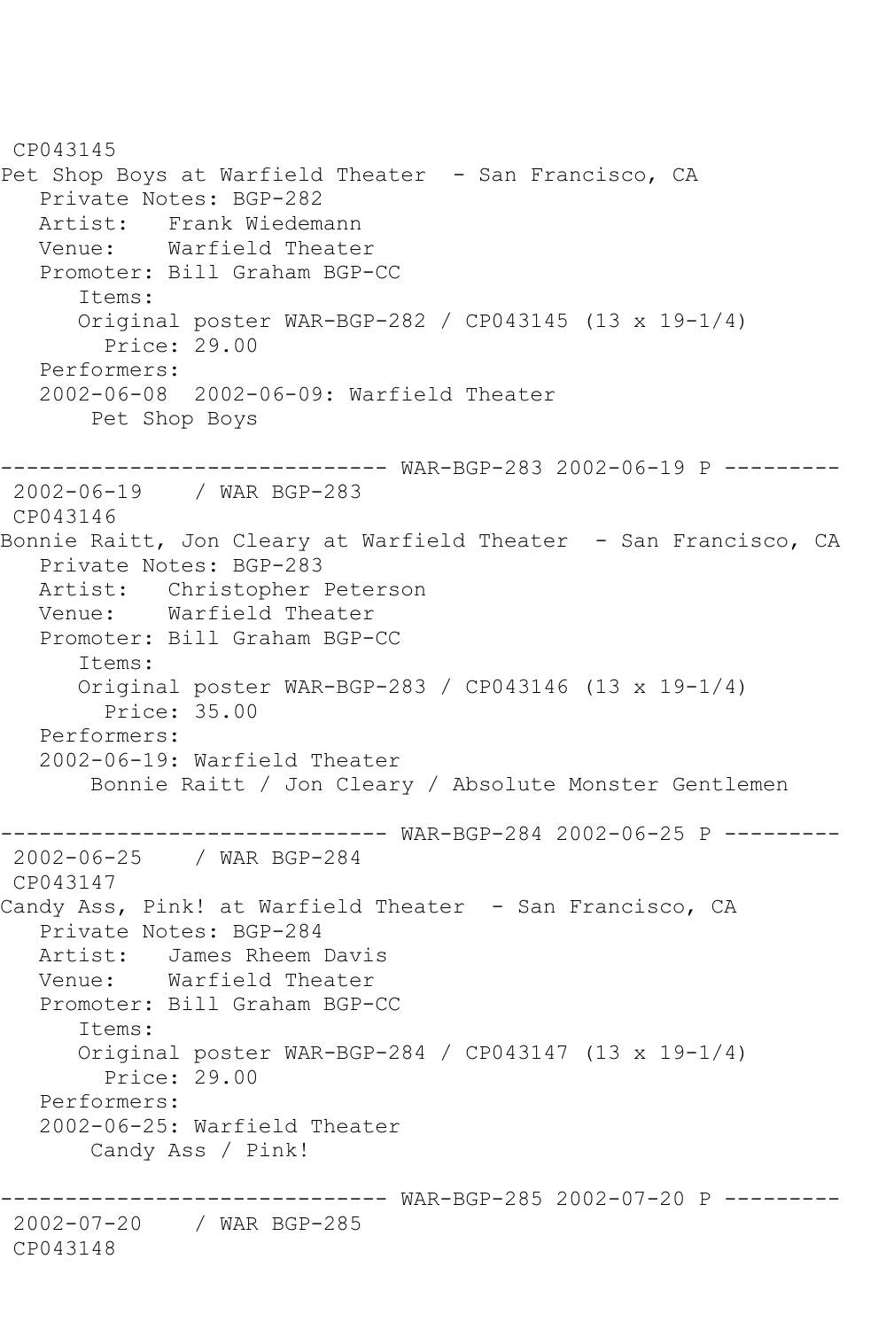```
 CP043145
Pet Shop Boys at Warfield Theater  - San Francisco, CA
   Private Notes: BGP-282
   Artist:   Frank Wiedemann
   Venue:    Warfield Theater
   Promoter: Bill Graham BGP-CC
      Items:
      Original poster WAR-BGP-282 / CP043145 (13 x 19-1/4)
        Price: 29.00
   Performers:
   2002-06-08  2002-06-09: Warfield Theater
       Pet Shop Boys

------------------------------ WAR-BGP-283 2002-06-19 P ---------
 2002-06-19    / WAR BGP-283
 CP043146
Bonnie Raitt, Jon Cleary at Warfield Theater  - San Francisco, CA
   Private Notes: BGP-283
   Artist:   Christopher Peterson
   Venue:    Warfield Theater
   Promoter: Bill Graham BGP-CC
      Items:
      Original poster WAR-BGP-283 / CP043146 (13 x 19-1/4)
        Price: 35.00
   Performers:
   2002-06-19: Warfield Theater
       Bonnie Raitt / Jon Cleary / Absolute Monster Gentlemen

------------------------------ WAR-BGP-284 2002-06-25 P ---------
 2002-06-25    / WAR BGP-284
 CP043147
Candy Ass, Pink! at Warfield Theater  - San Francisco, CA
   Private Notes: BGP-284
   Artist:   James Rheem Davis
   Venue:    Warfield Theater
   Promoter: Bill Graham BGP-CC
      Items:
      Original poster WAR-BGP-284 / CP043147 (13 x 19-1/4)
        Price: 29.00
   Performers:
   2002-06-25: Warfield Theater
       Candy Ass / Pink!

------------------------------ WAR-BGP-285 2002-07-20 P ---------
 2002-07-20    / WAR BGP-285
 CP043148
```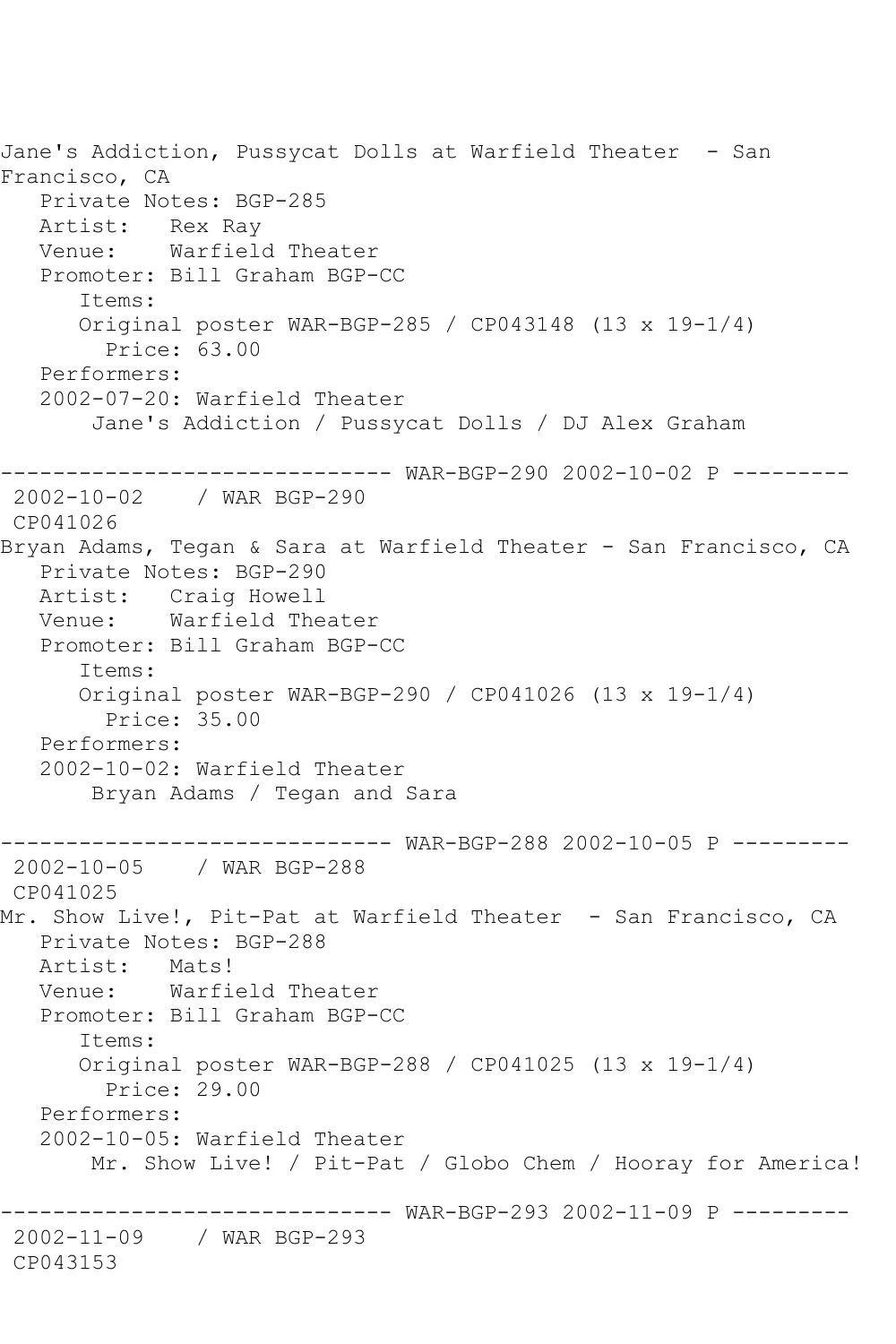Jane's Addiction, Pussycat Dolls at Warfield Theater - San Francisco, CA
   Private Notes: BGP-285
   Artist:   Rex Ray
   Venue:    Warfield Theater
   Promoter: Bill Graham BGP-CC
      Items:
      Original poster WAR-BGP-285 / CP043148 (13 x 19-1/4)
        Price: 63.00
   Performers:
   2002-07-20: Warfield Theater
       Jane's Addiction / Pussycat Dolls / DJ Alex Graham

------------------------------ WAR-BGP-290 2002-10-02 P ---------
 2002-10-02    / WAR BGP-290
 CP041026
Bryan Adams, Tegan & Sara at Warfield Theater - San Francisco, CA
   Private Notes: BGP-290
   Artist:   Craig Howell
   Venue:    Warfield Theater
   Promoter: Bill Graham BGP-CC
      Items:
      Original poster WAR-BGP-290 / CP041026 (13 x 19-1/4)
        Price: 35.00
   Performers:
   2002-10-02: Warfield Theater
       Bryan Adams / Tegan and Sara

------------------------------ WAR-BGP-288 2002-10-05 P ---------
 2002-10-05    / WAR BGP-288
 CP041025
Mr. Show Live!, Pit-Pat at Warfield Theater - San Francisco, CA
   Private Notes: BGP-288
   Artist:   Mats!
   Venue:    Warfield Theater
   Promoter: Bill Graham BGP-CC
      Items:
      Original poster WAR-BGP-288 / CP041025 (13 x 19-1/4)
        Price: 29.00
   Performers:
   2002-10-05: Warfield Theater
       Mr. Show Live! / Pit-Pat / Globo Chem / Hooray for America!

------------------------------ WAR-BGP-293 2002-11-09 P ---------
 2002-11-09    / WAR BGP-293
 CP043153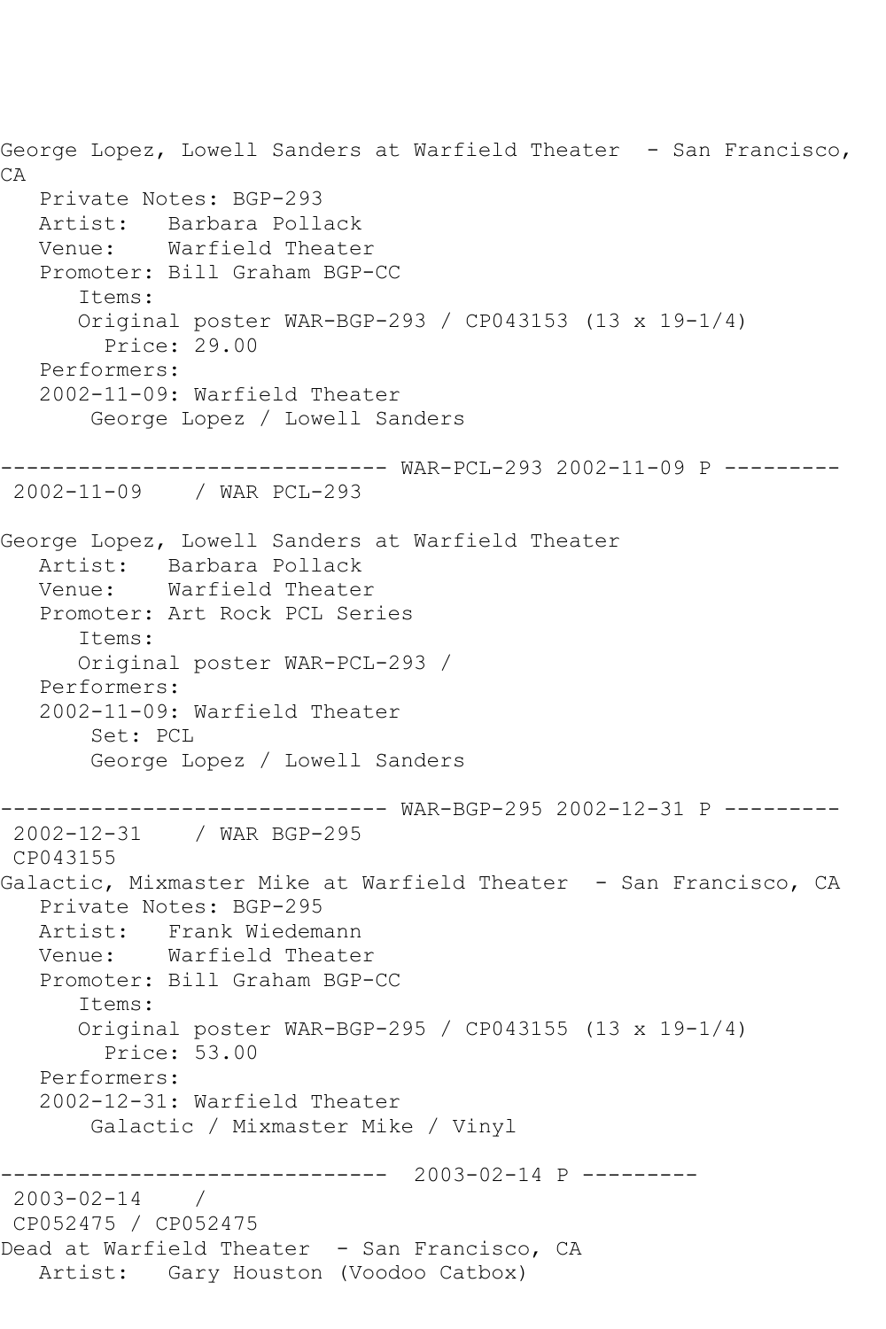George Lopez, Lowell Sanders at Warfield Theater  - San Francisco, CA
   Private Notes: BGP-293
   Artist:   Barbara Pollack
   Venue:    Warfield Theater
   Promoter: Bill Graham BGP-CC
      Items:
      Original poster WAR-BGP-293 / CP043153 (13 x 19-1/4)
        Price: 29.00
   Performers:
   2002-11-09: Warfield Theater
       George Lopez / Lowell Sanders

------------------------------ WAR-PCL-293 2002-11-09 P ---------
 2002-11-09    / WAR PCL-293

George Lopez, Lowell Sanders at Warfield Theater
   Artist:   Barbara Pollack
   Venue:    Warfield Theater
   Promoter: Art Rock PCL Series
      Items:
      Original poster WAR-PCL-293 /
   Performers:
   2002-11-09: Warfield Theater
       Set: PCL
       George Lopez / Lowell Sanders

------------------------------ WAR-BGP-295 2002-12-31 P ---------
 2002-12-31    / WAR BGP-295
 CP043155
Galactic, Mixmaster Mike at Warfield Theater  - San Francisco, CA
   Private Notes: BGP-295
   Artist:   Frank Wiedemann
   Venue:    Warfield Theater
   Promoter: Bill Graham BGP-CC
      Items:
      Original poster WAR-BGP-295 / CP043155 (13 x 19-1/4)
        Price: 53.00
   Performers:
   2002-12-31: Warfield Theater
       Galactic / Mixmaster Mike / Vinyl

------------------------------  2003-02-14 P ---------
 2003-02-14    /
 CP052475 / CP052475
Dead at Warfield Theater  - San Francisco, CA
   Artist:   Gary Houston (Voodoo Catbox)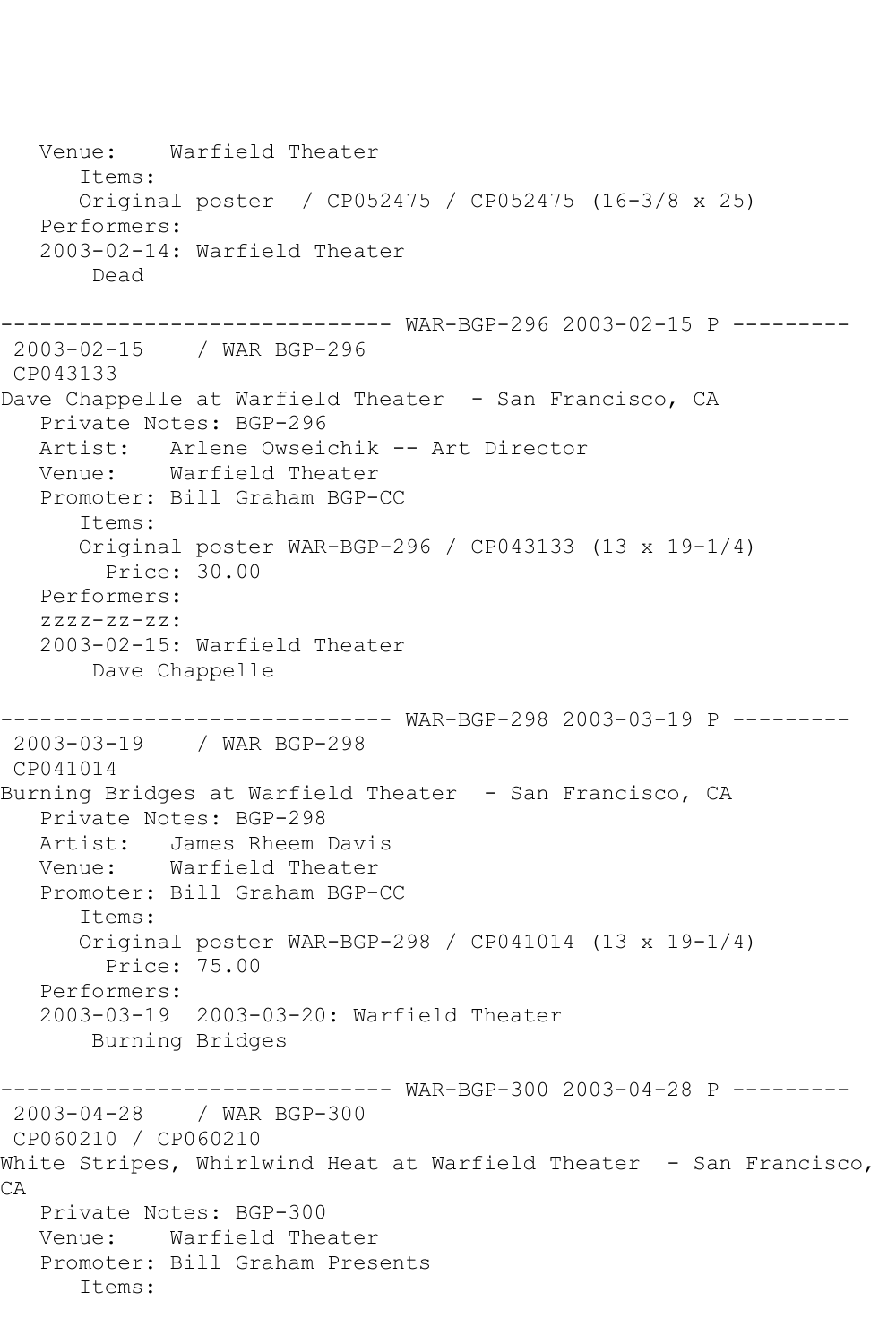```
   Venue:    Warfield Theater
      Items:
      Original poster  / CP052475 / CP052475 (16-3/8 x 25)
   Performers:
   2003-02-14: Warfield Theater
       Dead

------------------------------ WAR-BGP-296 2003-02-15 P ---------
 2003-02-15    / WAR BGP-296
 CP043133
Dave Chappelle at Warfield Theater  - San Francisco, CA
   Private Notes: BGP-296
   Artist:   Arlene Owseichik -- Art Director
   Venue:    Warfield Theater
   Promoter: Bill Graham BGP-CC
      Items:
      Original poster WAR-BGP-296 / CP043133 (13 x 19-1/4)
        Price: 30.00
   Performers:
   zzzz-zz-zz:
   2003-02-15: Warfield Theater
       Dave Chappelle

------------------------------ WAR-BGP-298 2003-03-19 P ---------
 2003-03-19    / WAR BGP-298
 CP041014
Burning Bridges at Warfield Theater  - San Francisco, CA
   Private Notes: BGP-298
   Artist:   James Rheem Davis
   Venue:    Warfield Theater
   Promoter: Bill Graham BGP-CC
      Items:
      Original poster WAR-BGP-298 / CP041014 (13 x 19-1/4)
        Price: 75.00
   Performers:
   2003-03-19  2003-03-20: Warfield Theater
       Burning Bridges

------------------------------ WAR-BGP-300 2003-04-28 P ---------
 2003-04-28    / WAR BGP-300
 CP060210 / CP060210
White Stripes, Whirlwind Heat at Warfield Theater  - San Francisco,
CA
   Private Notes: BGP-300
   Venue:    Warfield Theater
   Promoter: Bill Graham Presents
      Items:
```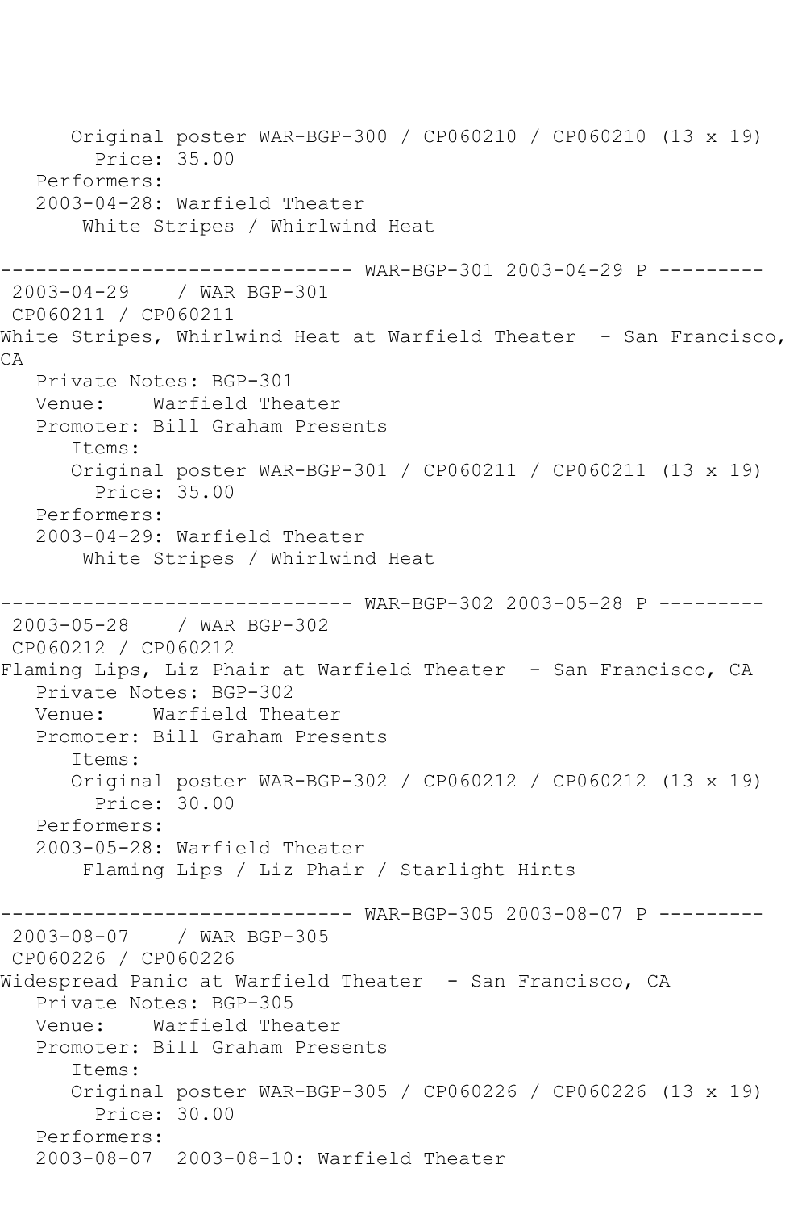Original poster WAR-BGP-300 / CP060210 / CP060210 (13 x 19)
Price: 35.00
Performers:
2003-04-28: Warfield Theater
White Stripes / Whirlwind Heat

------------------------------ WAR-BGP-301 2003-04-29 P ---------
2003-04-29 / WAR BGP-301
CP060211 / CP060211
White Stripes, Whirlwind Heat at Warfield Theater - San Francisco, CA
Private Notes: BGP-301
Venue: Warfield Theater
Promoter: Bill Graham Presents
Items:
Original poster WAR-BGP-301 / CP060211 / CP060211 (13 x 19)
Price: 35.00
Performers:
2003-04-29: Warfield Theater
White Stripes / Whirlwind Heat

------------------------------ WAR-BGP-302 2003-05-28 P ---------
2003-05-28 / WAR BGP-302
CP060212 / CP060212
Flaming Lips, Liz Phair at Warfield Theater - San Francisco, CA
Private Notes: BGP-302
Venue: Warfield Theater
Promoter: Bill Graham Presents
Items:
Original poster WAR-BGP-302 / CP060212 / CP060212 (13 x 19)
Price: 30.00
Performers:
2003-05-28: Warfield Theater
Flaming Lips / Liz Phair / Starlight Hints

------------------------------ WAR-BGP-305 2003-08-07 P ---------
2003-08-07 / WAR BGP-305
CP060226 / CP060226
Widespread Panic at Warfield Theater - San Francisco, CA
Private Notes: BGP-305
Venue: Warfield Theater
Promoter: Bill Graham Presents
Items:
Original poster WAR-BGP-305 / CP060226 / CP060226 (13 x 19)
Price: 30.00
Performers:
2003-08-07 2003-08-10: Warfield Theater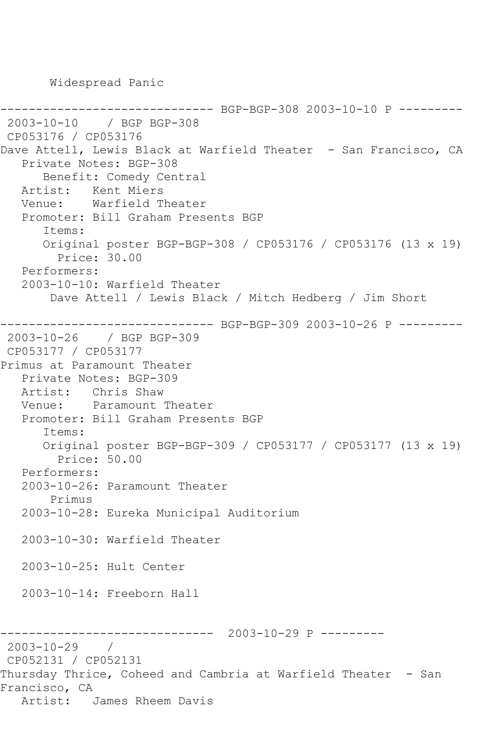Widespread Panic

------------------------------ BGP-BGP-308 2003-10-10 P ---------
2003-10-10 / BGP BGP-308
CP053176 / CP053176
Dave Attell, Lewis Black at Warfield Theater - San Francisco, CA
Private Notes: BGP-308
Benefit: Comedy Central
Artist: Kent Miers
Venue: Warfield Theater
Promoter: Bill Graham Presents BGP
Items:
Original poster BGP-BGP-308 / CP053176 / CP053176 (13 x 19)
Price: 30.00
Performers:
2003-10-10: Warfield Theater
Dave Attell / Lewis Black / Mitch Hedberg / Jim Short

------------------------------ BGP-BGP-309 2003-10-26 P ---------
2003-10-26 / BGP BGP-309
CP053177 / CP053177
Primus at Paramount Theater
Private Notes: BGP-309
Artist: Chris Shaw
Venue: Paramount Theater
Promoter: Bill Graham Presents BGP
Items:
Original poster BGP-BGP-309 / CP053177 / CP053177 (13 x 19)
Price: 50.00
Performers:
2003-10-26: Paramount Theater
Primus
2003-10-28: Eureka Municipal Auditorium

2003-10-30: Warfield Theater

2003-10-25: Hult Center

2003-10-14: Freeborn Hall

------------------------------ 2003-10-29 P ---------
2003-10-29 /
CP052131 / CP052131
Thursday Thrice, Coheed and Cambria at Warfield Theater - San Francisco, CA
Artist: James Rheem Davis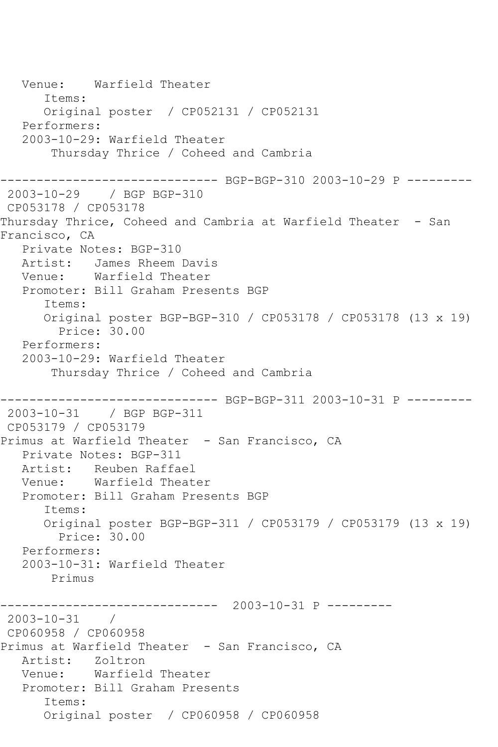```
   Venue:    Warfield Theater
      Items:
      Original poster  / CP052131 / CP052131
   Performers:
   2003-10-29: Warfield Theater
       Thursday Thrice / Coheed and Cambria

------------------------------ BGP-BGP-310 2003-10-29 P ---------
 2003-10-29    / BGP BGP-310
 CP053178 / CP053178
Thursday Thrice, Coheed and Cambria at Warfield Theater  - San 
Francisco, CA
   Private Notes: BGP-310
   Artist:   James Rheem Davis
   Venue:    Warfield Theater
   Promoter: Bill Graham Presents BGP
      Items:
      Original poster BGP-BGP-310 / CP053178 / CP053178 (13 x 19)
        Price: 30.00
   Performers:
   2003-10-29: Warfield Theater
       Thursday Thrice / Coheed and Cambria

------------------------------ BGP-BGP-311 2003-10-31 P ---------
 2003-10-31    / BGP BGP-311
 CP053179 / CP053179
Primus at Warfield Theater  - San Francisco, CA
   Private Notes: BGP-311
   Artist:   Reuben Raffael
   Venue:    Warfield Theater
   Promoter: Bill Graham Presents BGP
      Items:
      Original poster BGP-BGP-311 / CP053179 / CP053179 (13 x 19)
        Price: 30.00
   Performers:
   2003-10-31: Warfield Theater
       Primus

------------------------------  2003-10-31 P ---------
 2003-10-31    /
 CP060958 / CP060958
Primus at Warfield Theater  - San Francisco, CA
   Artist:   Zoltron
   Venue:    Warfield Theater
   Promoter: Bill Graham Presents
      Items:
      Original poster  / CP060958 / CP060958
```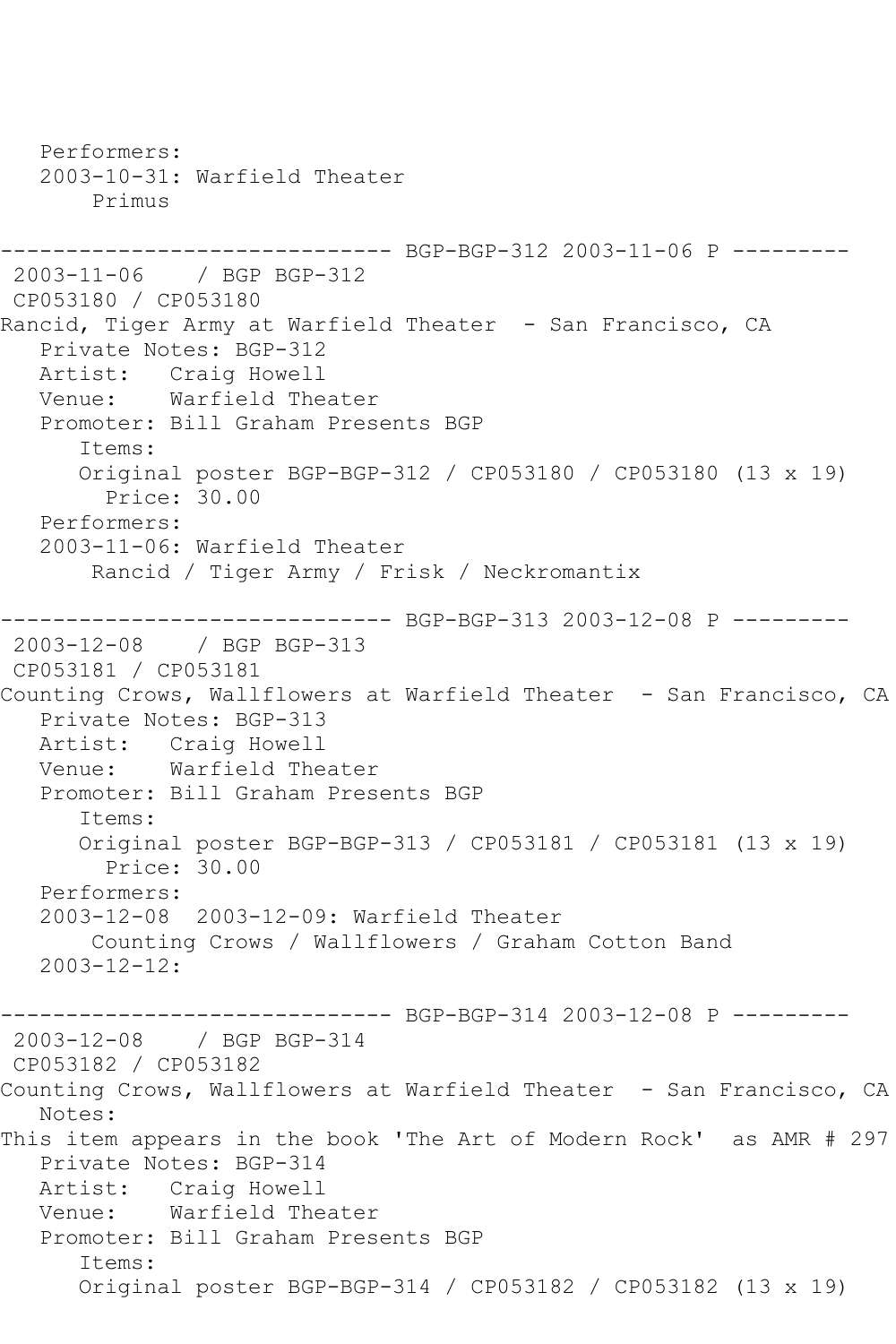```
   Performers:
   2003-10-31: Warfield Theater
       Primus

------------------------------ BGP-BGP-312 2003-11-06 P ---------
 2003-11-06    / BGP BGP-312
 CP053180 / CP053180
Rancid, Tiger Army at Warfield Theater  - San Francisco, CA
   Private Notes: BGP-312
   Artist:   Craig Howell
   Venue:    Warfield Theater
   Promoter: Bill Graham Presents BGP
      Items:
      Original poster BGP-BGP-312 / CP053180 / CP053180 (13 x 19)
        Price: 30.00
   Performers:
   2003-11-06: Warfield Theater
       Rancid / Tiger Army / Frisk / Neckromantix

------------------------------ BGP-BGP-313 2003-12-08 P ---------
 2003-12-08    / BGP BGP-313
 CP053181 / CP053181
Counting Crows, Wallflowers at Warfield Theater  - San Francisco, CA
   Private Notes: BGP-313
   Artist:   Craig Howell
   Venue:    Warfield Theater
   Promoter: Bill Graham Presents BGP
      Items:
      Original poster BGP-BGP-313 / CP053181 / CP053181 (13 x 19)
        Price: 30.00
   Performers:
   2003-12-08  2003-12-09: Warfield Theater
       Counting Crows / Wallflowers / Graham Cotton Band
   2003-12-12:

------------------------------ BGP-BGP-314 2003-12-08 P ---------
 2003-12-08    / BGP BGP-314
 CP053182 / CP053182
Counting Crows, Wallflowers at Warfield Theater  - San Francisco, CA
   Notes:
This item appears in the book 'The Art of Modern Rock'  as AMR # 297
   Private Notes: BGP-314
   Artist:   Craig Howell
   Venue:    Warfield Theater
   Promoter: Bill Graham Presents BGP
      Items:
      Original poster BGP-BGP-314 / CP053182 / CP053182 (13 x 19)
```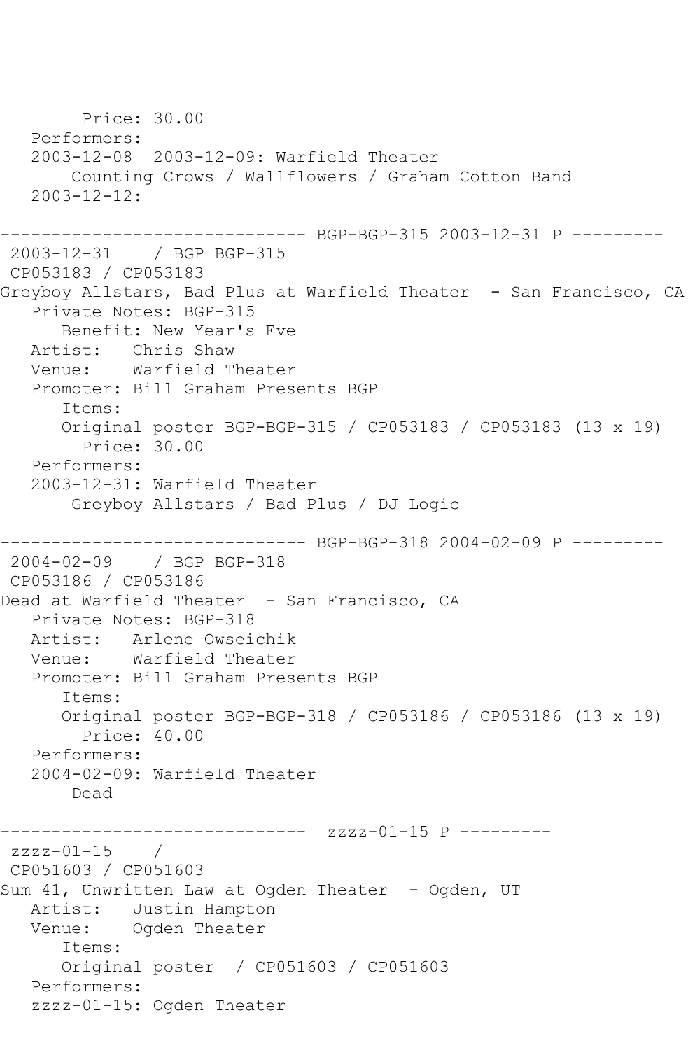```
        Price: 30.00
   Performers:
   2003-12-08  2003-12-09: Warfield Theater
       Counting Crows / Wallflowers / Graham Cotton Band
   2003-12-12:

------------------------------ BGP-BGP-315 2003-12-31 P ---------
 2003-12-31    / BGP BGP-315
 CP053183 / CP053183
Greyboy Allstars, Bad Plus at Warfield Theater  - San Francisco, CA
   Private Notes: BGP-315
      Benefit: New Year's Eve
   Artist:   Chris Shaw
   Venue:    Warfield Theater
   Promoter: Bill Graham Presents BGP
      Items:
      Original poster BGP-BGP-315 / CP053183 / CP053183 (13 x 19)
        Price: 30.00
   Performers:
   2003-12-31: Warfield Theater
       Greyboy Allstars / Bad Plus / DJ Logic

------------------------------ BGP-BGP-318 2004-02-09 P ---------
 2004-02-09    / BGP BGP-318
 CP053186 / CP053186
Dead at Warfield Theater  - San Francisco, CA
   Private Notes: BGP-318
   Artist:   Arlene Owseichik
   Venue:    Warfield Theater
   Promoter: Bill Graham Presents BGP
      Items:
      Original poster BGP-BGP-318 / CP053186 / CP053186 (13 x 19)
        Price: 40.00
   Performers:
   2004-02-09: Warfield Theater
       Dead

------------------------------  zzzz-01-15 P ---------
 zzzz-01-15    /
 CP051603 / CP051603
Sum 41, Unwritten Law at Ogden Theater  - Ogden, UT
   Artist:   Justin Hampton
   Venue:    Ogden Theater
      Items:
      Original poster  / CP051603 / CP051603
   Performers:
   zzzz-01-15: Ogden Theater
```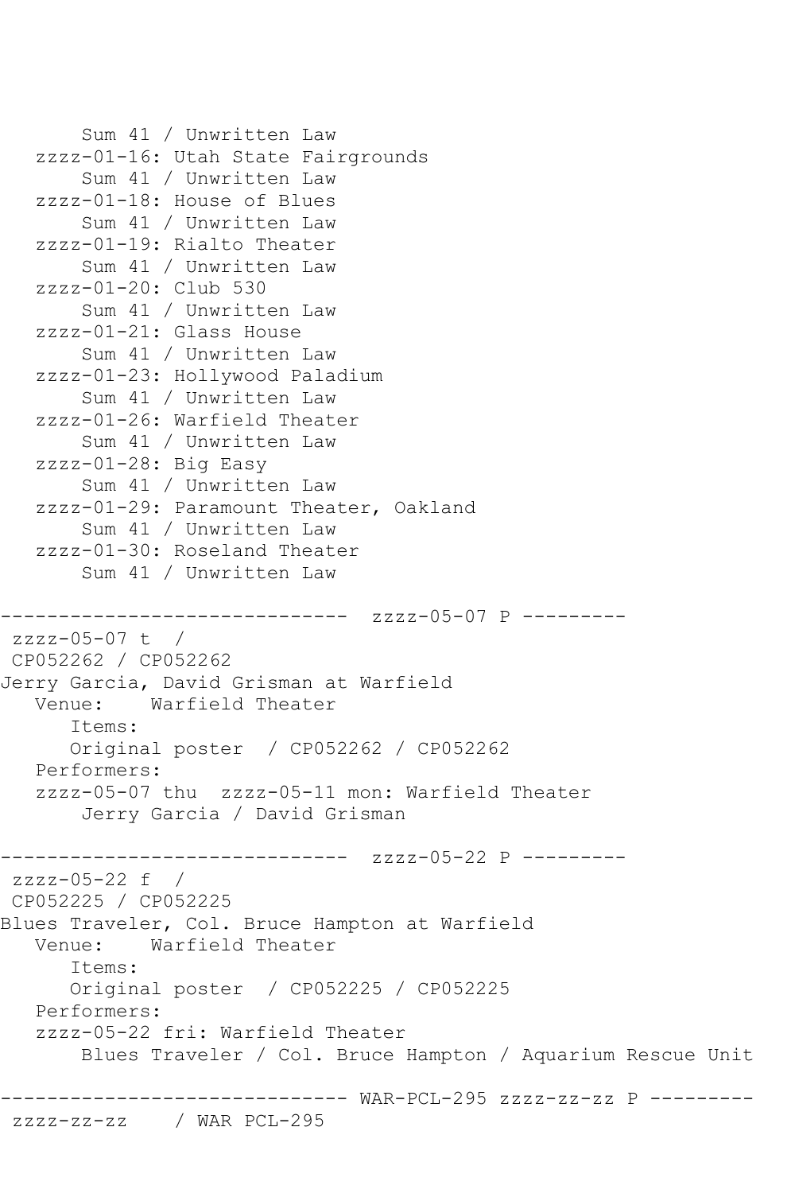```
       Sum 41 / Unwritten Law
   zzzz-01-16: Utah State Fairgrounds
       Sum 41 / Unwritten Law
   zzzz-01-18: House of Blues
       Sum 41 / Unwritten Law
   zzzz-01-19: Rialto Theater
       Sum 41 / Unwritten Law
   zzzz-01-20: Club 530
       Sum 41 / Unwritten Law
   zzzz-01-21: Glass House
       Sum 41 / Unwritten Law
   zzzz-01-23: Hollywood Paladium
       Sum 41 / Unwritten Law
   zzzz-01-26: Warfield Theater
       Sum 41 / Unwritten Law
   zzzz-01-28: Big Easy
       Sum 41 / Unwritten Law
   zzzz-01-29: Paramount Theater, Oakland
       Sum 41 / Unwritten Law
   zzzz-01-30: Roseland Theater
       Sum 41 / Unwritten Law

------------------------------  zzzz-05-07 P ---------
 zzzz-05-07 t  /
 CP052262 / CP052262
Jerry Garcia, David Grisman at Warfield
   Venue:    Warfield Theater
      Items:
      Original poster  / CP052262 / CP052262
   Performers:
   zzzz-05-07 thu  zzzz-05-11 mon: Warfield Theater
       Jerry Garcia / David Grisman

------------------------------  zzzz-05-22 P ---------
 zzzz-05-22 f  /
 CP052225 / CP052225
Blues Traveler, Col. Bruce Hampton at Warfield
   Venue:    Warfield Theater
      Items:
      Original poster  / CP052225 / CP052225
   Performers:
   zzzz-05-22 fri: Warfield Theater
       Blues Traveler / Col. Bruce Hampton / Aquarium Rescue Unit

------------------------------ WAR-PCL-295 zzzz-zz-zz P ---------
 zzzz-zz-zz    / WAR PCL-295
```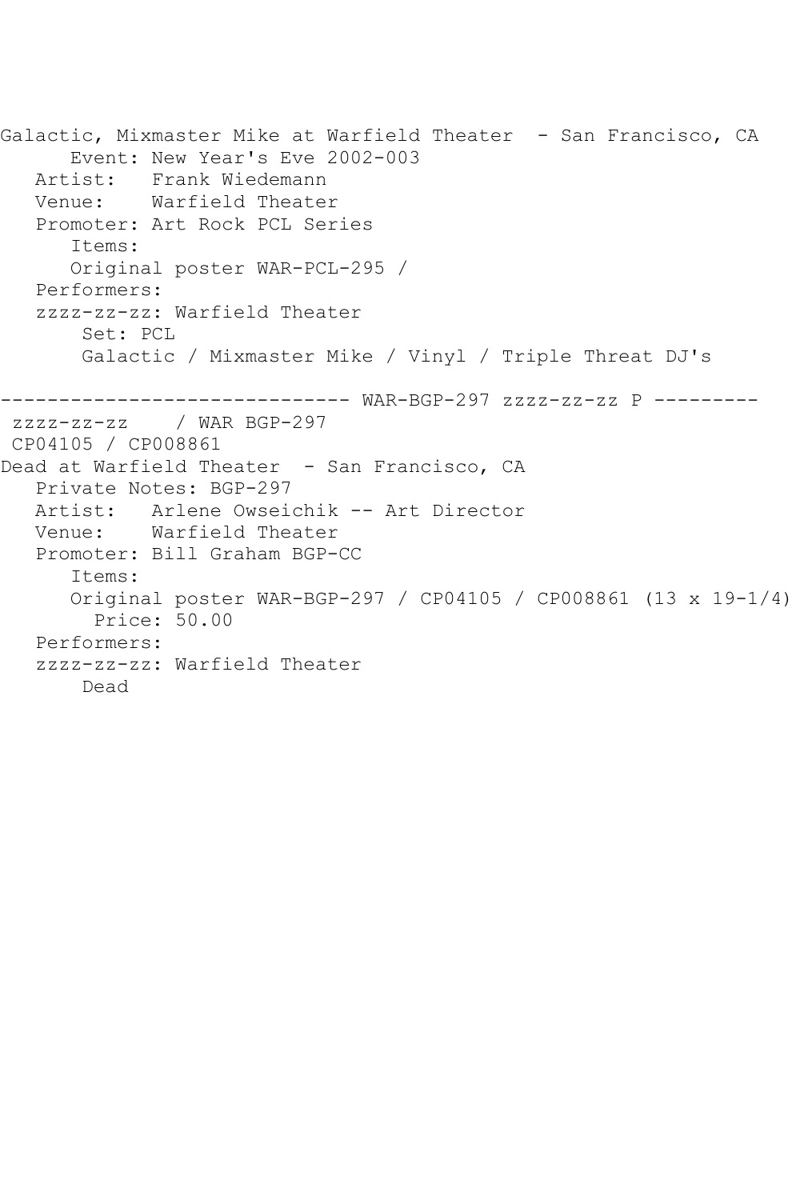Galactic, Mixmaster Mike at Warfield Theater - San Francisco, CA
      Event: New Year's Eve 2002-003
   Artist:   Frank Wiedemann
   Venue:    Warfield Theater
   Promoter: Art Rock PCL Series
      Items:
      Original poster WAR-PCL-295 /
   Performers:
   zzzz-zz-zz: Warfield Theater
       Set: PCL
       Galactic / Mixmaster Mike / Vinyl / Triple Threat DJ's

------------------------------ WAR-BGP-297 zzzz-zz-zz P ---------
 zzzz-zz-zz    / WAR BGP-297
 CP04105 / CP008861
Dead at Warfield Theater  - San Francisco, CA
   Private Notes: BGP-297
   Artist:   Arlene Owseichik -- Art Director
   Venue:    Warfield Theater
   Promoter: Bill Graham BGP-CC
      Items:
      Original poster WAR-BGP-297 / CP04105 / CP008861 (13 x 19-1/4)
        Price: 50.00
   Performers:
   zzzz-zz-zz: Warfield Theater
       Dead